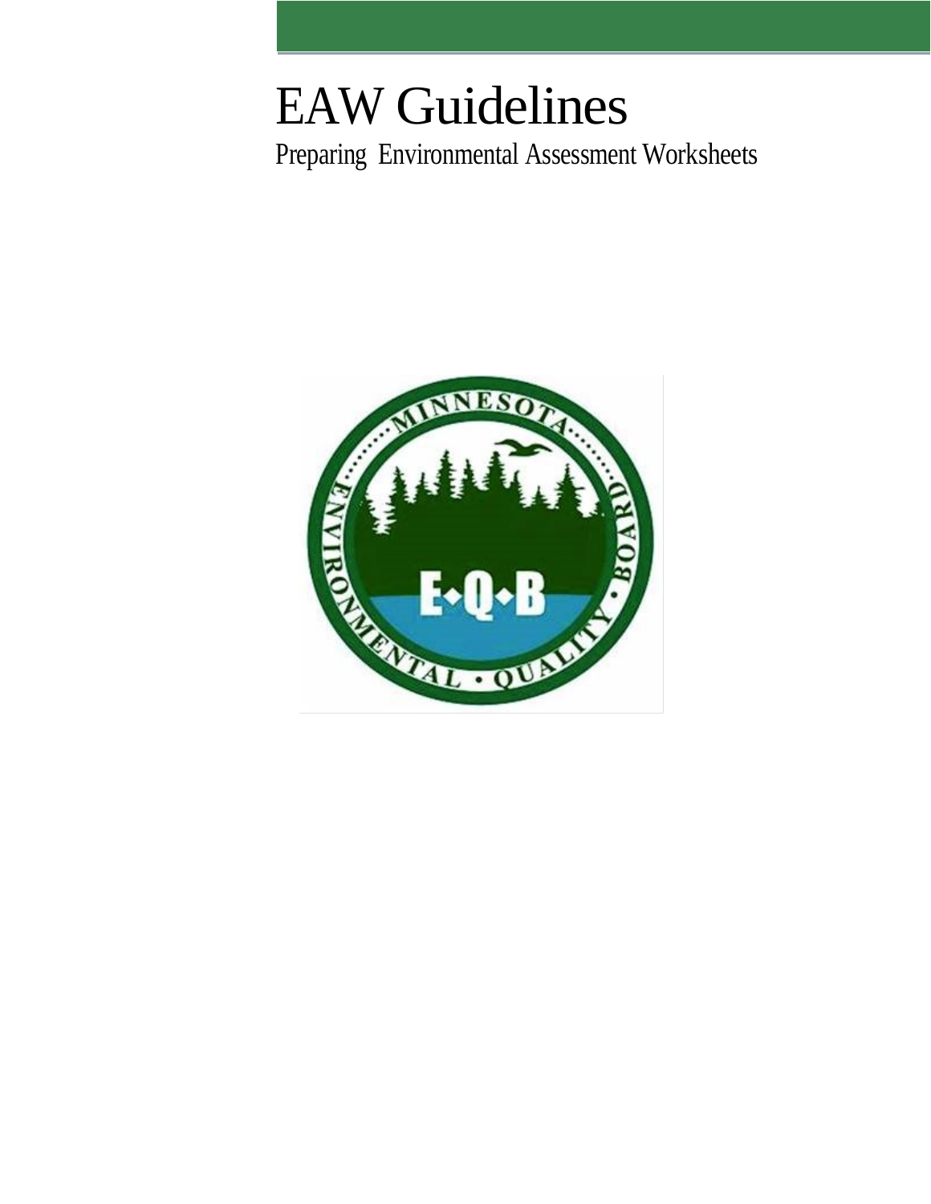# EAW Guidelines

Preparing Environmental Assessment Worksheets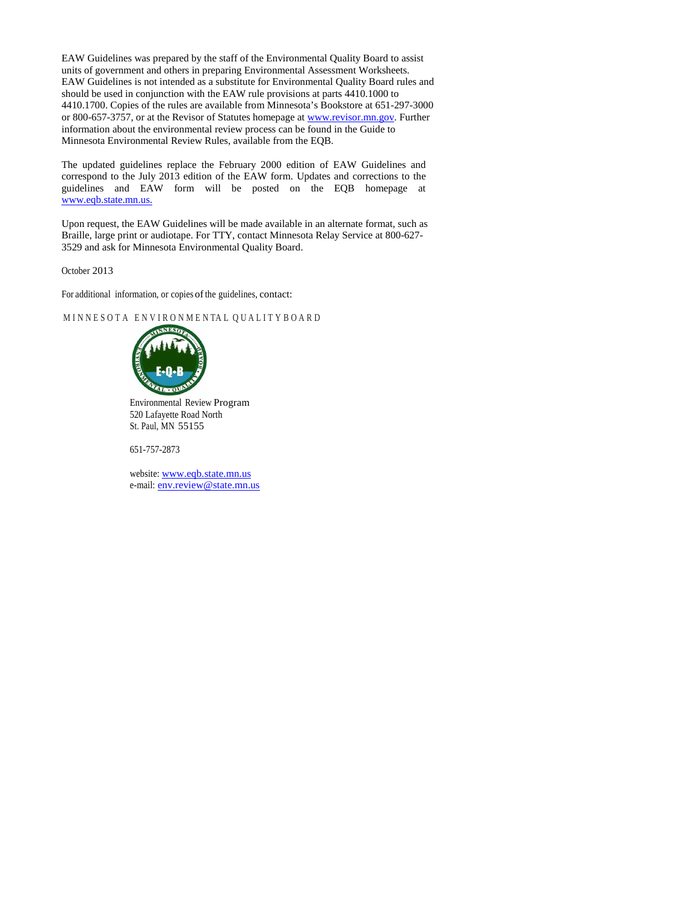EAW Guidelines was prepared by the staff of the Environmental Quality Board to assist units of government and others in preparing Environmental Assessment Worksheets. EAW Guidelines is not intended as a substitute for Environmental Quality Board rules and should be used in conjunction with the EAW rule provisions at parts 4410.1000 to 4410.1700. Copies of the rules are available from Minnesota's Bookstore at 651-297-3000 or 800-657-3757, or at the Revisor of Statutes homepage at www.revisor.mn.gov. Further information about the environmental review process can be found in the Guide to Minnesota Environmental Review Rules, available from the EQB.

The updated guidelines replace the February 2000 edition of EAW Guidelines and correspond to the July 2013 edition of the EAW form. Updates and corrections to the guidelines and EAW form will be posted on the EQB homepage at www.eqb.state.mn.us.

Upon request, the EAW Guidelines will be made available in an alternate format, such as Braille, large print or audiotape. For TTY, contact Minnesota Relay Service at 800-627-3529 and ask for Minnesota Environmental Quality Board.

October 2013

For additional information, or copies of the guidelines, contact:

MINNESOTA ENVIRONMENTAL QUALITY BOARD

Environmental Review Program
520 Lafayette Road North
St. Paul, MN 55155

651-757-2873

website: www.eqb.state.mn.us
e-mail: env.review@state.mn.us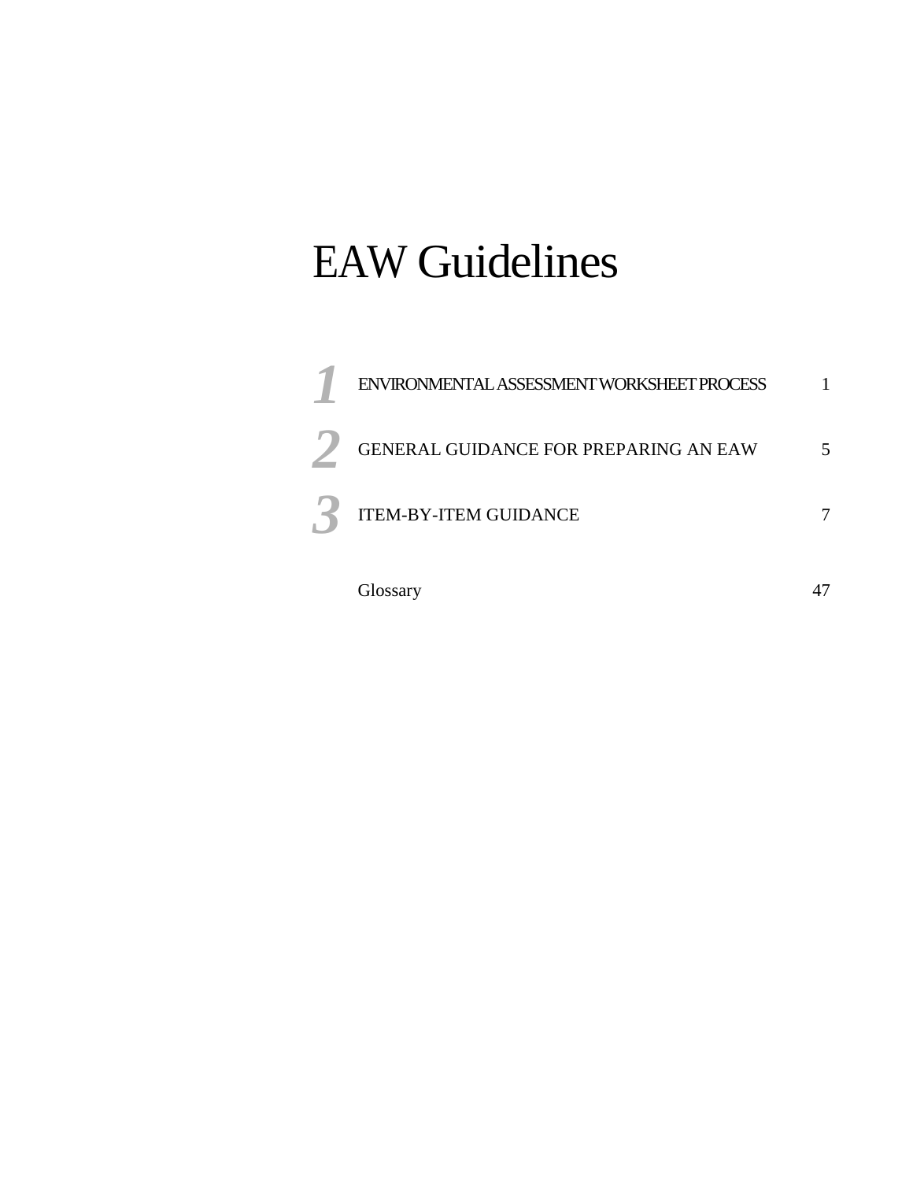# EAW Guidelines

| | | |
|---|---|---|
| **1** | ENVIRONMENTAL ASSESSMENT WORKSHEET PROCESS | 1 |
| **2** | GENERAL GUIDANCE FOR PREPARING AN EAW | 5 |
| **3** | ITEM-BY-ITEM GUIDANCE | 7 |
| | Glossary | 47 |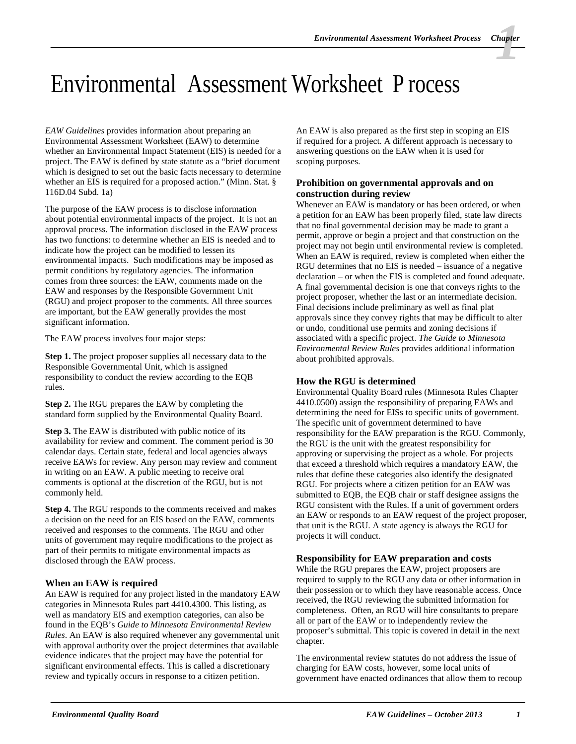# Environmental Assessment Worksheet Process

*EAW Guidelines* provides information about preparing an Environmental Assessment Worksheet (EAW) to determine whether an Environmental Impact Statement (EIS) is needed for a project. The EAW is defined by state statute as a "brief document which is designed to set out the basic facts necessary to determine whether an EIS is required for a proposed action." (Minn. Stat. § 116D.04 Subd. 1a)

The purpose of the EAW process is to disclose information about potential environmental impacts of the project. It is not an approval process. The information disclosed in the EAW process has two functions: to determine whether an EIS is needed and to indicate how the project can be modified to lessen its environmental impacts. Such modifications may be imposed as permit conditions by regulatory agencies. The information comes from three sources: the EAW, comments made on the EAW and responses by the Responsible Government Unit (RGU) and project proposer to the comments. All three sources are important, but the EAW generally provides the most significant information.

The EAW process involves four major steps:

**Step 1.** The project proposer supplies all necessary data to the Responsible Governmental Unit, which is assigned responsibility to conduct the review according to the EQB rules.

**Step 2.** The RGU prepares the EAW by completing the standard form supplied by the Environmental Quality Board.

**Step 3.** The EAW is distributed with public notice of its availability for review and comment. The comment period is 30 calendar days. Certain state, federal and local agencies always receive EAWs for review. Any person may review and comment in writing on an EAW. A public meeting to receive oral comments is optional at the discretion of the RGU, but is not commonly held.

**Step 4.** The RGU responds to the comments received and makes a decision on the need for an EIS based on the EAW, comments received and responses to the comments. The RGU and other units of government may require modifications to the project as part of their permits to mitigate environmental impacts as disclosed through the EAW process.

### When an EAW is required

An EAW is required for any project listed in the mandatory EAW categories in Minnesota Rules part 4410.4300. This listing, as well as mandatory EIS and exemption categories, can also be found in the EQB's *Guide to Minnesota Environmental Review Rules*. An EAW is also required whenever any governmental unit with approval authority over the project determines that available evidence indicates that the project may have the potential for significant environmental effects. This is called a discretionary review and typically occurs in response to a citizen petition.

An EAW is also prepared as the first step in scoping an EIS if required for a project. A different approach is necessary to answering questions on the EAW when it is used for scoping purposes.

### Prohibition on governmental approvals and on construction during review

Whenever an EAW is mandatory or has been ordered, or when a petition for an EAW has been properly filed, state law directs that no final governmental decision may be made to grant a permit, approve or begin a project and that construction on the project may not begin until environmental review is completed. When an EAW is required, review is completed when either the RGU determines that no EIS is needed – issuance of a negative declaration – or when the EIS is completed and found adequate. A final governmental decision is one that conveys rights to the project proposer, whether the last or an intermediate decision. Final decisions include preliminary as well as final plat approvals since they convey rights that may be difficult to alter or undo, conditional use permits and zoning decisions if associated with a specific project. *The Guide to Minnesota Environmental Review Rules* provides additional information about prohibited approvals.

### How the RGU is determined

Environmental Quality Board rules (Minnesota Rules Chapter 4410.0500) assign the responsibility of preparing EAWs and determining the need for EISs to specific units of government. The specific unit of government determined to have responsibility for the EAW preparation is the RGU. Commonly, the RGU is the unit with the greatest responsibility for approving or supervising the project as a whole. For projects that exceed a threshold which requires a mandatory EAW, the rules that define these categories also identify the designated RGU. For projects where a citizen petition for an EAW was submitted to EQB, the EQB chair or staff designee assigns the RGU consistent with the Rules. If a unit of government orders an EAW or responds to an EAW request of the project proposer, that unit is the RGU. A state agency is always the RGU for projects it will conduct.

### Responsibility for EAW preparation and costs

While the RGU prepares the EAW, project proposers are required to supply to the RGU any data or other information in their possession or to which they have reasonable access. Once received, the RGU reviewing the submitted information for completeness. Often, an RGU will hire consultants to prepare all or part of the EAW or to independently review the proposer's submittal. This topic is covered in detail in the next chapter.

The environmental review statutes do not address the issue of charging for EAW costs, however, some local units of government have enacted ordinances that allow them to recoup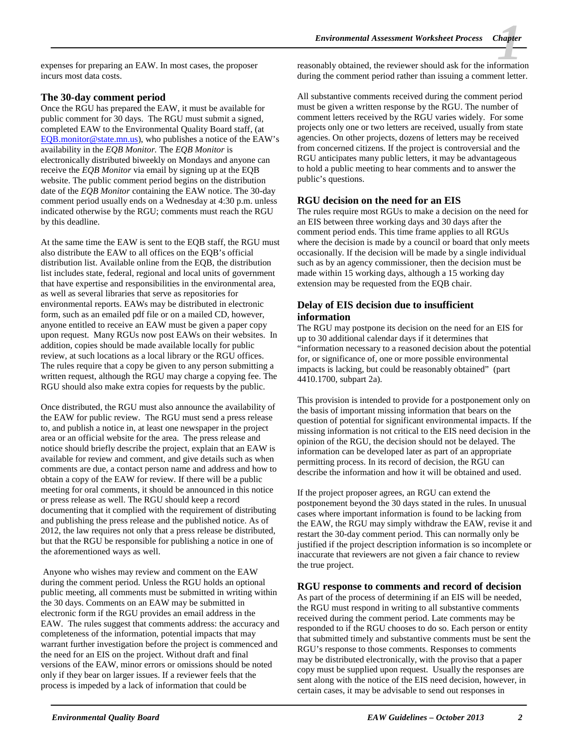expenses for preparing an EAW. In most cases, the proposer incurs most data costs.

### The 30-day comment period

Once the RGU has prepared the EAW, it must be available for public comment for 30 days. The RGU must submit a signed, completed EAW to the Environmental Quality Board staff, (at EQB.monitor@state.mn.us), who publishes a notice of the EAW's availability in the *EQB Monitor.* The *EQB Monitor* is electronically distributed biweekly on Mondays and anyone can receive the *EQB Monitor* via email by signing up at the EQB website. The public comment period begins on the distribution date of the *EQB Monitor* containing the EAW notice. The 30-day comment period usually ends on a Wednesday at 4:30 p.m. unless indicated otherwise by the RGU; comments must reach the RGU by this deadline.

At the same time the EAW is sent to the EQB staff, the RGU must also distribute the EAW to all offices on the EQB's official distribution list. Available online from the EQB, the distribution list includes state, federal, regional and local units of government that have expertise and responsibilities in the environmental area, as well as several libraries that serve as repositories for environmental reports. EAWs may be distributed in electronic form, such as an emailed pdf file or on a mailed CD, however, anyone entitled to receive an EAW must be given a paper copy upon request. Many RGUs now post EAWs on their websites. In addition, copies should be made available locally for public review, at such locations as a local library or the RGU offices. The rules require that a copy be given to any person submitting a written request, although the RGU may charge a copying fee. The RGU should also make extra copies for requests by the public.

Once distributed, the RGU must also announce the availability of the EAW for public review. The RGU must send a press release to, and publish a notice in, at least one newspaper in the project area or an official website for the area. The press release and notice should briefly describe the project, explain that an EAW is available for review and comment, and give details such as when comments are due, a contact person name and address and how to obtain a copy of the EAW for review. If there will be a public meeting for oral comments, it should be announced in this notice or press release as well. The RGU should keep a record documenting that it complied with the requirement of distributing and publishing the press release and the published notice. As of 2012, the law requires not only that a press release be distributed, but that the RGU be responsible for publishing a notice in one of the aforementioned ways as well.

Anyone who wishes may review and comment on the EAW during the comment period. Unless the RGU holds an optional public meeting, all comments must be submitted in writing within the 30 days. Comments on an EAW may be submitted in electronic form if the RGU provides an email address in the EAW. The rules suggest that comments address: the accuracy and completeness of the information, potential impacts that may warrant further investigation before the project is commenced and the need for an EIS on the project. Without draft and final versions of the EAW, minor errors or omissions should be noted only if they bear on larger issues. If a reviewer feels that the process is impeded by a lack of information that could be reasonably obtained, the reviewer should ask for the information during the comment period rather than issuing a comment letter.

All substantive comments received during the comment period must be given a written response by the RGU. The number of comment letters received by the RGU varies widely. For some projects only one or two letters are received, usually from state agencies. On other projects, dozens of letters may be received from concerned citizens. If the project is controversial and the RGU anticipates many public letters, it may be advantageous to hold a public meeting to hear comments and to answer the public's questions.

### RGU decision on the need for an EIS

The rules require most RGUs to make a decision on the need for an EIS between three working days and 30 days after the comment period ends. This time frame applies to all RGUs where the decision is made by a council or board that only meets occasionally. If the decision will be made by a single individual such as by an agency commissioner, then the decision must be made within 15 working days, although a 15 working day extension may be requested from the EQB chair.

### Delay of EIS decision due to insufficient information

The RGU may postpone its decision on the need for an EIS for up to 30 additional calendar days if it determines that "information necessary to a reasoned decision about the potential for, or significance of, one or more possible environmental impacts is lacking, but could be reasonably obtained" (part 4410.1700, subpart 2a).

This provision is intended to provide for a postponement only on the basis of important missing information that bears on the question of potential for significant environmental impacts. If the missing information is not critical to the EIS need decision in the opinion of the RGU, the decision should not be delayed. The information can be developed later as part of an appropriate permitting process. In its record of decision, the RGU can describe the information and how it will be obtained and used.

If the project proposer agrees, an RGU can extend the postponement beyond the 30 days stated in the rules. In unusual cases where important information is found to be lacking from the EAW, the RGU may simply withdraw the EAW, revise it and restart the 30-day comment period. This can normally only be justified if the project description information is so incomplete or inaccurate that reviewers are not given a fair chance to review the true project.

### RGU response to comments and record of decision

As part of the process of determining if an EIS will be needed, the RGU must respond in writing to all substantive comments received during the comment period. Late comments may be responded to if the RGU chooses to do so. Each person or entity that submitted timely and substantive comments must be sent the RGU's response to those comments. Responses to comments may be distributed electronically, with the proviso that a paper copy must be supplied upon request. Usually the responses are sent along with the notice of the EIS need decision, however, in certain cases, it may be advisable to send out responses in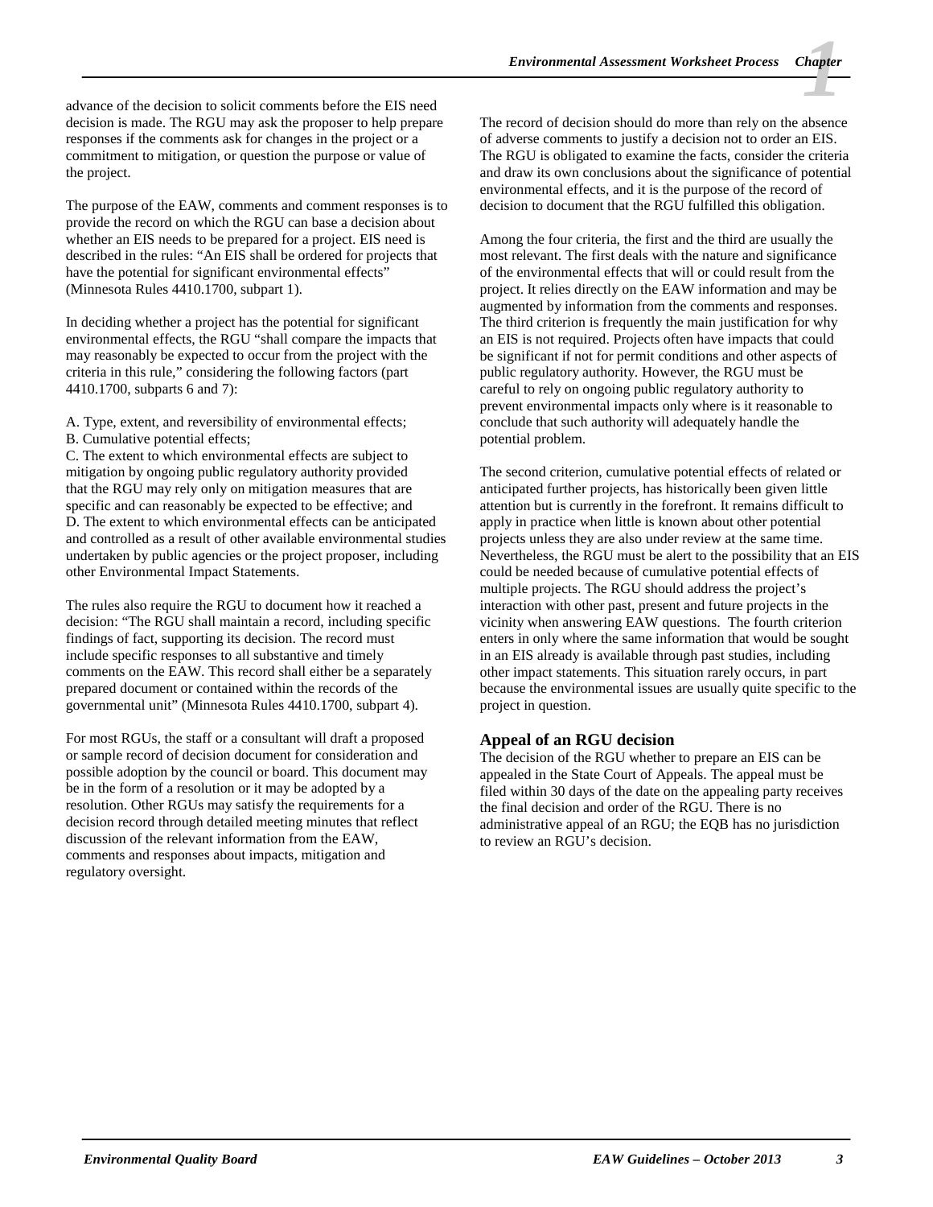advance of the decision to solicit comments before the EIS need decision is made. The RGU may ask the proposer to help prepare responses if the comments ask for changes in the project or a commitment to mitigation, or question the purpose or value of the project.

The purpose of the EAW, comments and comment responses is to provide the record on which the RGU can base a decision about whether an EIS needs to be prepared for a project. EIS need is described in the rules: "An EIS shall be ordered for projects that have the potential for significant environmental effects" (Minnesota Rules 4410.1700, subpart 1).

In deciding whether a project has the potential for significant environmental effects, the RGU "shall compare the impacts that may reasonably be expected to occur from the project with the criteria in this rule," considering the following factors (part 4410.1700, subparts 6 and 7):

A. Type, extent, and reversibility of environmental effects;
B. Cumulative potential effects;
C. The extent to which environmental effects are subject to mitigation by ongoing public regulatory authority provided that the RGU may rely only on mitigation measures that are specific and can reasonably be expected to be effective; and
D. The extent to which environmental effects can be anticipated and controlled as a result of other available environmental studies undertaken by public agencies or the project proposer, including other Environmental Impact Statements.

The rules also require the RGU to document how it reached a decision: "The RGU shall maintain a record, including specific findings of fact, supporting its decision. The record must include specific responses to all substantive and timely comments on the EAW. This record shall either be a separately prepared document or contained within the records of the governmental unit" (Minnesota Rules 4410.1700, subpart 4).

For most RGUs, the staff or a consultant will draft a proposed or sample record of decision document for consideration and possible adoption by the council or board. This document may be in the form of a resolution or it may be adopted by a resolution. Other RGUs may satisfy the requirements for a decision record through detailed meeting minutes that reflect discussion of the relevant information from the EAW, comments and responses about impacts, mitigation and regulatory oversight.

The record of decision should do more than rely on the absence of adverse comments to justify a decision not to order an EIS. The RGU is obligated to examine the facts, consider the criteria and draw its own conclusions about the significance of potential environmental effects, and it is the purpose of the record of decision to document that the RGU fulfilled this obligation.

Among the four criteria, the first and the third are usually the most relevant. The first deals with the nature and significance of the environmental effects that will or could result from the project. It relies directly on the EAW information and may be augmented by information from the comments and responses. The third criterion is frequently the main justification for why an EIS is not required. Projects often have impacts that could be significant if not for permit conditions and other aspects of public regulatory authority. However, the RGU must be careful to rely on ongoing public regulatory authority to prevent environmental impacts only where is it reasonable to conclude that such authority will adequately handle the potential problem.

The second criterion, cumulative potential effects of related or anticipated further projects, has historically been given little attention but is currently in the forefront. It remains difficult to apply in practice when little is known about other potential projects unless they are also under review at the same time. Nevertheless, the RGU must be alert to the possibility that an EIS could be needed because of cumulative potential effects of multiple projects. The RGU should address the project's interaction with other past, present and future projects in the vicinity when answering EAW questions. The fourth criterion enters in only where the same information that would be sought in an EIS already is available through past studies, including other impact statements. This situation rarely occurs, in part because the environmental issues are usually quite specific to the project in question.

### Appeal of an RGU decision

The decision of the RGU whether to prepare an EIS can be appealed in the State Court of Appeals. The appeal must be filed within 30 days of the date on the appealing party receives the final decision and order of the RGU. There is no administrative appeal of an RGU; the EQB has no jurisdiction to review an RGU's decision.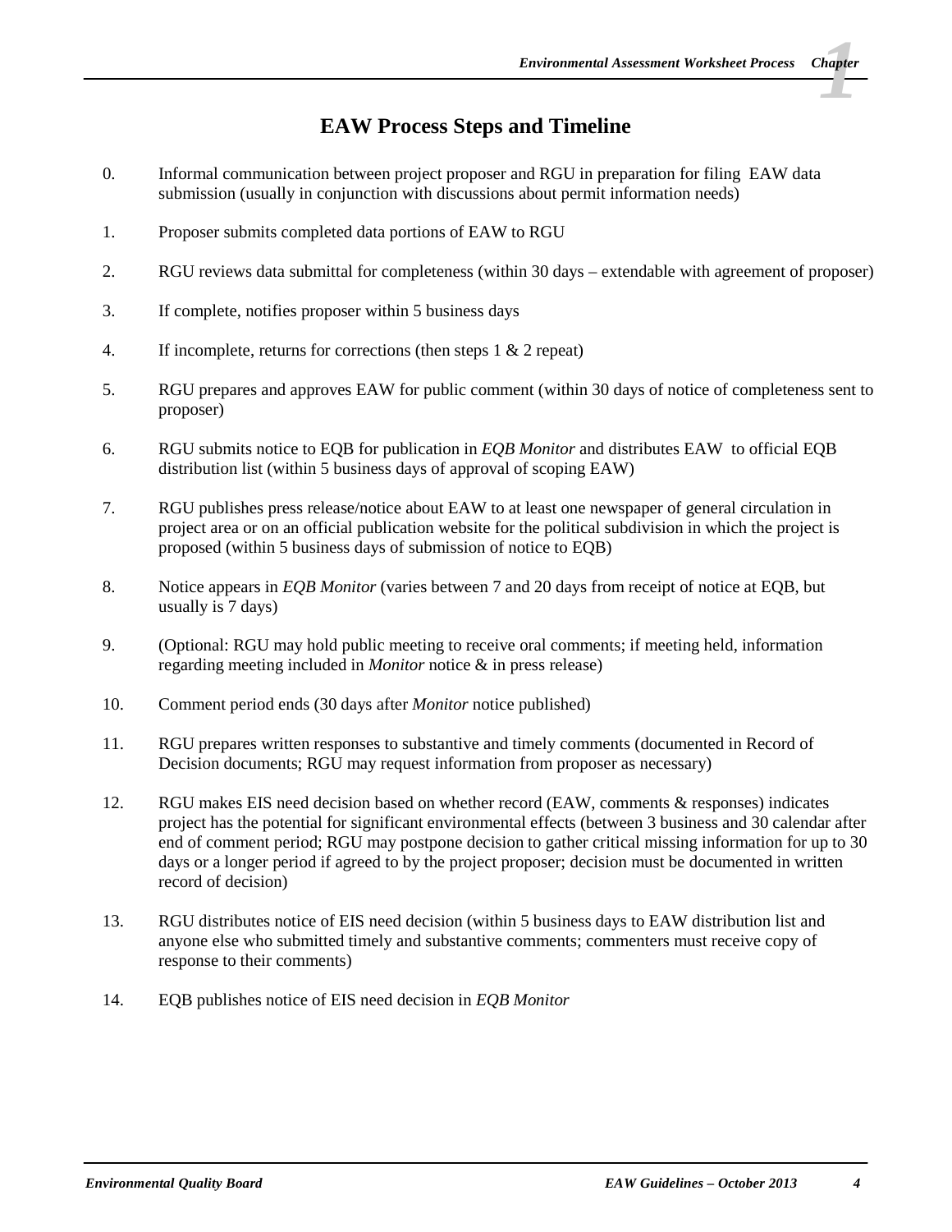## EAW Process Steps and Timeline

0. Informal communication between project proposer and RGU in preparation for filing EAW data submission (usually in conjunction with discussions about permit information needs)

1. Proposer submits completed data portions of EAW to RGU

2. RGU reviews data submittal for completeness (within 30 days – extendable with agreement of proposer)

3. If complete, notifies proposer within 5 business days

4. If incomplete, returns for corrections (then steps 1 & 2 repeat)

5. RGU prepares and approves EAW for public comment (within 30 days of notice of completeness sent to proposer)

6. RGU submits notice to EQB for publication in *EQB Monitor* and distributes EAW to official EQB distribution list (within 5 business days of approval of scoping EAW)

7. RGU publishes press release/notice about EAW to at least one newspaper of general circulation in project area or on an official publication website for the political subdivision in which the project is proposed (within 5 business days of submission of notice to EQB)

8. Notice appears in *EQB Monitor* (varies between 7 and 20 days from receipt of notice at EQB, but usually is 7 days)

9. (Optional: RGU may hold public meeting to receive oral comments; if meeting held, information regarding meeting included in *Monitor* notice & in press release)

10. Comment period ends (30 days after *Monitor* notice published)

11. RGU prepares written responses to substantive and timely comments (documented in Record of Decision documents; RGU may request information from proposer as necessary)

12. RGU makes EIS need decision based on whether record (EAW, comments & responses) indicates project has the potential for significant environmental effects (between 3 business and 30 calendar after end of comment period; RGU may postpone decision to gather critical missing information for up to 30 days or a longer period if agreed to by the project proposer; decision must be documented in written record of decision)

13. RGU distributes notice of EIS need decision (within 5 business days to EAW distribution list and anyone else who submitted timely and substantive comments; commenters must receive copy of response to their comments)

14. EQB publishes notice of EIS need decision in *EQB Monitor*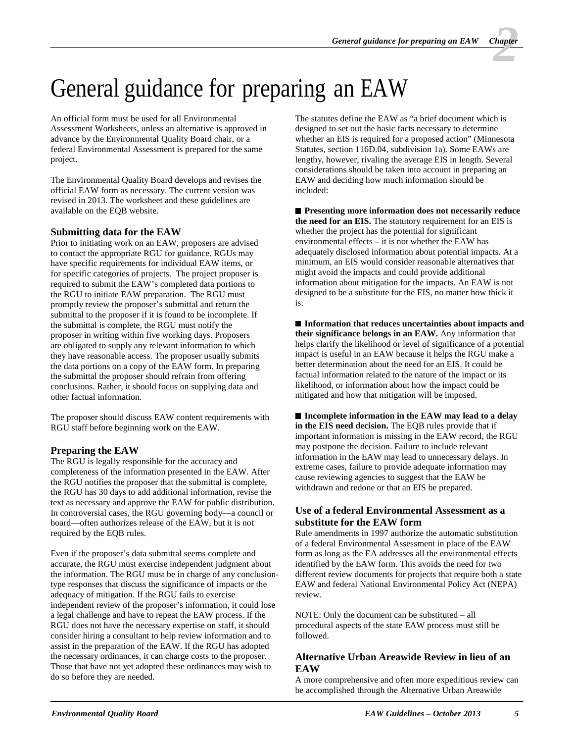# General guidance for preparing an EAW

An official form must be used for all Environmental Assessment Worksheets, unless an alternative is approved in advance by the Environmental Quality Board chair, or a federal Environmental Assessment is prepared for the same project.

The Environmental Quality Board develops and revises the official EAW form as necessary. The current version was revised in 2013. The worksheet and these guidelines are available on the EQB website.

### Submitting data for the EAW

Prior to initiating work on an EAW, proposers are advised to contact the appropriate RGU for guidance. RGUs may have specific requirements for individual EAW items, or for specific categories of projects. The project proposer is required to submit the EAW's completed data portions to the RGU to initiate EAW preparation. The RGU must promptly review the proposer's submittal and return the submittal to the proposer if it is found to be incomplete. If the submittal is complete, the RGU must notify the proposer in writing within five working days. Proposers are obligated to supply any relevant information to which they have reasonable access. The proposer usually submits the data portions on a copy of the EAW form. In preparing the submittal the proposer should refrain from offering conclusions. Rather, it should focus on supplying data and other factual information.

The proposer should discuss EAW content requirements with RGU staff before beginning work on the EAW.

### Preparing the EAW

The RGU is legally responsible for the accuracy and completeness of the information presented in the EAW. After the RGU notifies the proposer that the submittal is complete, the RGU has 30 days to add additional information, revise the text as necessary and approve the EAW for public distribution. In controversial cases, the RGU governing body—a council or board—often authorizes release of the EAW, but it is not required by the EQB rules.

Even if the proposer's data submittal seems complete and accurate, the RGU must exercise independent judgment about the information. The RGU must be in charge of any conclusion-type responses that discuss the significance of impacts or the adequacy of mitigation. If the RGU fails to exercise independent review of the proposer's information, it could lose a legal challenge and have to repeat the EAW process. If the RGU does not have the necessary expertise on staff, it should consider hiring a consultant to help review information and to assist in the preparation of the EAW. If the RGU has adopted the necessary ordinances, it can charge costs to the proposer. Those that have not yet adopted these ordinances may wish to do so before they are needed.

The statutes define the EAW as "a brief document which is designed to set out the basic facts necessary to determine whether an EIS is required for a proposed action" (Minnesota Statutes, section 116D.04, subdivision 1a). Some EAWs are lengthy, however, rivaling the average EIS in length. Several considerations should be taken into account in preparing an EAW and deciding how much information should be included:

- **Presenting more information does not necessarily reduce the need for an EIS.** The statutory requirement for an EIS is whether the project has the potential for significant environmental effects – it is not whether the EAW has adequately disclosed information about potential impacts. At a minimum, an EIS would consider reasonable alternatives that might avoid the impacts and could provide additional information about mitigation for the impacts. An EAW is not designed to be a substitute for the EIS, no matter how thick it is.

- **Information that reduces uncertainties about impacts and their significance belongs in an EAW.** Any information that helps clarify the likelihood or level of significance of a potential impact is useful in an EAW because it helps the RGU make a better determination about the need for an EIS. It could be factual information related to the nature of the impact or its likelihood, or information about how the impact could be mitigated and how that mitigation will be imposed.

- **Incomplete information in the EAW may lead to a delay in the EIS need decision.** The EQB rules provide that if important information is missing in the EAW record, the RGU may postpone the decision. Failure to include relevant information in the EAW may lead to unnecessary delays. In extreme cases, failure to provide adequate information may cause reviewing agencies to suggest that the EAW be withdrawn and redone or that an EIS be prepared.

### Use of a federal Environmental Assessment as a substitute for the EAW form

Rule amendments in 1997 authorize the automatic substitution of a federal Environmental Assessment in place of the EAW form as long as the EA addresses all the environmental effects identified by the EAW form. This avoids the need for two different review documents for projects that require both a state EAW and federal National Environmental Policy Act (NEPA) review.

NOTE: Only the document can be substituted – all procedural aspects of the state EAW process must still be followed.

### Alternative Urban Areawide Review in lieu of an EAW

A more comprehensive and often more expeditious review can be accomplished through the Alternative Urban Areawide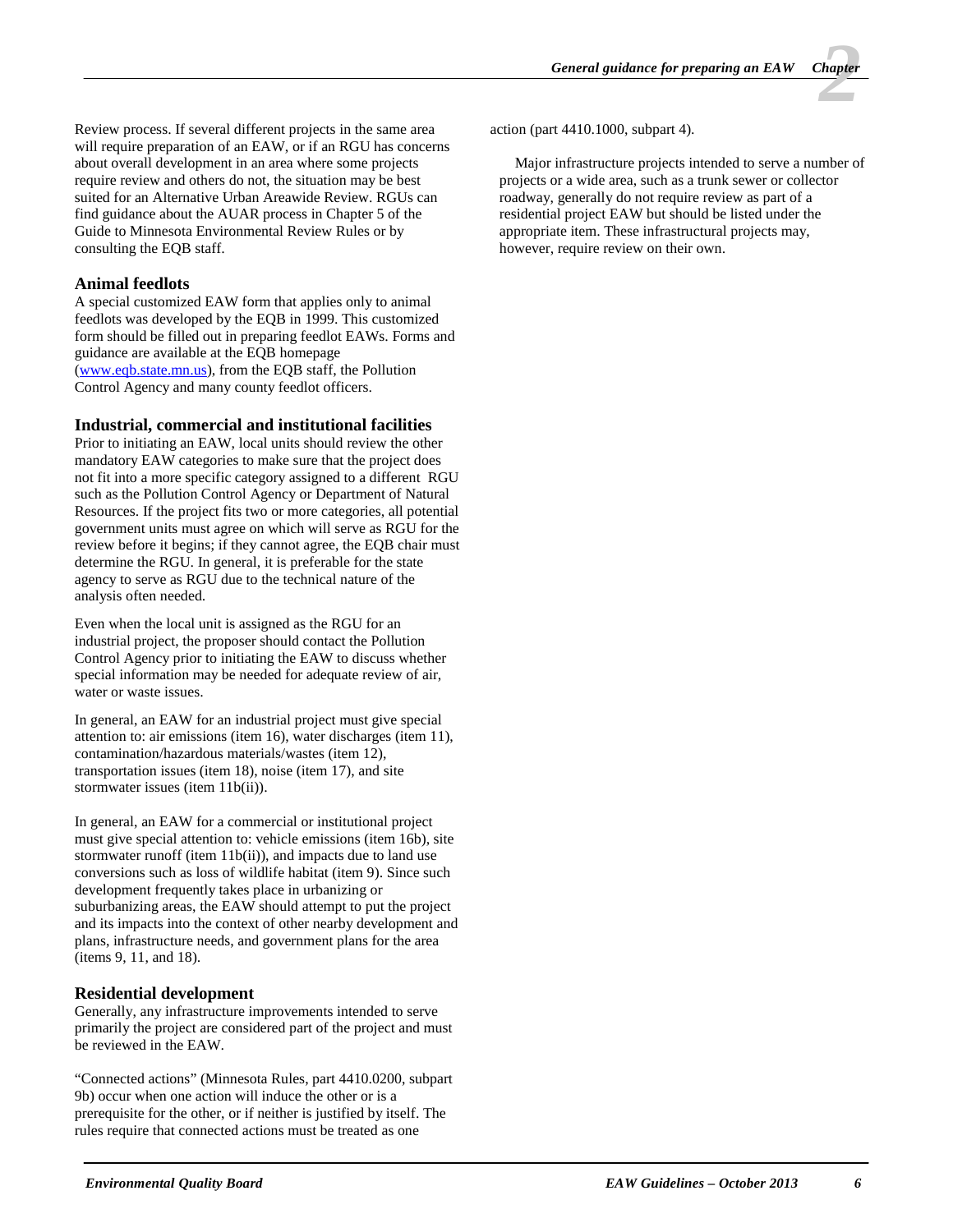Review process. If several different projects in the same area will require preparation of an EAW, or if an RGU has concerns about overall development in an area where some projects require review and others do not, the situation may be best suited for an Alternative Urban Areawide Review. RGUs can find guidance about the AUAR process in Chapter 5 of the Guide to Minnesota Environmental Review Rules or by consulting the EQB staff.

### Animal feedlots

A special customized EAW form that applies only to animal feedlots was developed by the EQB in 1999. This customized form should be filled out in preparing feedlot EAWs. Forms and guidance are available at the EQB homepage (www.eqb.state.mn.us), from the EQB staff, the Pollution Control Agency and many county feedlot officers.

### Industrial, commercial and institutional facilities

Prior to initiating an EAW, local units should review the other mandatory EAW categories to make sure that the project does not fit into a more specific category assigned to a different RGU such as the Pollution Control Agency or Department of Natural Resources. If the project fits two or more categories, all potential government units must agree on which will serve as RGU for the review before it begins; if they cannot agree, the EQB chair must determine the RGU. In general, it is preferable for the state agency to serve as RGU due to the technical nature of the analysis often needed.

Even when the local unit is assigned as the RGU for an industrial project, the proposer should contact the Pollution Control Agency prior to initiating the EAW to discuss whether special information may be needed for adequate review of air, water or waste issues.

In general, an EAW for an industrial project must give special attention to: air emissions (item 16), water discharges (item 11), contamination/hazardous materials/wastes (item 12), transportation issues (item 18), noise (item 17), and site stormwater issues (item 11b(ii)).

In general, an EAW for a commercial or institutional project must give special attention to: vehicle emissions (item 16b), site stormwater runoff (item 11b(ii)), and impacts due to land use conversions such as loss of wildlife habitat (item 9). Since such development frequently takes place in urbanizing or suburbanizing areas, the EAW should attempt to put the project and its impacts into the context of other nearby development and plans, infrastructure needs, and government plans for the area (items 9, 11, and 18).

### Residential development

Generally, any infrastructure improvements intended to serve primarily the project are considered part of the project and must be reviewed in the EAW.

"Connected actions" (Minnesota Rules, part 4410.0200, subpart 9b) occur when one action will induce the other or is a prerequisite for the other, or if neither is justified by itself. The rules require that connected actions must be treated as one action (part 4410.1000, subpart 4).

Major infrastructure projects intended to serve a number of projects or a wide area, such as a trunk sewer or collector roadway, generally do not require review as part of a residential project EAW but should be listed under the appropriate item. These infrastructural projects may, however, require review on their own.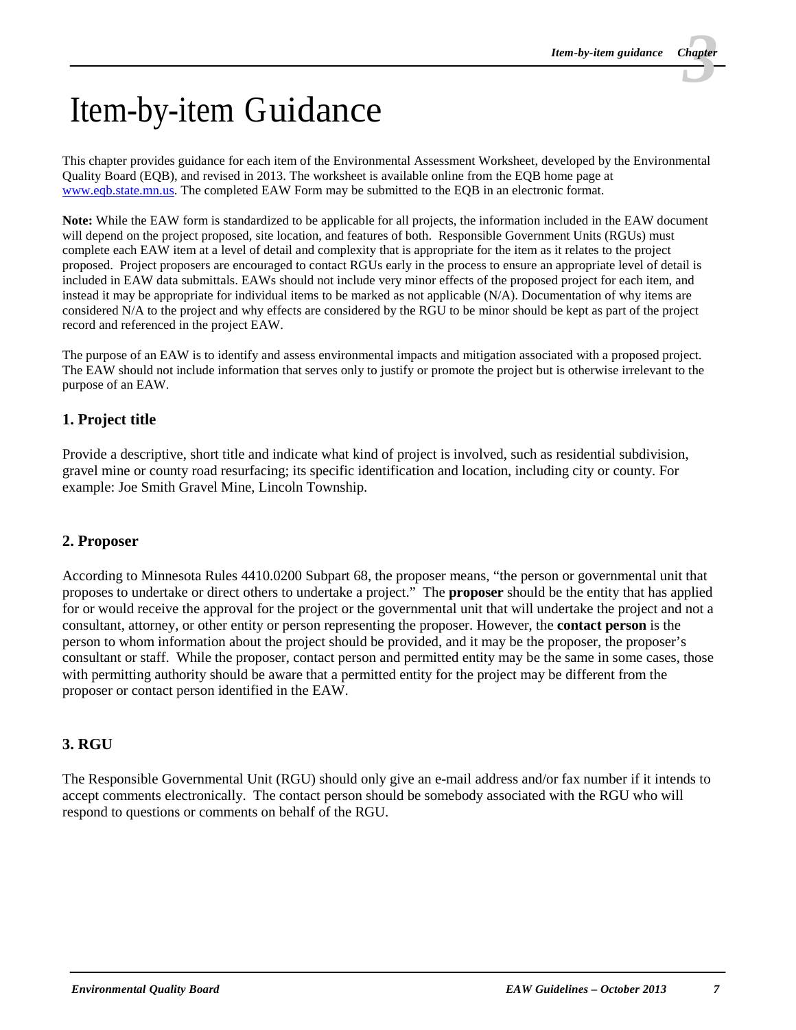# Item-by-item Guidance

This chapter provides guidance for each item of the Environmental Assessment Worksheet, developed by the Environmental Quality Board (EQB), and revised in 2013. The worksheet is available online from the EQB home page at [www.eqb.state.mn.us](www.eqb.state.mn.us). The completed EAW Form may be submitted to the EQB in an electronic format.

**Note:** While the EAW form is standardized to be applicable for all projects, the information included in the EAW document will depend on the project proposed, site location, and features of both. Responsible Government Units (RGUs) must complete each EAW item at a level of detail and complexity that is appropriate for the item as it relates to the project proposed. Project proposers are encouraged to contact RGUs early in the process to ensure an appropriate level of detail is included in EAW data submittals. EAWs should not include very minor effects of the proposed project for each item, and instead it may be appropriate for individual items to be marked as not applicable (N/A). Documentation of why items are considered N/A to the project and why effects are considered by the RGU to be minor should be kept as part of the project record and referenced in the project EAW.

The purpose of an EAW is to identify and assess environmental impacts and mitigation associated with a proposed project. The EAW should not include information that serves only to justify or promote the project but is otherwise irrelevant to the purpose of an EAW.

### 1. Project title

Provide a descriptive, short title and indicate what kind of project is involved, such as residential subdivision, gravel mine or county road resurfacing; its specific identification and location, including city or county. For example: Joe Smith Gravel Mine, Lincoln Township.

### 2. Proposer

According to Minnesota Rules 4410.0200 Subpart 68, the proposer means, "the person or governmental unit that proposes to undertake or direct others to undertake a project." The **proposer** should be the entity that has applied for or would receive the approval for the project or the governmental unit that will undertake the project and not a consultant, attorney, or other entity or person representing the proposer. However, the **contact person** is the person to whom information about the project should be provided, and it may be the proposer, the proposer's consultant or staff. While the proposer, contact person and permitted entity may be the same in some cases, those with permitting authority should be aware that a permitted entity for the project may be different from the proposer or contact person identified in the EAW.

### 3. RGU

The Responsible Governmental Unit (RGU) should only give an e-mail address and/or fax number if it intends to accept comments electronically. The contact person should be somebody associated with the RGU who will respond to questions or comments on behalf of the RGU.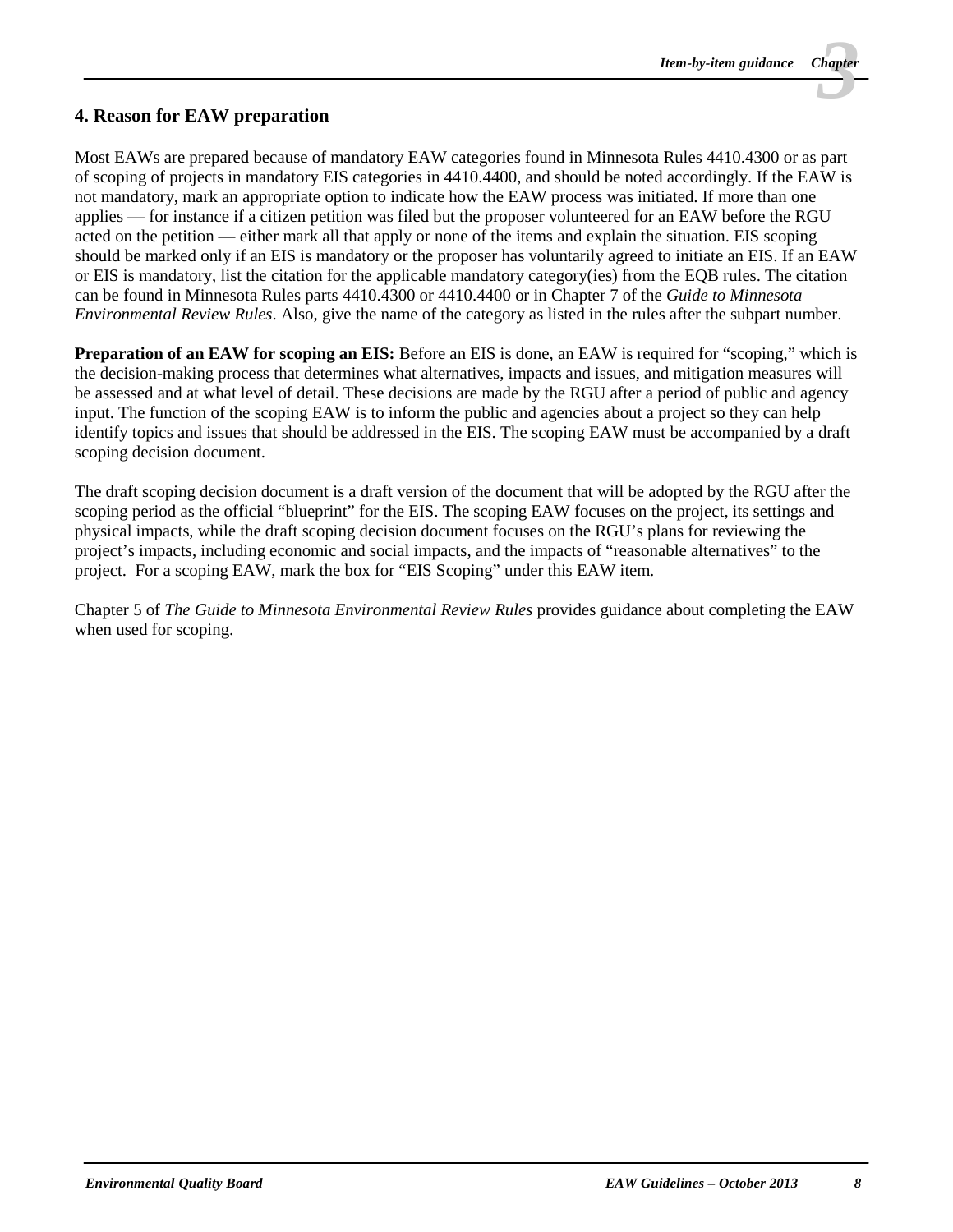## 4. Reason for EAW preparation

Most EAWs are prepared because of mandatory EAW categories found in Minnesota Rules 4410.4300 or as part of scoping of projects in mandatory EIS categories in 4410.4400, and should be noted accordingly. If the EAW is not mandatory, mark an appropriate option to indicate how the EAW process was initiated. If more than one applies — for instance if a citizen petition was filed but the proposer volunteered for an EAW before the RGU acted on the petition — either mark all that apply or none of the items and explain the situation. EIS scoping should be marked only if an EIS is mandatory or the proposer has voluntarily agreed to initiate an EIS. If an EAW or EIS is mandatory, list the citation for the applicable mandatory category(ies) from the EQB rules. The citation can be found in Minnesota Rules parts 4410.4300 or 4410.4400 or in Chapter 7 of the *Guide to Minnesota Environmental Review Rules*. Also, give the name of the category as listed in the rules after the subpart number.

**Preparation of an EAW for scoping an EIS:** Before an EIS is done, an EAW is required for "scoping," which is the decision-making process that determines what alternatives, impacts and issues, and mitigation measures will be assessed and at what level of detail. These decisions are made by the RGU after a period of public and agency input. The function of the scoping EAW is to inform the public and agencies about a project so they can help identify topics and issues that should be addressed in the EIS. The scoping EAW must be accompanied by a draft scoping decision document.

The draft scoping decision document is a draft version of the document that will be adopted by the RGU after the scoping period as the official "blueprint" for the EIS. The scoping EAW focuses on the project, its settings and physical impacts, while the draft scoping decision document focuses on the RGU's plans for reviewing the project's impacts, including economic and social impacts, and the impacts of "reasonable alternatives" to the project. For a scoping EAW, mark the box for "EIS Scoping" under this EAW item.

Chapter 5 of *The Guide to Minnesota Environmental Review Rules* provides guidance about completing the EAW when used for scoping.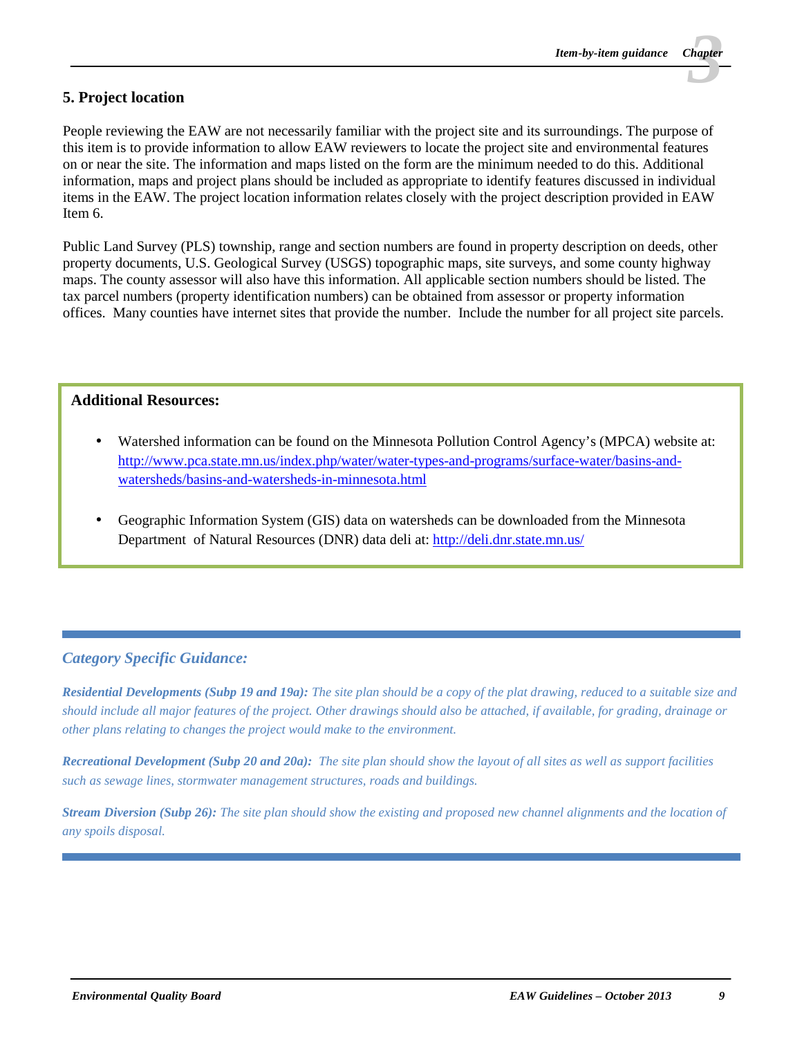## 5. Project location

People reviewing the EAW are not necessarily familiar with the project site and its surroundings. The purpose of this item is to provide information to allow EAW reviewers to locate the project site and environmental features on or near the site. The information and maps listed on the form are the minimum needed to do this. Additional information, maps and project plans should be included as appropriate to identify features discussed in individual items in the EAW. The project location information relates closely with the project description provided in EAW Item 6.

Public Land Survey (PLS) township, range and section numbers are found in property description on deeds, other property documents, U.S. Geological Survey (USGS) topographic maps, site surveys, and some county highway maps. The county assessor will also have this information. All applicable section numbers should be listed. The tax parcel numbers (property identification numbers) can be obtained from assessor or property information offices. Many counties have internet sites that provide the number. Include the number for all project site parcels.

**Additional Resources:**

- Watershed information can be found on the Minnesota Pollution Control Agency's (MPCA) website at: http://www.pca.state.mn.us/index.php/water/water-types-and-programs/surface-water/basins-and-watersheds/basins-and-watersheds-in-minnesota.html
- Geographic Information System (GIS) data on watersheds can be downloaded from the Minnesota Department of Natural Resources (DNR) data deli at: http://deli.dnr.state.mn.us/

### *Category Specific Guidance:*

***Residential Developments (Subp 19 and 19a):*** *The site plan should be a copy of the plat drawing, reduced to a suitable size and should include all major features of the project. Other drawings should also be attached, if available, for grading, drainage or other plans relating to changes the project would make to the environment.*

***Recreational Development (Subp 20 and 20a):*** *The site plan should show the layout of all sites as well as support facilities such as sewage lines, stormwater management structures, roads and buildings.*

***Stream Diversion (Subp 26):*** *The site plan should show the existing and proposed new channel alignments and the location of any spoils disposal.*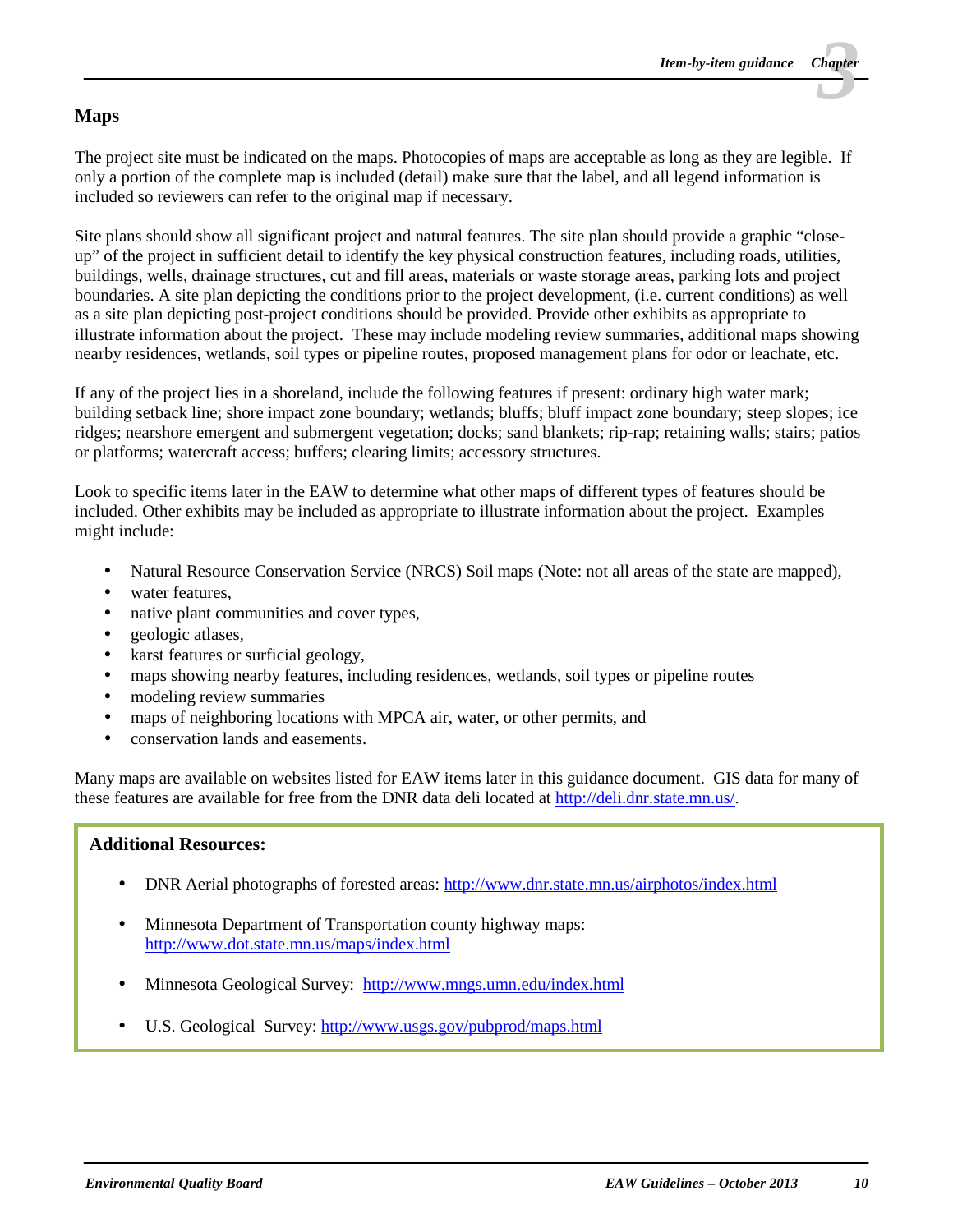## Maps

The project site must be indicated on the maps. Photocopies of maps are acceptable as long as they are legible. If only a portion of the complete map is included (detail) make sure that the label, and all legend information is included so reviewers can refer to the original map if necessary.

Site plans should show all significant project and natural features. The site plan should provide a graphic "close-up" of the project in sufficient detail to identify the key physical construction features, including roads, utilities, buildings, wells, drainage structures, cut and fill areas, materials or waste storage areas, parking lots and project boundaries. A site plan depicting the conditions prior to the project development, (i.e. current conditions) as well as a site plan depicting post-project conditions should be provided. Provide other exhibits as appropriate to illustrate information about the project. These may include modeling review summaries, additional maps showing nearby residences, wetlands, soil types or pipeline routes, proposed management plans for odor or leachate, etc.

If any of the project lies in a shoreland, include the following features if present: ordinary high water mark; building setback line; shore impact zone boundary; wetlands; bluffs; bluff impact zone boundary; steep slopes; ice ridges; nearshore emergent and submergent vegetation; docks; sand blankets; rip-rap; retaining walls; stairs; patios or platforms; watercraft access; buffers; clearing limits; accessory structures.

Look to specific items later in the EAW to determine what other maps of different types of features should be included. Other exhibits may be included as appropriate to illustrate information about the project. Examples might include:

- Natural Resource Conservation Service (NRCS) Soil maps (Note: not all areas of the state are mapped),
- water features,
- native plant communities and cover types,
- geologic atlases,
- karst features or surficial geology,
- maps showing nearby features, including residences, wetlands, soil types or pipeline routes
- modeling review summaries
- maps of neighboring locations with MPCA air, water, or other permits, and
- conservation lands and easements.

Many maps are available on websites listed for EAW items later in this guidance document. GIS data for many of these features are available for free from the DNR data deli located at http://deli.dnr.state.mn.us/.

**Additional Resources:**

- DNR Aerial photographs of forested areas: http://www.dnr.state.mn.us/airphotos/index.html
- Minnesota Department of Transportation county highway maps: http://www.dot.state.mn.us/maps/index.html
- Minnesota Geological Survey: http://www.mngs.umn.edu/index.html
- U.S. Geological Survey: http://www.usgs.gov/pubprod/maps.html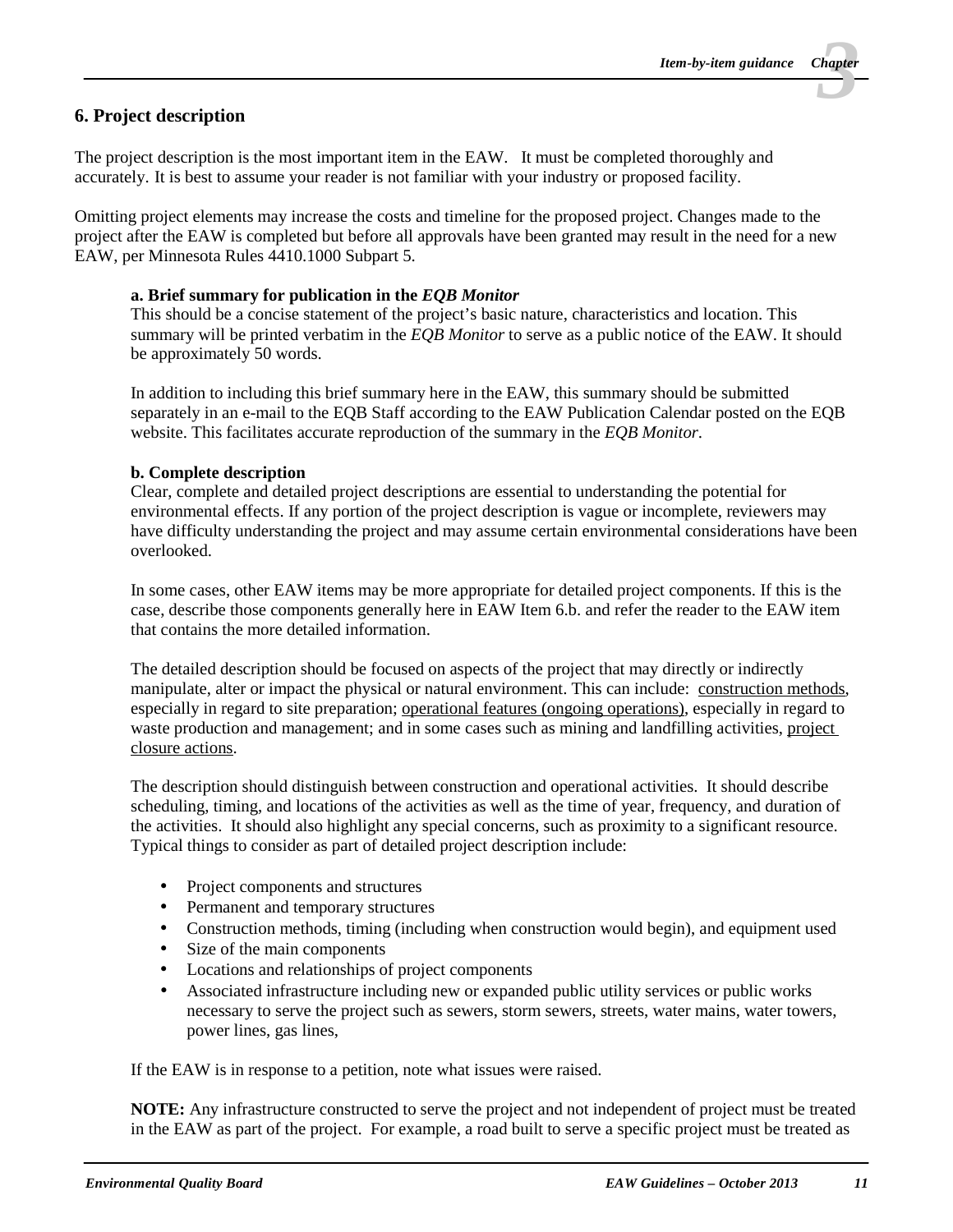## 6. Project description

The project description is the most important item in the EAW. It must be completed thoroughly and accurately. It is best to assume your reader is not familiar with your industry or proposed facility.

Omitting project elements may increase the costs and timeline for the proposed project. Changes made to the project after the EAW is completed but before all approvals have been granted may result in the need for a new EAW, per Minnesota Rules 4410.1000 Subpart 5.

**a. Brief summary for publication in the *EQB Monitor***
This should be a concise statement of the project's basic nature, characteristics and location. This summary will be printed verbatim in the *EQB Monitor* to serve as a public notice of the EAW. It should be approximately 50 words.

In addition to including this brief summary here in the EAW, this summary should be submitted separately in an e-mail to the EQB Staff according to the EAW Publication Calendar posted on the EQB website. This facilitates accurate reproduction of the summary in the *EQB Monitor*.

**b. Complete description**
Clear, complete and detailed project descriptions are essential to understanding the potential for environmental effects. If any portion of the project description is vague or incomplete, reviewers may have difficulty understanding the project and may assume certain environmental considerations have been overlooked.

In some cases, other EAW items may be more appropriate for detailed project components. If this is the case, describe those components generally here in EAW Item 6.b. and refer the reader to the EAW item that contains the more detailed information.

The detailed description should be focused on aspects of the project that may directly or indirectly manipulate, alter or impact the physical or natural environment. This can include: construction methods, especially in regard to site preparation; operational features (ongoing operations), especially in regard to waste production and management; and in some cases such as mining and landfilling activities, project closure actions.

The description should distinguish between construction and operational activities. It should describe scheduling, timing, and locations of the activities as well as the time of year, frequency, and duration of the activities. It should also highlight any special concerns, such as proximity to a significant resource. Typical things to consider as part of detailed project description include:

- Project components and structures
- Permanent and temporary structures
- Construction methods, timing (including when construction would begin), and equipment used
- Size of the main components
- Locations and relationships of project components
- Associated infrastructure including new or expanded public utility services or public works necessary to serve the project such as sewers, storm sewers, streets, water mains, water towers, power lines, gas lines,

If the EAW is in response to a petition, note what issues were raised.

**NOTE:** Any infrastructure constructed to serve the project and not independent of project must be treated in the EAW as part of the project. For example, a road built to serve a specific project must be treated as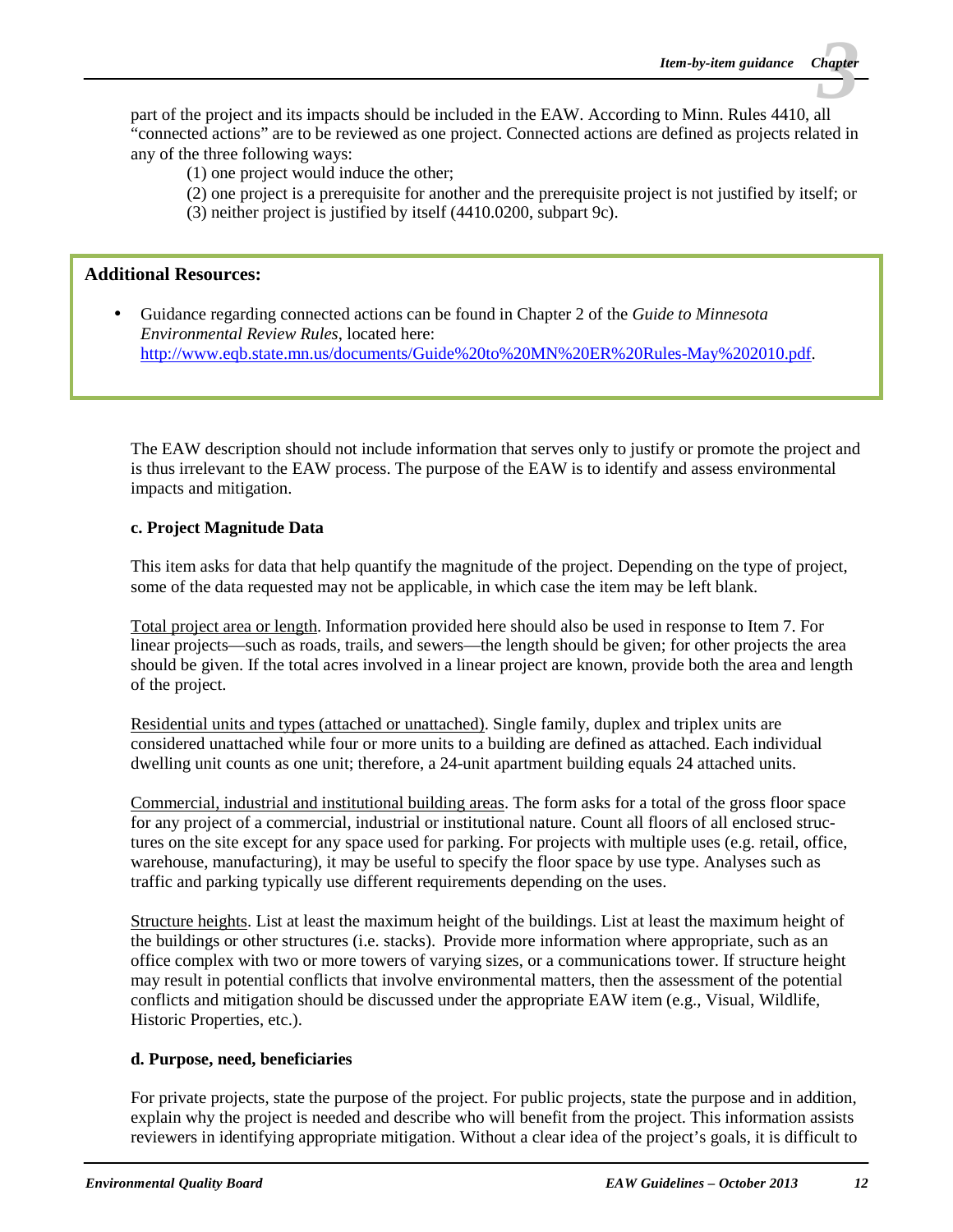part of the project and its impacts should be included in the EAW. According to Minn. Rules 4410, all "connected actions" are to be reviewed as one project. Connected actions are defined as projects related in any of the three following ways:

(1) one project would induce the other;
(2) one project is a prerequisite for another and the prerequisite project is not justified by itself; or
(3) neither project is justified by itself (4410.0200, subpart 9c).

**Additional Resources:**

- Guidance regarding connected actions can be found in Chapter 2 of the *Guide to Minnesota Environmental Review Rules*, located here: http://www.eqb.state.mn.us/documents/Guide%20to%20MN%20ER%20Rules-May%202010.pdf.

The EAW description should not include information that serves only to justify or promote the project and is thus irrelevant to the EAW process. The purpose of the EAW is to identify and assess environmental impacts and mitigation.

**c. Project Magnitude Data**

This item asks for data that help quantify the magnitude of the project. Depending on the type of project, some of the data requested may not be applicable, in which case the item may be left blank.

Total project area or length. Information provided here should also be used in response to Item 7. For linear projects—such as roads, trails, and sewers—the length should be given; for other projects the area should be given. If the total acres involved in a linear project are known, provide both the area and length of the project.

Residential units and types (attached or unattached). Single family, duplex and triplex units are considered unattached while four or more units to a building are defined as attached. Each individual dwelling unit counts as one unit; therefore, a 24-unit apartment building equals 24 attached units.

Commercial, industrial and institutional building areas. The form asks for a total of the gross floor space for any project of a commercial, industrial or institutional nature. Count all floors of all enclosed structures on the site except for any space used for parking. For projects with multiple uses (e.g. retail, office, warehouse, manufacturing), it may be useful to specify the floor space by use type. Analyses such as traffic and parking typically use different requirements depending on the uses.

Structure heights. List at least the maximum height of the buildings. List at least the maximum height of the buildings or other structures (i.e. stacks). Provide more information where appropriate, such as an office complex with two or more towers of varying sizes, or a communications tower. If structure height may result in potential conflicts that involve environmental matters, then the assessment of the potential conflicts and mitigation should be discussed under the appropriate EAW item (e.g., Visual, Wildlife, Historic Properties, etc.).

**d. Purpose, need, beneficiaries**

For private projects, state the purpose of the project. For public projects, state the purpose and in addition, explain why the project is needed and describe who will benefit from the project. This information assists reviewers in identifying appropriate mitigation. Without a clear idea of the project's goals, it is difficult to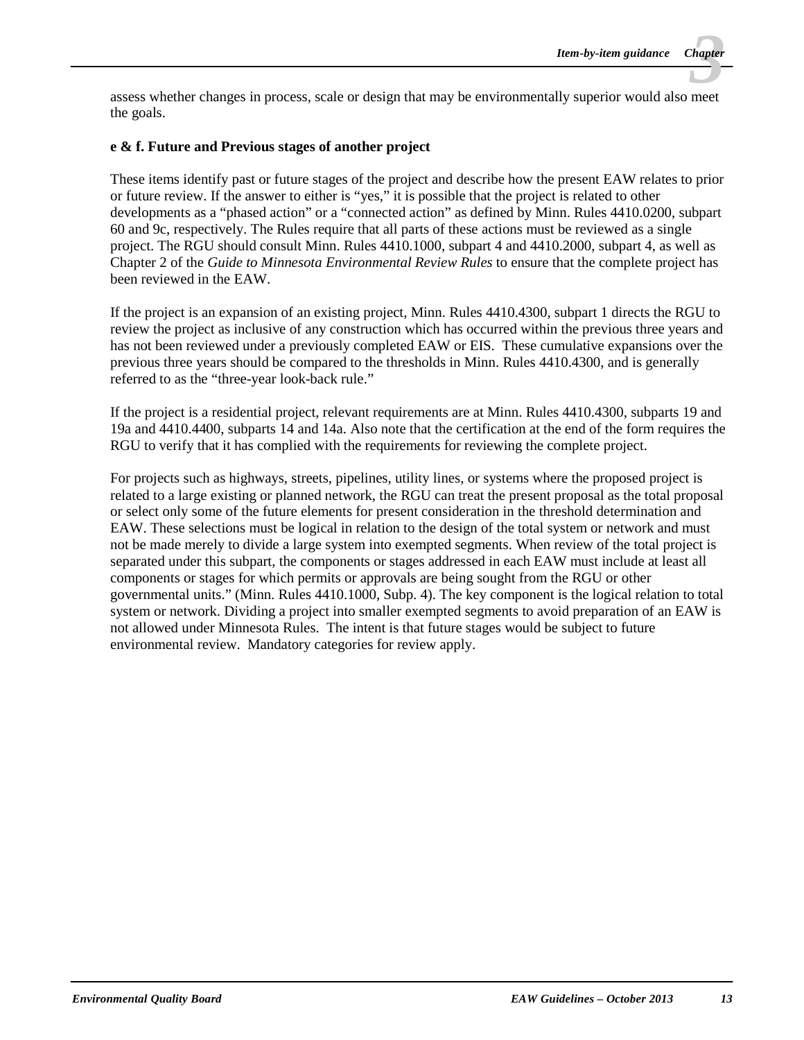assess whether changes in process, scale or design that may be environmentally superior would also meet the goals.

**e & f. Future and Previous stages of another project**

These items identify past or future stages of the project and describe how the present EAW relates to prior or future review. If the answer to either is "yes," it is possible that the project is related to other developments as a "phased action" or a "connected action" as defined by Minn. Rules 4410.0200, subpart 60 and 9c, respectively. The Rules require that all parts of these actions must be reviewed as a single project. The RGU should consult Minn. Rules 4410.1000, subpart 4 and 4410.2000, subpart 4, as well as Chapter 2 of the *Guide to Minnesota Environmental Review Rules* to ensure that the complete project has been reviewed in the EAW.

If the project is an expansion of an existing project, Minn. Rules 4410.4300, subpart 1 directs the RGU to review the project as inclusive of any construction which has occurred within the previous three years and has not been reviewed under a previously completed EAW or EIS. These cumulative expansions over the previous three years should be compared to the thresholds in Minn. Rules 4410.4300, and is generally referred to as the "three-year look-back rule."

If the project is a residential project, relevant requirements are at Minn. Rules 4410.4300, subparts 19 and 19a and 4410.4400, subparts 14 and 14a. Also note that the certification at the end of the form requires the RGU to verify that it has complied with the requirements for reviewing the complete project.

For projects such as highways, streets, pipelines, utility lines, or systems where the proposed project is related to a large existing or planned network, the RGU can treat the present proposal as the total proposal or select only some of the future elements for present consideration in the threshold determination and EAW. These selections must be logical in relation to the design of the total system or network and must not be made merely to divide a large system into exempted segments. When review of the total project is separated under this subpart, the components or stages addressed in each EAW must include at least all components or stages for which permits or approvals are being sought from the RGU or other governmental units." (Minn. Rules 4410.1000, Subp. 4). The key component is the logical relation to total system or network. Dividing a project into smaller exempted segments to avoid preparation of an EAW is not allowed under Minnesota Rules. The intent is that future stages would be subject to future environmental review. Mandatory categories for review apply.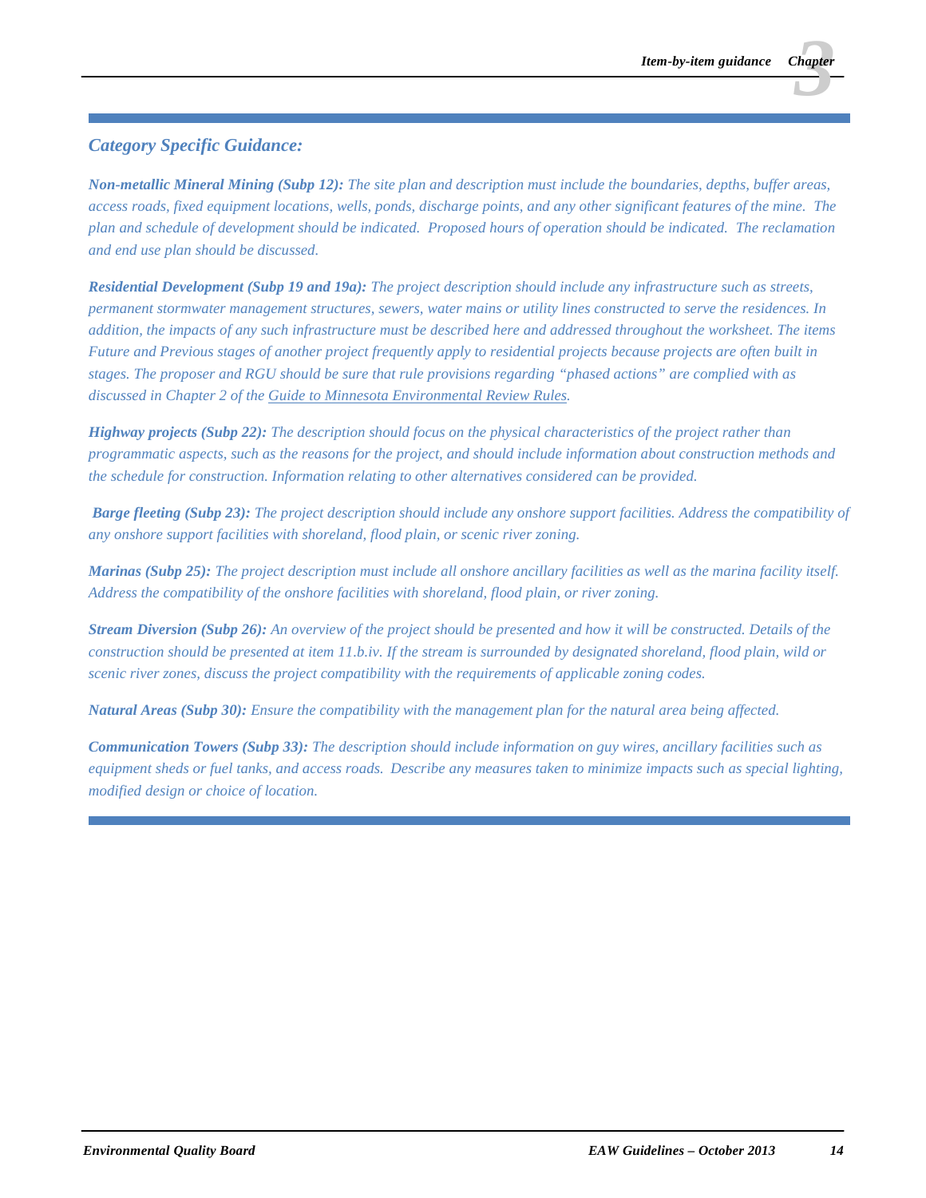### *Category Specific Guidance:*

***Non-metallic Mineral Mining (Subp 12):*** *The site plan and description must include the boundaries, depths, buffer areas, access roads, fixed equipment locations, wells, ponds, discharge points, and any other significant features of the mine. The plan and schedule of development should be indicated. Proposed hours of operation should be indicated. The reclamation and end use plan should be discussed.*

***Residential Development (Subp 19 and 19a):*** *The project description should include any infrastructure such as streets, permanent stormwater management structures, sewers, water mains or utility lines constructed to serve the residences. In addition, the impacts of any such infrastructure must be described here and addressed throughout the worksheet. The items Future and Previous stages of another project frequently apply to residential projects because projects are often built in stages. The proposer and RGU should be sure that rule provisions regarding "phased actions" are complied with as discussed in Chapter 2 of the Guide to Minnesota Environmental Review Rules.*

***Highway projects (Subp 22):*** *The description should focus on the physical characteristics of the project rather than programmatic aspects, such as the reasons for the project, and should include information about construction methods and the schedule for construction. Information relating to other alternatives considered can be provided.*

***Barge fleeting (Subp 23):*** *The project description should include any onshore support facilities. Address the compatibility of any onshore support facilities with shoreland, flood plain, or scenic river zoning.*

***Marinas (Subp 25):*** *The project description must include all onshore ancillary facilities as well as the marina facility itself. Address the compatibility of the onshore facilities with shoreland, flood plain, or river zoning.*

***Stream Diversion (Subp 26):*** *An overview of the project should be presented and how it will be constructed. Details of the construction should be presented at item 11.b.iv. If the stream is surrounded by designated shoreland, flood plain, wild or scenic river zones, discuss the project compatibility with the requirements of applicable zoning codes.*

***Natural Areas (Subp 30):*** *Ensure the compatibility with the management plan for the natural area being affected.*

***Communication Towers (Subp 33):*** *The description should include information on guy wires, ancillary facilities such as equipment sheds or fuel tanks, and access roads. Describe any measures taken to minimize impacts such as special lighting, modified design or choice of location.*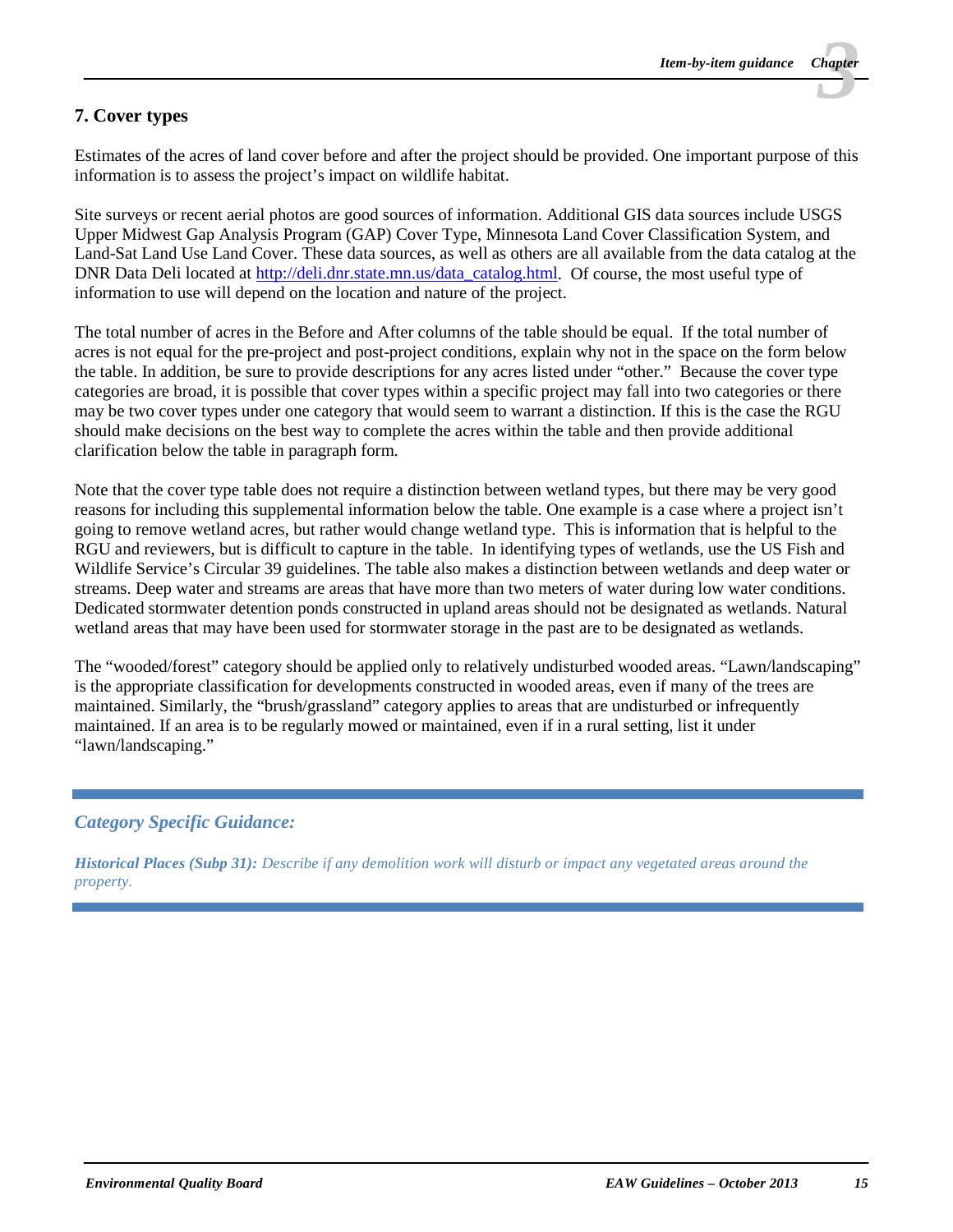## 7. Cover types

Estimates of the acres of land cover before and after the project should be provided. One important purpose of this information is to assess the project's impact on wildlife habitat.

Site surveys or recent aerial photos are good sources of information. Additional GIS data sources include USGS Upper Midwest Gap Analysis Program (GAP) Cover Type, Minnesota Land Cover Classification System, and Land-Sat Land Use Land Cover. These data sources, as well as others are all available from the data catalog at the DNR Data Deli located at [http://deli.dnr.state.mn.us/data_catalog.html](http://deli.dnr.state.mn.us/data_catalog.html). Of course, the most useful type of information to use will depend on the location and nature of the project.

The total number of acres in the Before and After columns of the table should be equal. If the total number of acres is not equal for the pre-project and post-project conditions, explain why not in the space on the form below the table. In addition, be sure to provide descriptions for any acres listed under "other." Because the cover type categories are broad, it is possible that cover types within a specific project may fall into two categories or there may be two cover types under one category that would seem to warrant a distinction. If this is the case the RGU should make decisions on the best way to complete the acres within the table and then provide additional clarification below the table in paragraph form.

Note that the cover type table does not require a distinction between wetland types, but there may be very good reasons for including this supplemental information below the table. One example is a case where a project isn't going to remove wetland acres, but rather would change wetland type. This is information that is helpful to the RGU and reviewers, but is difficult to capture in the table. In identifying types of wetlands, use the US Fish and Wildlife Service's Circular 39 guidelines. The table also makes a distinction between wetlands and deep water or streams. Deep water and streams are areas that have more than two meters of water during low water conditions. Dedicated stormwater detention ponds constructed in upland areas should not be designated as wetlands. Natural wetland areas that may have been used for stormwater storage in the past are to be designated as wetlands.

The "wooded/forest" category should be applied only to relatively undisturbed wooded areas. "Lawn/landscaping" is the appropriate classification for developments constructed in wooded areas, even if many of the trees are maintained. Similarly, the "brush/grassland" category applies to areas that are undisturbed or infrequently maintained. If an area is to be regularly mowed or maintained, even if in a rural setting, list it under "lawn/landscaping."

---

### *Category Specific Guidance:*

***Historical Places (Subp 31):*** *Describe if any demolition work will disturb or impact any vegetated areas around the property.*

---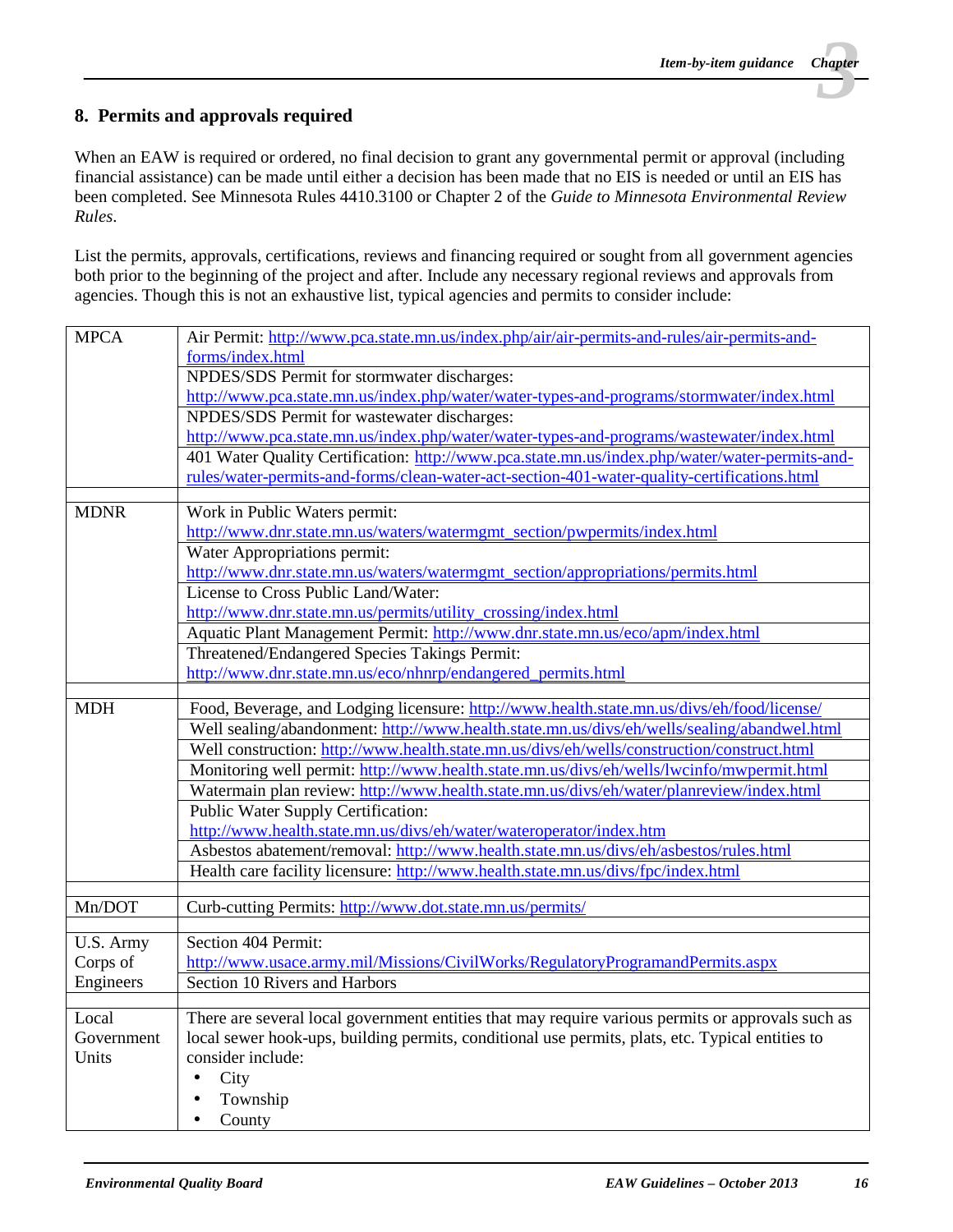## 8. Permits and approvals required

When an EAW is required or ordered, no final decision to grant any governmental permit or approval (including financial assistance) can be made until either a decision has been made that no EIS is needed or until an EIS has been completed. See Minnesota Rules 4410.3100 or Chapter 2 of the *Guide to Minnesota Environmental Review Rules*.

List the permits, approvals, certifications, reviews and financing required or sought from all government agencies both prior to the beginning of the project and after. Include any necessary regional reviews and approvals from agencies. Though this is not an exhaustive list, typical agencies and permits to consider include:

| Agency | Permits |
|---|---|
| MPCA | Air Permit: http://www.pca.state.mn.us/index.php/air/air-permits-and-rules/air-permits-and-forms/index.html |
| | NPDES/SDS Permit for stormwater discharges: http://www.pca.state.mn.us/index.php/water/water-types-and-programs/stormwater/index.html |
| | NPDES/SDS Permit for wastewater discharges: http://www.pca.state.mn.us/index.php/water/water-types-and-programs/wastewater/index.html |
| | 401 Water Quality Certification: http://www.pca.state.mn.us/index.php/water/water-permits-and-rules/water-permits-and-forms/clean-water-act-section-401-water-quality-certifications.html |
| | |
| MDNR | Work in Public Waters permit: http://www.dnr.state.mn.us/waters/watermgmt_section/pwpermits/index.html |
| | Water Appropriations permit: http://www.dnr.state.mn.us/waters/watermgmt_section/appropriations/permits.html |
| | License to Cross Public Land/Water: http://www.dnr.state.mn.us/permits/utility_crossing/index.html |
| | Aquatic Plant Management Permit: http://www.dnr.state.mn.us/eco/apm/index.html |
| | Threatened/Endangered Species Takings Permit: http://www.dnr.state.mn.us/eco/nhnrp/endangered_permits.html |
| | |
| MDH | Food, Beverage, and Lodging licensure: http://www.health.state.mn.us/divs/eh/food/license/ |
| | Well sealing/abandonment: http://www.health.state.mn.us/divs/eh/wells/sealing/abandwel.html |
| | Well construction: http://www.health.state.mn.us/divs/eh/wells/construction/construct.html |
| | Monitoring well permit: http://www.health.state.mn.us/divs/eh/wells/lwcinfo/mwpermit.html |
| | Watermain plan review: http://www.health.state.mn.us/divs/eh/water/planreview/index.html |
| | Public Water Supply Certification: http://www.health.state.mn.us/divs/eh/water/wateroperator/index.htm |
| | Asbestos abatement/removal: http://www.health.state.mn.us/divs/eh/asbestos/rules.html |
| | Health care facility licensure: http://www.health.state.mn.us/divs/fpc/index.html |
| | |
| Mn/DOT | Curb-cutting Permits: http://www.dot.state.mn.us/permits/ |
| | |
| U.S. Army Corps of Engineers | Section 404 Permit: http://www.usace.army.mil/Missions/CivilWorks/RegulatoryProgramandPermits.aspx |
| | Section 10 Rivers and Harbors |
| | |
| Local Government Units | There are several local government entities that may require various permits or approvals such as local sewer hook-ups, building permits, conditional use permits, plats, etc. Typical entities to consider include: • City • Township • County |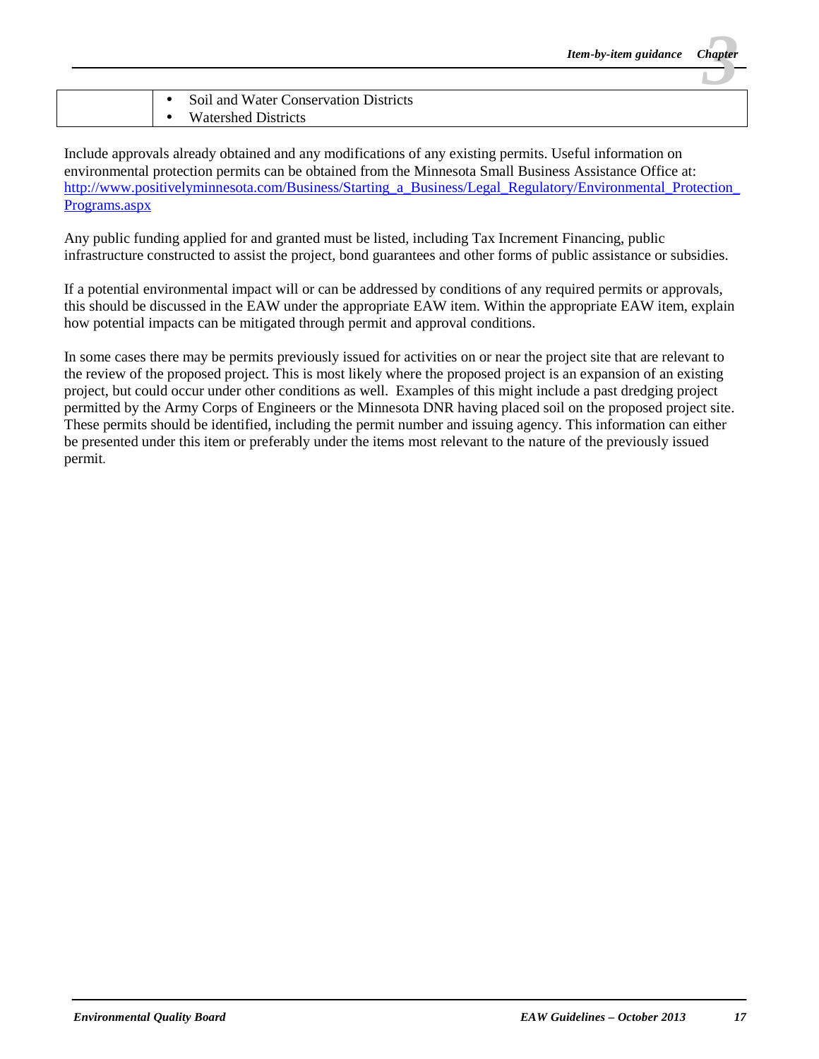|  |  |
| --- | --- |
|  | • Soil and Water Conservation Districts<br>• Watershed Districts |

Include approvals already obtained and any modifications of any existing permits. Useful information on environmental protection permits can be obtained from the Minnesota Small Business Assistance Office at: [http://www.positivelyminnesota.com/Business/Starting_a_Business/Legal_Regulatory/Environmental_Protection_Programs.aspx](http://www.positivelyminnesota.com/Business/Starting_a_Business/Legal_Regulatory/Environmental_Protection_Programs.aspx)

Any public funding applied for and granted must be listed, including Tax Increment Financing, public infrastructure constructed to assist the project, bond guarantees and other forms of public assistance or subsidies.

If a potential environmental impact will or can be addressed by conditions of any required permits or approvals, this should be discussed in the EAW under the appropriate EAW item. Within the appropriate EAW item, explain how potential impacts can be mitigated through permit and approval conditions.

In some cases there may be permits previously issued for activities on or near the project site that are relevant to the review of the proposed project. This is most likely where the proposed project is an expansion of an existing project, but could occur under other conditions as well. Examples of this might include a past dredging project permitted by the Army Corps of Engineers or the Minnesota DNR having placed soil on the proposed project site. These permits should be identified, including the permit number and issuing agency. This information can either be presented under this item or preferably under the items most relevant to the nature of the previously issued permit.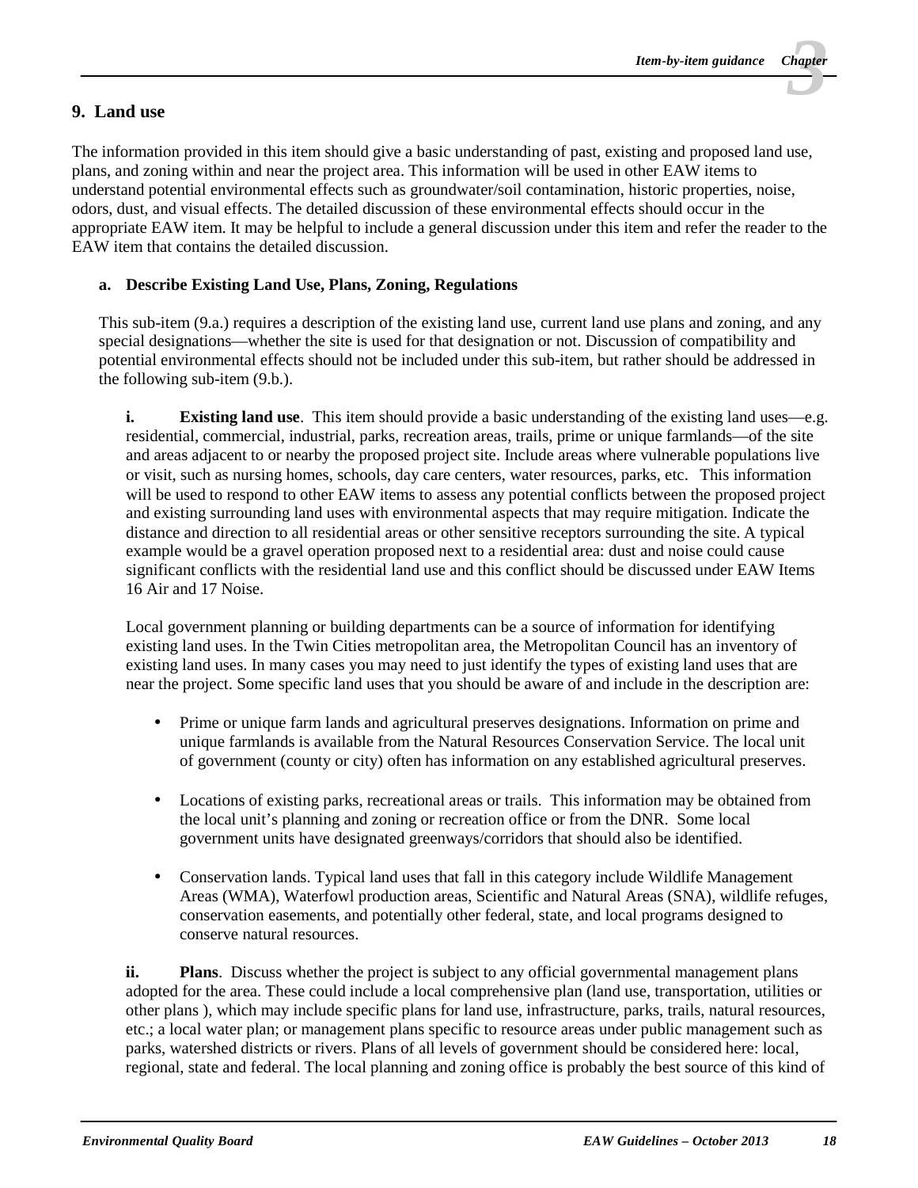## 9. Land use

The information provided in this item should give a basic understanding of past, existing and proposed land use, plans, and zoning within and near the project area. This information will be used in other EAW items to understand potential environmental effects such as groundwater/soil contamination, historic properties, noise, odors, dust, and visual effects. The detailed discussion of these environmental effects should occur in the appropriate EAW item. It may be helpful to include a general discussion under this item and refer the reader to the EAW item that contains the detailed discussion.

### a. Describe Existing Land Use, Plans, Zoning, Regulations

This sub-item (9.a.) requires a description of the existing land use, current land use plans and zoning, and any special designations—whether the site is used for that designation or not. Discussion of compatibility and potential environmental effects should not be included under this sub-item, but rather should be addressed in the following sub-item (9.b.).

**i. Existing land use**. This item should provide a basic understanding of the existing land uses—e.g. residential, commercial, industrial, parks, recreation areas, trails, prime or unique farmlands—of the site and areas adjacent to or nearby the proposed project site. Include areas where vulnerable populations live or visit, such as nursing homes, schools, day care centers, water resources, parks, etc. This information will be used to respond to other EAW items to assess any potential conflicts between the proposed project and existing surrounding land uses with environmental aspects that may require mitigation. Indicate the distance and direction to all residential areas or other sensitive receptors surrounding the site. A typical example would be a gravel operation proposed next to a residential area: dust and noise could cause significant conflicts with the residential land use and this conflict should be discussed under EAW Items 16 Air and 17 Noise.

Local government planning or building departments can be a source of information for identifying existing land uses. In the Twin Cities metropolitan area, the Metropolitan Council has an inventory of existing land uses. In many cases you may need to just identify the types of existing land uses that are near the project. Some specific land uses that you should be aware of and include in the description are:

- Prime or unique farm lands and agricultural preserves designations. Information on prime and unique farmlands is available from the Natural Resources Conservation Service. The local unit of government (county or city) often has information on any established agricultural preserves.

- Locations of existing parks, recreational areas or trails. This information may be obtained from the local unit's planning and zoning or recreation office or from the DNR. Some local government units have designated greenways/corridors that should also be identified.

- Conservation lands. Typical land uses that fall in this category include Wildlife Management Areas (WMA), Waterfowl production areas, Scientific and Natural Areas (SNA), wildlife refuges, conservation easements, and potentially other federal, state, and local programs designed to conserve natural resources.

**ii. Plans**. Discuss whether the project is subject to any official governmental management plans adopted for the area. These could include a local comprehensive plan (land use, transportation, utilities or other plans ), which may include specific plans for land use, infrastructure, parks, trails, natural resources, etc.; a local water plan; or management plans specific to resource areas under public management such as parks, watershed districts or rivers. Plans of all levels of government should be considered here: local, regional, state and federal. The local planning and zoning office is probably the best source of this kind of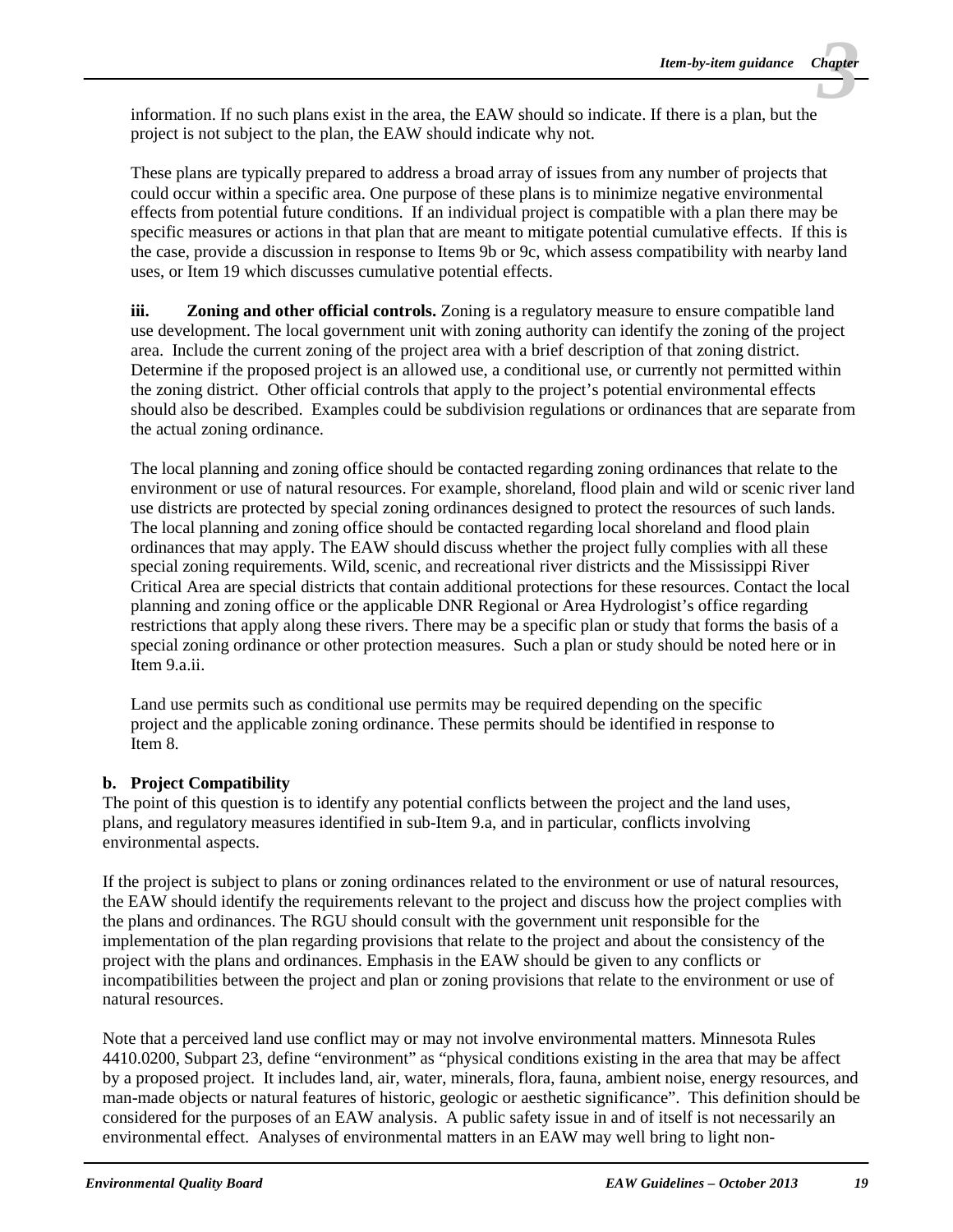information. If no such plans exist in the area, the EAW should so indicate. If there is a plan, but the project is not subject to the plan, the EAW should indicate why not.

These plans are typically prepared to address a broad array of issues from any number of projects that could occur within a specific area. One purpose of these plans is to minimize negative environmental effects from potential future conditions. If an individual project is compatible with a plan there may be specific measures or actions in that plan that are meant to mitigate potential cumulative effects. If this is the case, provide a discussion in response to Items 9b or 9c, which assess compatibility with nearby land uses, or Item 19 which discusses cumulative potential effects.

**iii. Zoning and other official controls.** Zoning is a regulatory measure to ensure compatible land use development. The local government unit with zoning authority can identify the zoning of the project area. Include the current zoning of the project area with a brief description of that zoning district. Determine if the proposed project is an allowed use, a conditional use, or currently not permitted within the zoning district. Other official controls that apply to the project's potential environmental effects should also be described. Examples could be subdivision regulations or ordinances that are separate from the actual zoning ordinance.

The local planning and zoning office should be contacted regarding zoning ordinances that relate to the environment or use of natural resources. For example, shoreland, flood plain and wild or scenic river land use districts are protected by special zoning ordinances designed to protect the resources of such lands. The local planning and zoning office should be contacted regarding local shoreland and flood plain ordinances that may apply. The EAW should discuss whether the project fully complies with all these special zoning requirements. Wild, scenic, and recreational river districts and the Mississippi River Critical Area are special districts that contain additional protections for these resources. Contact the local planning and zoning office or the applicable DNR Regional or Area Hydrologist's office regarding restrictions that apply along these rivers. There may be a specific plan or study that forms the basis of a special zoning ordinance or other protection measures. Such a plan or study should be noted here or in Item 9.a.ii.

Land use permits such as conditional use permits may be required depending on the specific project and the applicable zoning ordinance. These permits should be identified in response to Item 8.

**b. Project Compatibility**

The point of this question is to identify any potential conflicts between the project and the land uses, plans, and regulatory measures identified in sub-Item 9.a, and in particular, conflicts involving environmental aspects.

If the project is subject to plans or zoning ordinances related to the environment or use of natural resources, the EAW should identify the requirements relevant to the project and discuss how the project complies with the plans and ordinances. The RGU should consult with the government unit responsible for the implementation of the plan regarding provisions that relate to the project and about the consistency of the project with the plans and ordinances. Emphasis in the EAW should be given to any conflicts or incompatibilities between the project and plan or zoning provisions that relate to the environment or use of natural resources.

Note that a perceived land use conflict may or may not involve environmental matters. Minnesota Rules 4410.0200, Subpart 23, define "environment" as "physical conditions existing in the area that may be affect by a proposed project. It includes land, air, water, minerals, flora, fauna, ambient noise, energy resources, and man-made objects or natural features of historic, geologic or aesthetic significance". This definition should be considered for the purposes of an EAW analysis. A public safety issue in and of itself is not necessarily an environmental effect. Analyses of environmental matters in an EAW may well bring to light non-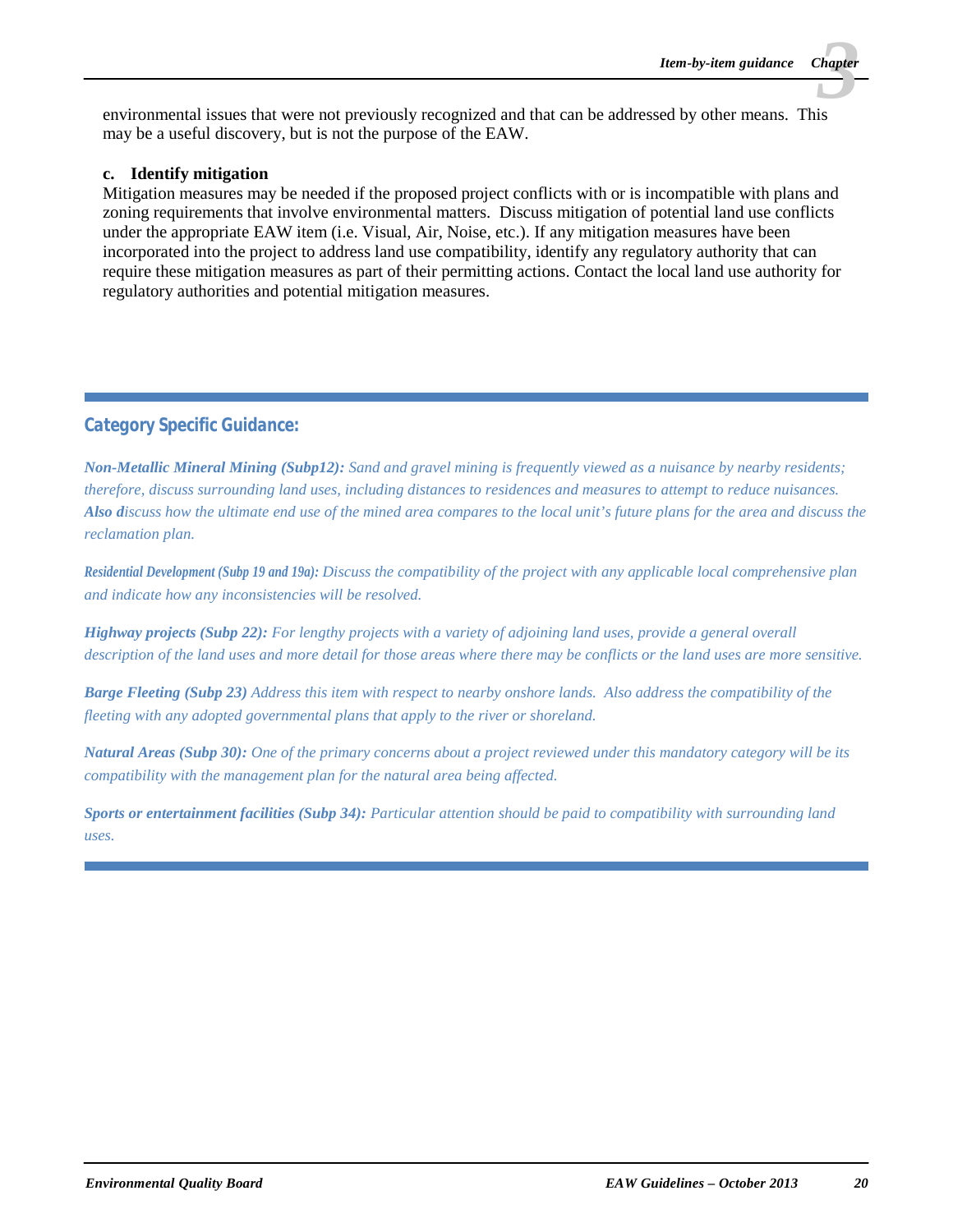environmental issues that were not previously recognized and that can be addressed by other means. This may be a useful discovery, but is not the purpose of the EAW.

**c. Identify mitigation**

Mitigation measures may be needed if the proposed project conflicts with or is incompatible with plans and zoning requirements that involve environmental matters. Discuss mitigation of potential land use conflicts under the appropriate EAW item (i.e. Visual, Air, Noise, etc.). If any mitigation measures have been incorporated into the project to address land use compatibility, identify any regulatory authority that can require these mitigation measures as part of their permitting actions. Contact the local land use authority for regulatory authorities and potential mitigation measures.

---

### Category Specific Guidance:

***Non-Metallic Mineral Mining (Subp12):*** *Sand and gravel mining is frequently viewed as a nuisance by nearby residents; therefore, discuss surrounding land uses, including distances to residences and measures to attempt to reduce nuisances.* ***Also d****iscuss how the ultimate end use of the mined area compares to the local unit's future plans for the area and discuss the reclamation plan.*

***Residential Development (Subp 19 and 19a):*** *Discuss the compatibility of the project with any applicable local comprehensive plan and indicate how any inconsistencies will be resolved.*

***Highway projects (Subp 22):*** *For lengthy projects with a variety of adjoining land uses, provide a general overall description of the land uses and more detail for those areas where there may be conflicts or the land uses are more sensitive.*

***Barge Fleeting (Subp 23)*** *Address this item with respect to nearby onshore lands. Also address the compatibility of the fleeting with any adopted governmental plans that apply to the river or shoreland.*

***Natural Areas (Subp 30):*** *One of the primary concerns about a project reviewed under this mandatory category will be its compatibility with the management plan for the natural area being affected.*

***Sports or entertainment facilities (Subp 34):*** *Particular attention should be paid to compatibility with surrounding land uses.*

---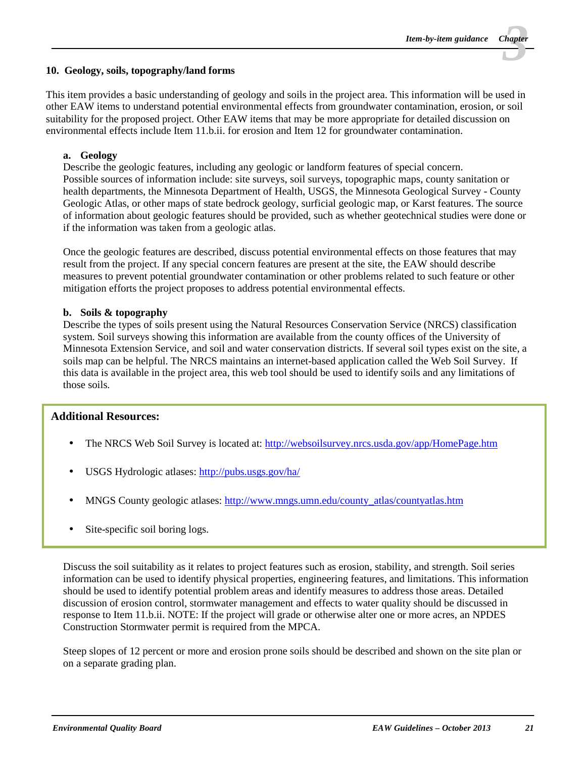## 10. Geology, soils, topography/land forms

This item provides a basic understanding of geology and soils in the project area. This information will be used in other EAW items to understand potential environmental effects from groundwater contamination, erosion, or soil suitability for the proposed project. Other EAW items that may be more appropriate for detailed discussion on environmental effects include Item 11.b.ii. for erosion and Item 12 for groundwater contamination.

### a. Geology

Describe the geologic features, including any geologic or landform features of special concern. Possible sources of information include: site surveys, soil surveys, topographic maps, county sanitation or health departments, the Minnesota Department of Health, USGS, the Minnesota Geological Survey - County Geologic Atlas, or other maps of state bedrock geology, surficial geologic map, or Karst features. The source of information about geologic features should be provided, such as whether geotechnical studies were done or if the information was taken from a geologic atlas.

Once the geologic features are described, discuss potential environmental effects on those features that may result from the project. If any special concern features are present at the site, the EAW should describe measures to prevent potential groundwater contamination or other problems related to such feature or other mitigation efforts the project proposes to address potential environmental effects.

### b. Soils & topography

Describe the types of soils present using the Natural Resources Conservation Service (NRCS) classification system. Soil surveys showing this information are available from the county offices of the University of Minnesota Extension Service, and soil and water conservation districts. If several soil types exist on the site, a soils map can be helpful. The NRCS maintains an internet-based application called the Web Soil Survey. If this data is available in the project area, this web tool should be used to identify soils and any limitations of those soils.

**Additional Resources:**

- The NRCS Web Soil Survey is located at: http://websoilsurvey.nrcs.usda.gov/app/HomePage.htm
- USGS Hydrologic atlases: http://pubs.usgs.gov/ha/
- MNGS County geologic atlases: http://www.mngs.umn.edu/county_atlas/countyatlas.htm
- Site-specific soil boring logs.

Discuss the soil suitability as it relates to project features such as erosion, stability, and strength. Soil series information can be used to identify physical properties, engineering features, and limitations. This information should be used to identify potential problem areas and identify measures to address those areas. Detailed discussion of erosion control, stormwater management and effects to water quality should be discussed in response to Item 11.b.ii. NOTE: If the project will grade or otherwise alter one or more acres, an NPDES Construction Stormwater permit is required from the MPCA.

Steep slopes of 12 percent or more and erosion prone soils should be described and shown on the site plan or on a separate grading plan.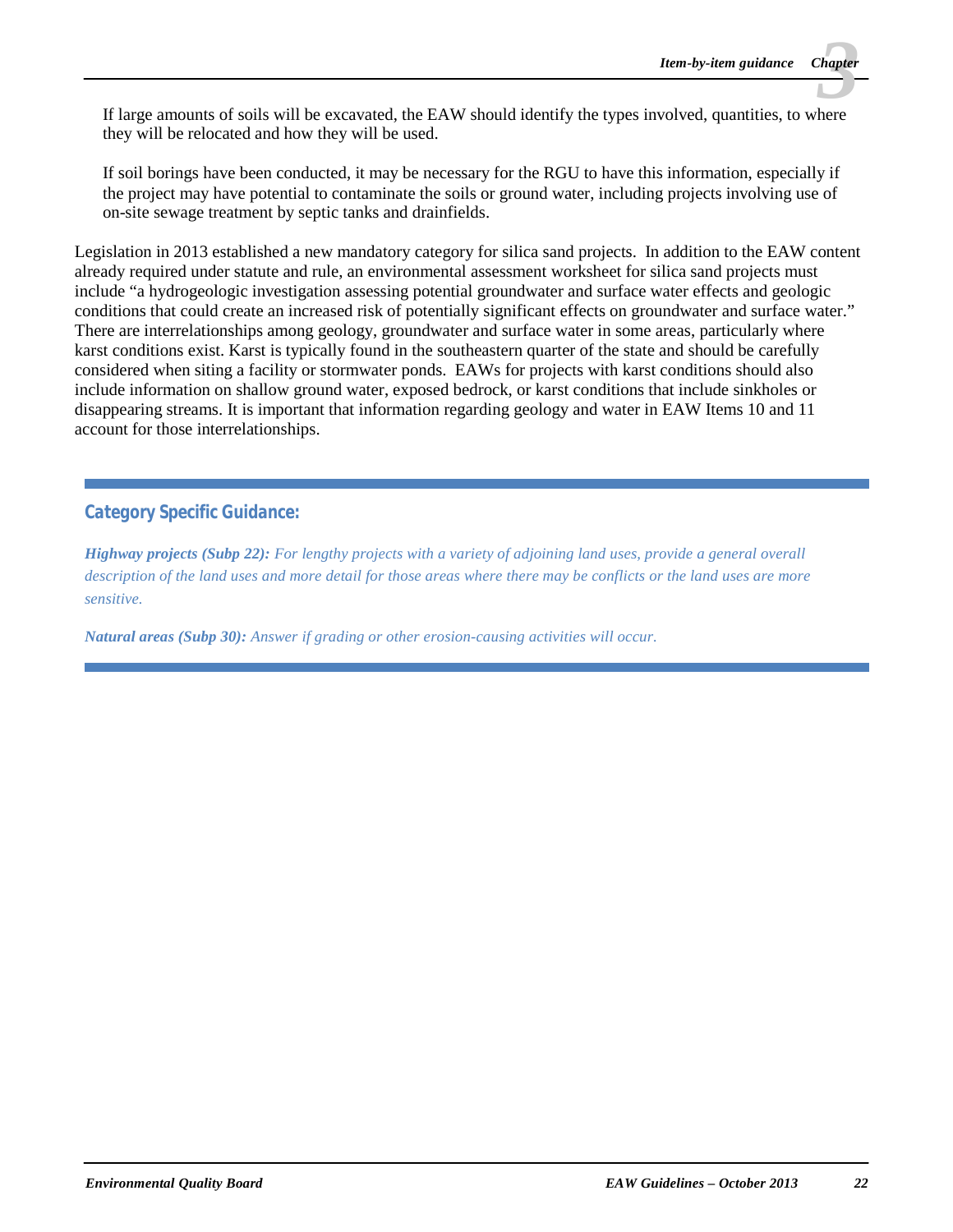If large amounts of soils will be excavated, the EAW should identify the types involved, quantities, to where they will be relocated and how they will be used.

If soil borings have been conducted, it may be necessary for the RGU to have this information, especially if the project may have potential to contaminate the soils or ground water, including projects involving use of on-site sewage treatment by septic tanks and drainfields.

Legislation in 2013 established a new mandatory category for silica sand projects. In addition to the EAW content already required under statute and rule, an environmental assessment worksheet for silica sand projects must include "a hydrogeologic investigation assessing potential groundwater and surface water effects and geologic conditions that could create an increased risk of potentially significant effects on groundwater and surface water." There are interrelationships among geology, groundwater and surface water in some areas, particularly where karst conditions exist. Karst is typically found in the southeastern quarter of the state and should be carefully considered when siting a facility or stormwater ponds. EAWs for projects with karst conditions should also include information on shallow ground water, exposed bedrock, or karst conditions that include sinkholes or disappearing streams. It is important that information regarding geology and water in EAW Items 10 and 11 account for those interrelationships.

---

### Category Specific Guidance:

***Highway projects (Subp 22):*** *For lengthy projects with a variety of adjoining land uses, provide a general overall description of the land uses and more detail for those areas where there may be conflicts or the land uses are more sensitive.*

***Natural areas (Subp 30):*** *Answer if grading or other erosion-causing activities will occur.*

---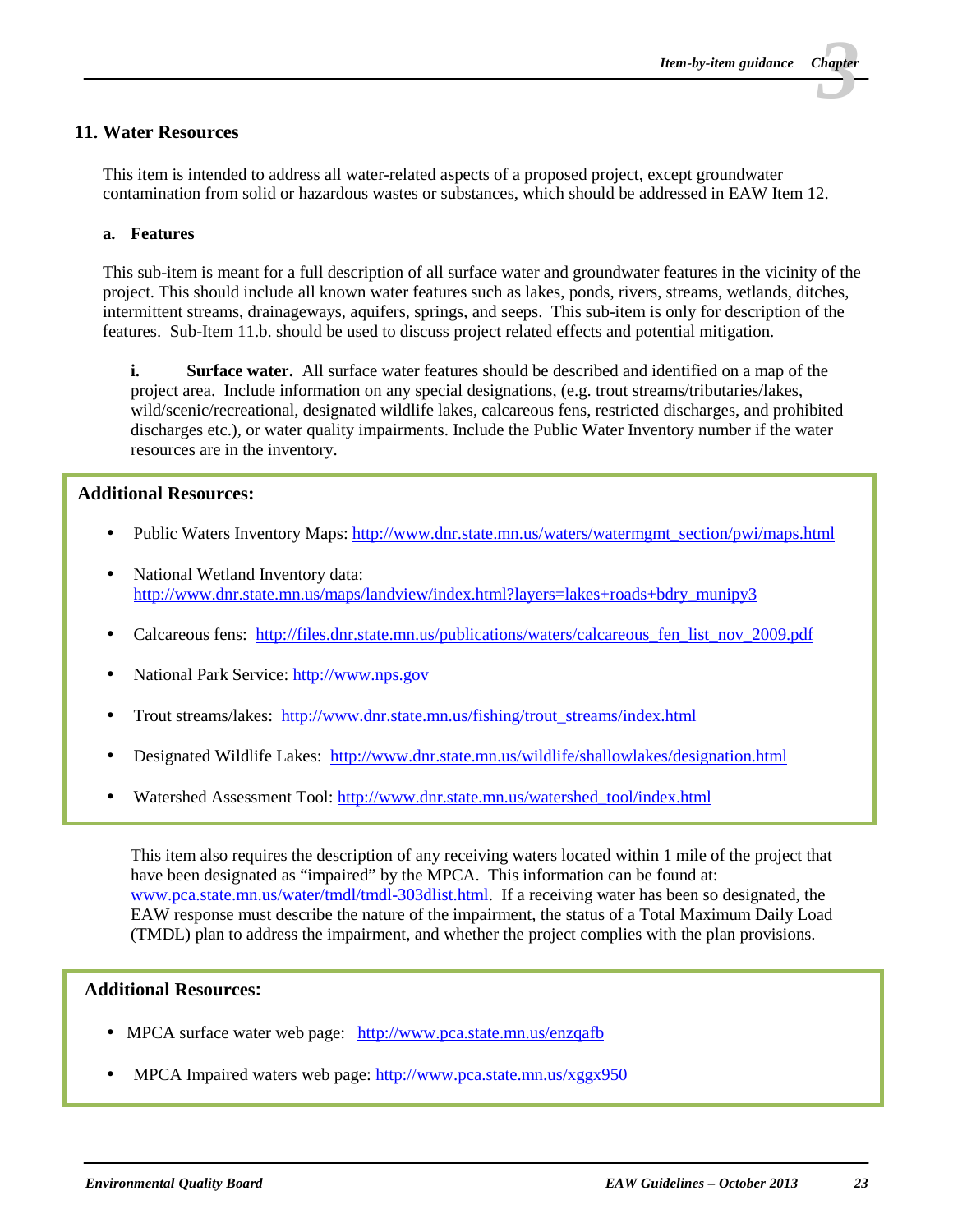## 11. Water Resources

This item is intended to address all water-related aspects of a proposed project, except groundwater contamination from solid or hazardous wastes or substances, which should be addressed in EAW Item 12.

### a. Features

This sub-item is meant for a full description of all surface water and groundwater features in the vicinity of the project. This should include all known water features such as lakes, ponds, rivers, streams, wetlands, ditches, intermittent streams, drainageways, aquifers, springs, and seeps. This sub-item is only for description of the features. Sub-Item 11.b. should be used to discuss project related effects and potential mitigation.

**i. Surface water.** All surface water features should be described and identified on a map of the project area. Include information on any special designations, (e.g. trout streams/tributaries/lakes, wild/scenic/recreational, designated wildlife lakes, calcareous fens, restricted discharges, and prohibited discharges etc.), or water quality impairments. Include the Public Water Inventory number if the water resources are in the inventory.

**Additional Resources:**

- Public Waters Inventory Maps: http://www.dnr.state.mn.us/waters/watermgmt_section/pwi/maps.html
- National Wetland Inventory data: http://www.dnr.state.mn.us/maps/landview/index.html?layers=lakes+roads+bdry_munipy3
- Calcareous fens: http://files.dnr.state.mn.us/publications/waters/calcareous_fen_list_nov_2009.pdf
- National Park Service: http://www.nps.gov
- Trout streams/lakes: http://www.dnr.state.mn.us/fishing/trout_streams/index.html
- Designated Wildlife Lakes: http://www.dnr.state.mn.us/wildlife/shallowlakes/designation.html
- Watershed Assessment Tool: http://www.dnr.state.mn.us/watershed_tool/index.html

This item also requires the description of any receiving waters located within 1 mile of the project that have been designated as "impaired" by the MPCA. This information can be found at: www.pca.state.mn.us/water/tmdl/tmdl-303dlist.html. If a receiving water has been so designated, the EAW response must describe the nature of the impairment, the status of a Total Maximum Daily Load (TMDL) plan to address the impairment, and whether the project complies with the plan provisions.

**Additional Resources:**

- MPCA surface water web page: http://www.pca.state.mn.us/enzqafb
- MPCA Impaired waters web page: http://www.pca.state.mn.us/xggx950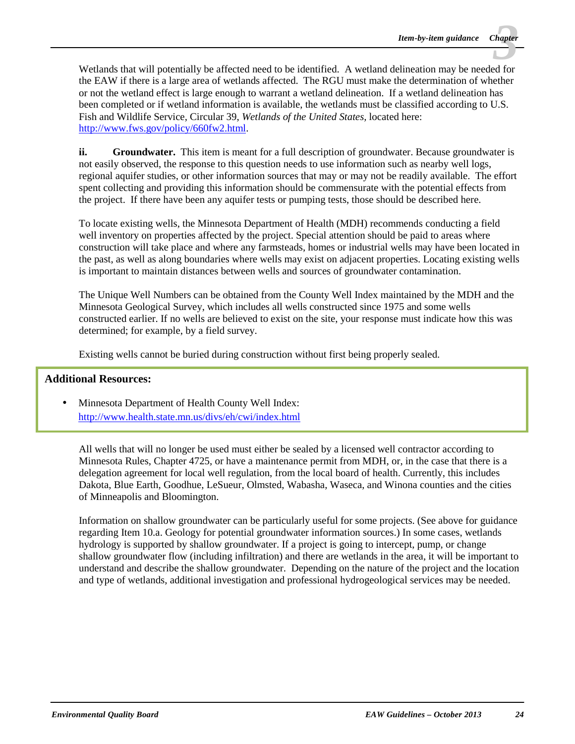Wetlands that will potentially be affected need to be identified. A wetland delineation may be needed for the EAW if there is a large area of wetlands affected. The RGU must make the determination of whether or not the wetland effect is large enough to warrant a wetland delineation. If a wetland delineation has been completed or if wetland information is available, the wetlands must be classified according to U.S. Fish and Wildlife Service, Circular 39, *Wetlands of the United States*, located here: http://www.fws.gov/policy/660fw2.html.

**ii. Groundwater.** This item is meant for a full description of groundwater. Because groundwater is not easily observed, the response to this question needs to use information such as nearby well logs, regional aquifer studies, or other information sources that may or may not be readily available. The effort spent collecting and providing this information should be commensurate with the potential effects from the project. If there have been any aquifer tests or pumping tests, those should be described here.

To locate existing wells, the Minnesota Department of Health (MDH) recommends conducting a field well inventory on properties affected by the project. Special attention should be paid to areas where construction will take place and where any farmsteads, homes or industrial wells may have been located in the past, as well as along boundaries where wells may exist on adjacent properties. Locating existing wells is important to maintain distances between wells and sources of groundwater contamination.

The Unique Well Numbers can be obtained from the County Well Index maintained by the MDH and the Minnesota Geological Survey, which includes all wells constructed since 1975 and some wells constructed earlier. If no wells are believed to exist on the site, your response must indicate how this was determined; for example, by a field survey.

Existing wells cannot be buried during construction without first being properly sealed.

**Additional Resources:**

- Minnesota Department of Health County Well Index: http://www.health.state.mn.us/divs/eh/cwi/index.html

All wells that will no longer be used must either be sealed by a licensed well contractor according to Minnesota Rules, Chapter 4725, or have a maintenance permit from MDH, or, in the case that there is a delegation agreement for local well regulation, from the local board of health. Currently, this includes Dakota, Blue Earth, Goodhue, LeSueur, Olmsted, Wabasha, Waseca, and Winona counties and the cities of Minneapolis and Bloomington.

Information on shallow groundwater can be particularly useful for some projects. (See above for guidance regarding Item 10.a. Geology for potential groundwater information sources.) In some cases, wetlands hydrology is supported by shallow groundwater. If a project is going to intercept, pump, or change shallow groundwater flow (including infiltration) and there are wetlands in the area, it will be important to understand and describe the shallow groundwater. Depending on the nature of the project and the location and type of wetlands, additional investigation and professional hydrogeological services may be needed.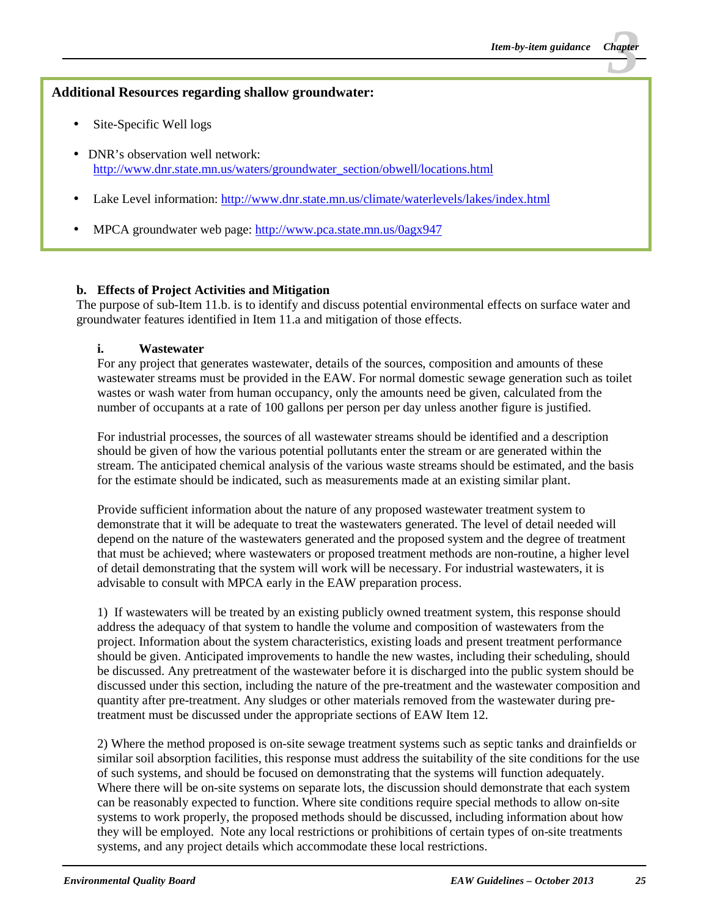**Additional Resources regarding shallow groundwater:**

- Site-Specific Well logs
- DNR's observation well network: http://www.dnr.state.mn.us/waters/groundwater_section/obwell/locations.html
- Lake Level information: http://www.dnr.state.mn.us/climate/waterlevels/lakes/index.html
- MPCA groundwater web page: http://www.pca.state.mn.us/0agx947

**b. Effects of Project Activities and Mitigation**

The purpose of sub-Item 11.b. is to identify and discuss potential environmental effects on surface water and groundwater features identified in Item 11.a and mitigation of those effects.

**i. Wastewater**

For any project that generates wastewater, details of the sources, composition and amounts of these wastewater streams must be provided in the EAW. For normal domestic sewage generation such as toilet wastes or wash water from human occupancy, only the amounts need be given, calculated from the number of occupants at a rate of 100 gallons per person per day unless another figure is justified.

For industrial processes, the sources of all wastewater streams should be identified and a description should be given of how the various potential pollutants enter the stream or are generated within the stream. The anticipated chemical analysis of the various waste streams should be estimated, and the basis for the estimate should be indicated, such as measurements made at an existing similar plant.

Provide sufficient information about the nature of any proposed wastewater treatment system to demonstrate that it will be adequate to treat the wastewaters generated. The level of detail needed will depend on the nature of the wastewaters generated and the proposed system and the degree of treatment that must be achieved; where wastewaters or proposed treatment methods are non-routine, a higher level of detail demonstrating that the system will work will be necessary. For industrial wastewaters, it is advisable to consult with MPCA early in the EAW preparation process.

1) If wastewaters will be treated by an existing publicly owned treatment system, this response should address the adequacy of that system to handle the volume and composition of wastewaters from the project. Information about the system characteristics, existing loads and present treatment performance should be given. Anticipated improvements to handle the new wastes, including their scheduling, should be discussed. Any pretreatment of the wastewater before it is discharged into the public system should be discussed under this section, including the nature of the pre-treatment and the wastewater composition and quantity after pre-treatment. Any sludges or other materials removed from the wastewater during pre-treatment must be discussed under the appropriate sections of EAW Item 12.

2) Where the method proposed is on-site sewage treatment systems such as septic tanks and drainfields or similar soil absorption facilities, this response must address the suitability of the site conditions for the use of such systems, and should be focused on demonstrating that the systems will function adequately. Where there will be on-site systems on separate lots, the discussion should demonstrate that each system can be reasonably expected to function. Where site conditions require special methods to allow on-site systems to work properly, the proposed methods should be discussed, including information about how they will be employed. Note any local restrictions or prohibitions of certain types of on-site treatments systems, and any project details which accommodate these local restrictions.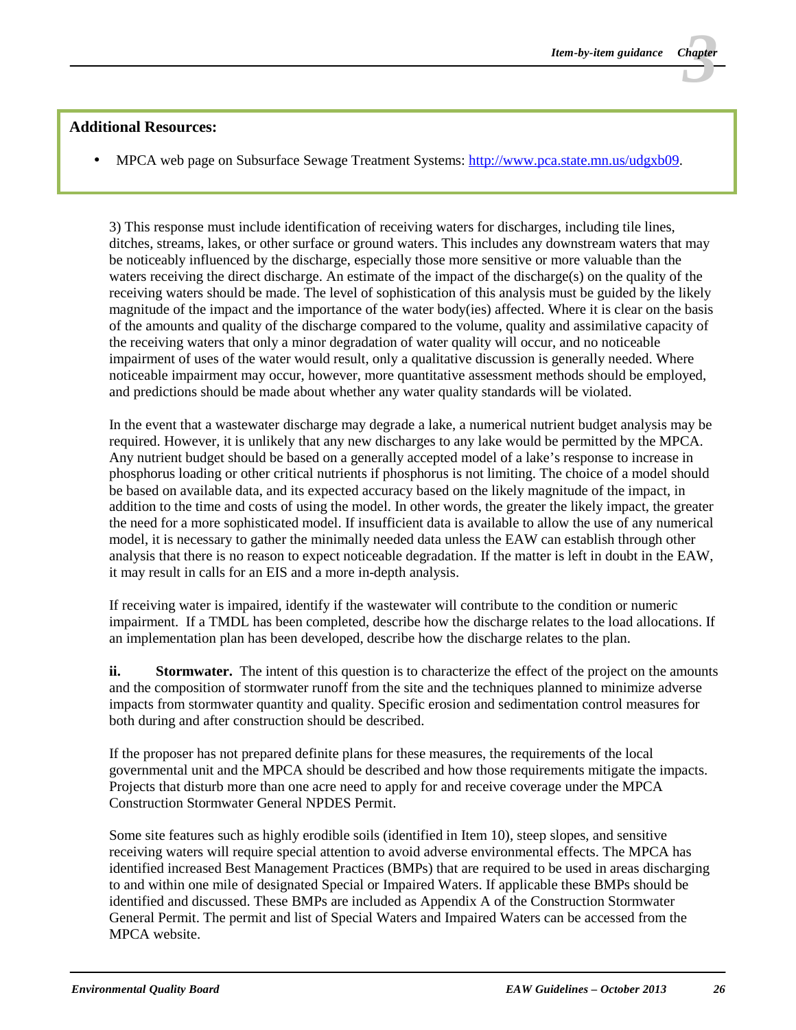**Additional Resources:**

- MPCA web page on Subsurface Sewage Treatment Systems: [http://www.pca.state.mn.us/udgxb09](http://www.pca.state.mn.us/udgxb09).

3) This response must include identification of receiving waters for discharges, including tile lines, ditches, streams, lakes, or other surface or ground waters. This includes any downstream waters that may be noticeably influenced by the discharge, especially those more sensitive or more valuable than the waters receiving the direct discharge. An estimate of the impact of the discharge(s) on the quality of the receiving waters should be made. The level of sophistication of this analysis must be guided by the likely magnitude of the impact and the importance of the water body(ies) affected. Where it is clear on the basis of the amounts and quality of the discharge compared to the volume, quality and assimilative capacity of the receiving waters that only a minor degradation of water quality will occur, and no noticeable impairment of uses of the water would result, only a qualitative discussion is generally needed. Where noticeable impairment may occur, however, more quantitative assessment methods should be employed, and predictions should be made about whether any water quality standards will be violated.

In the event that a wastewater discharge may degrade a lake, a numerical nutrient budget analysis may be required. However, it is unlikely that any new discharges to any lake would be permitted by the MPCA. Any nutrient budget should be based on a generally accepted model of a lake's response to increase in phosphorus loading or other critical nutrients if phosphorus is not limiting. The choice of a model should be based on available data, and its expected accuracy based on the likely magnitude of the impact, in addition to the time and costs of using the model. In other words, the greater the likely impact, the greater the need for a more sophisticated model. If insufficient data is available to allow the use of any numerical model, it is necessary to gather the minimally needed data unless the EAW can establish through other analysis that there is no reason to expect noticeable degradation. If the matter is left in doubt in the EAW, it may result in calls for an EIS and a more in-depth analysis.

If receiving water is impaired, identify if the wastewater will contribute to the condition or numeric impairment. If a TMDL has been completed, describe how the discharge relates to the load allocations. If an implementation plan has been developed, describe how the discharge relates to the plan.

**ii. Stormwater.** The intent of this question is to characterize the effect of the project on the amounts and the composition of stormwater runoff from the site and the techniques planned to minimize adverse impacts from stormwater quantity and quality. Specific erosion and sedimentation control measures for both during and after construction should be described.

If the proposer has not prepared definite plans for these measures, the requirements of the local governmental unit and the MPCA should be described and how those requirements mitigate the impacts. Projects that disturb more than one acre need to apply for and receive coverage under the MPCA Construction Stormwater General NPDES Permit.

Some site features such as highly erodible soils (identified in Item 10), steep slopes, and sensitive receiving waters will require special attention to avoid adverse environmental effects. The MPCA has identified increased Best Management Practices (BMPs) that are required to be used in areas discharging to and within one mile of designated Special or Impaired Waters. If applicable these BMPs should be identified and discussed. These BMPs are included as Appendix A of the Construction Stormwater General Permit. The permit and list of Special Waters and Impaired Waters can be accessed from the MPCA website.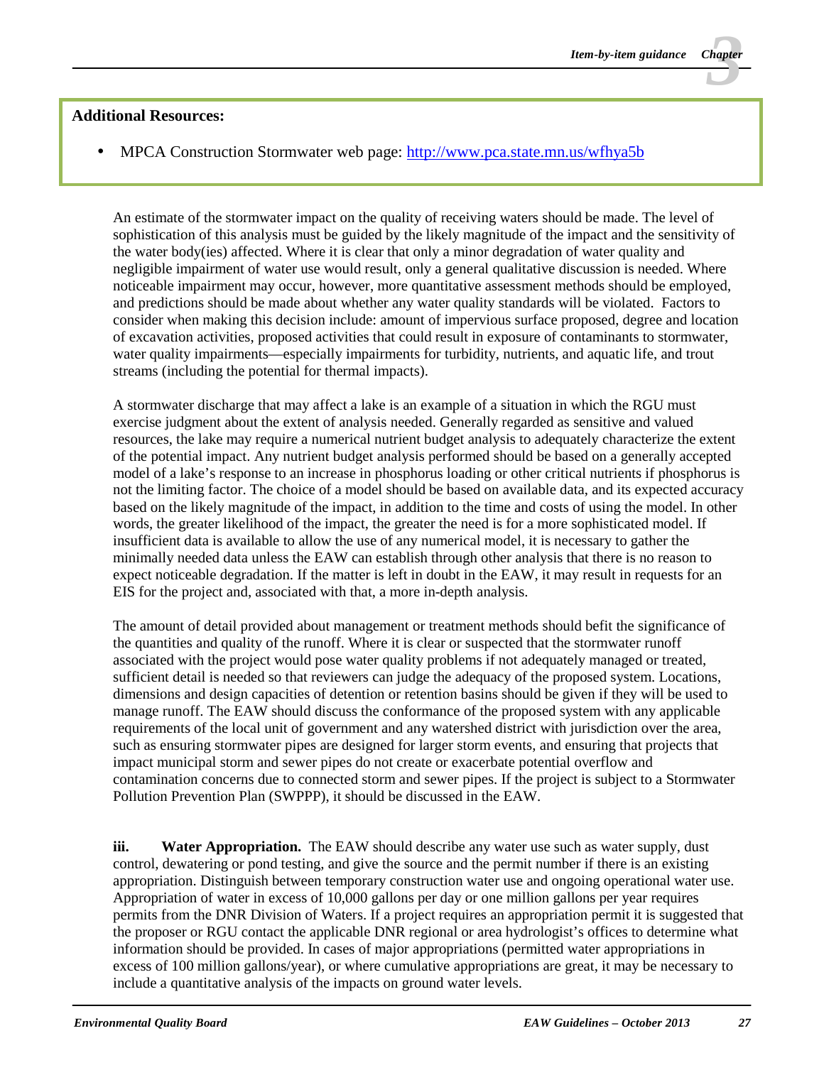**Additional Resources:**

- MPCA Construction Stormwater web page: [http://www.pca.state.mn.us/wfhya5b](http://www.pca.state.mn.us/wfhya5b)

An estimate of the stormwater impact on the quality of receiving waters should be made. The level of sophistication of this analysis must be guided by the likely magnitude of the impact and the sensitivity of the water body(ies) affected. Where it is clear that only a minor degradation of water quality and negligible impairment of water use would result, only a general qualitative discussion is needed. Where noticeable impairment may occur, however, more quantitative assessment methods should be employed, and predictions should be made about whether any water quality standards will be violated. Factors to consider when making this decision include: amount of impervious surface proposed, degree and location of excavation activities, proposed activities that could result in exposure of contaminants to stormwater, water quality impairments—especially impairments for turbidity, nutrients, and aquatic life, and trout streams (including the potential for thermal impacts).

A stormwater discharge that may affect a lake is an example of a situation in which the RGU must exercise judgment about the extent of analysis needed. Generally regarded as sensitive and valued resources, the lake may require a numerical nutrient budget analysis to adequately characterize the extent of the potential impact. Any nutrient budget analysis performed should be based on a generally accepted model of a lake's response to an increase in phosphorus loading or other critical nutrients if phosphorus is not the limiting factor. The choice of a model should be based on available data, and its expected accuracy based on the likely magnitude of the impact, in addition to the time and costs of using the model. In other words, the greater likelihood of the impact, the greater the need is for a more sophisticated model. If insufficient data is available to allow the use of any numerical model, it is necessary to gather the minimally needed data unless the EAW can establish through other analysis that there is no reason to expect noticeable degradation. If the matter is left in doubt in the EAW, it may result in requests for an EIS for the project and, associated with that, a more in-depth analysis.

The amount of detail provided about management or treatment methods should befit the significance of the quantities and quality of the runoff. Where it is clear or suspected that the stormwater runoff associated with the project would pose water quality problems if not adequately managed or treated, sufficient detail is needed so that reviewers can judge the adequacy of the proposed system. Locations, dimensions and design capacities of detention or retention basins should be given if they will be used to manage runoff. The EAW should discuss the conformance of the proposed system with any applicable requirements of the local unit of government and any watershed district with jurisdiction over the area, such as ensuring stormwater pipes are designed for larger storm events, and ensuring that projects that impact municipal storm and sewer pipes do not create or exacerbate potential overflow and contamination concerns due to connected storm and sewer pipes. If the project is subject to a Stormwater Pollution Prevention Plan (SWPPP), it should be discussed in the EAW.

**iii. Water Appropriation.** The EAW should describe any water use such as water supply, dust control, dewatering or pond testing, and give the source and the permit number if there is an existing appropriation. Distinguish between temporary construction water use and ongoing operational water use. Appropriation of water in excess of 10,000 gallons per day or one million gallons per year requires permits from the DNR Division of Waters. If a project requires an appropriation permit it is suggested that the proposer or RGU contact the applicable DNR regional or area hydrologist's offices to determine what information should be provided. In cases of major appropriations (permitted water appropriations in excess of 100 million gallons/year), or where cumulative appropriations are great, it may be necessary to include a quantitative analysis of the impacts on ground water levels.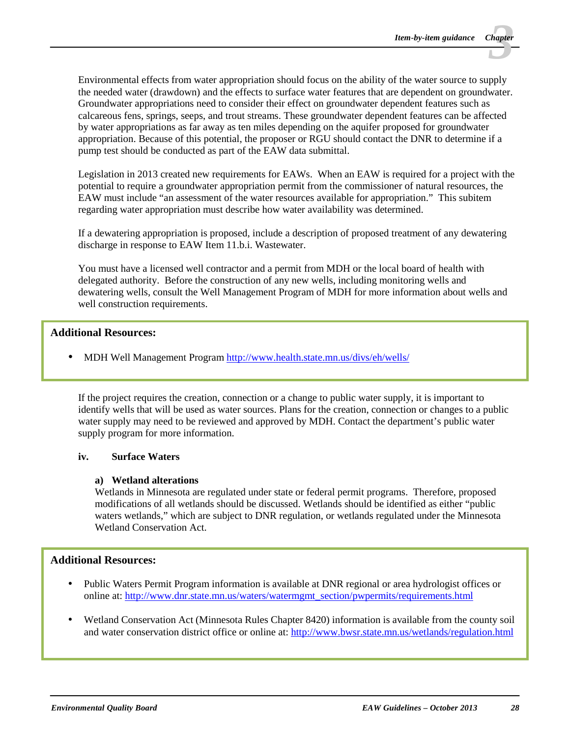Environmental effects from water appropriation should focus on the ability of the water source to supply the needed water (drawdown) and the effects to surface water features that are dependent on groundwater. Groundwater appropriations need to consider their effect on groundwater dependent features such as calcareous fens, springs, seeps, and trout streams. These groundwater dependent features can be affected by water appropriations as far away as ten miles depending on the aquifer proposed for groundwater appropriation. Because of this potential, the proposer or RGU should contact the DNR to determine if a pump test should be conducted as part of the EAW data submittal.

Legislation in 2013 created new requirements for EAWs. When an EAW is required for a project with the potential to require a groundwater appropriation permit from the commissioner of natural resources, the EAW must include "an assessment of the water resources available for appropriation." This subitem regarding water appropriation must describe how water availability was determined.

If a dewatering appropriation is proposed, include a description of proposed treatment of any dewatering discharge in response to EAW Item 11.b.i. Wastewater.

You must have a licensed well contractor and a permit from MDH or the local board of health with delegated authority. Before the construction of any new wells, including monitoring wells and dewatering wells, consult the Well Management Program of MDH for more information about wells and well construction requirements.

**Additional Resources:**

- MDH Well Management Program http://www.health.state.mn.us/divs/eh/wells/

If the project requires the creation, connection or a change to public water supply, it is important to identify wells that will be used as water sources. Plans for the creation, connection or changes to a public water supply may need to be reviewed and approved by MDH. Contact the department's public water supply program for more information.

**iv. Surface Waters**

**a) Wetland alterations**

Wetlands in Minnesota are regulated under state or federal permit programs. Therefore, proposed modifications of all wetlands should be discussed. Wetlands should be identified as either "public waters wetlands," which are subject to DNR regulation, or wetlands regulated under the Minnesota Wetland Conservation Act.

**Additional Resources:**

- Public Waters Permit Program information is available at DNR regional or area hydrologist offices or online at: http://www.dnr.state.mn.us/waters/watermgmt_section/pwpermits/requirements.html
- Wetland Conservation Act (Minnesota Rules Chapter 8420) information is available from the county soil and water conservation district office or online at: http://www.bwsr.state.mn.us/wetlands/regulation.html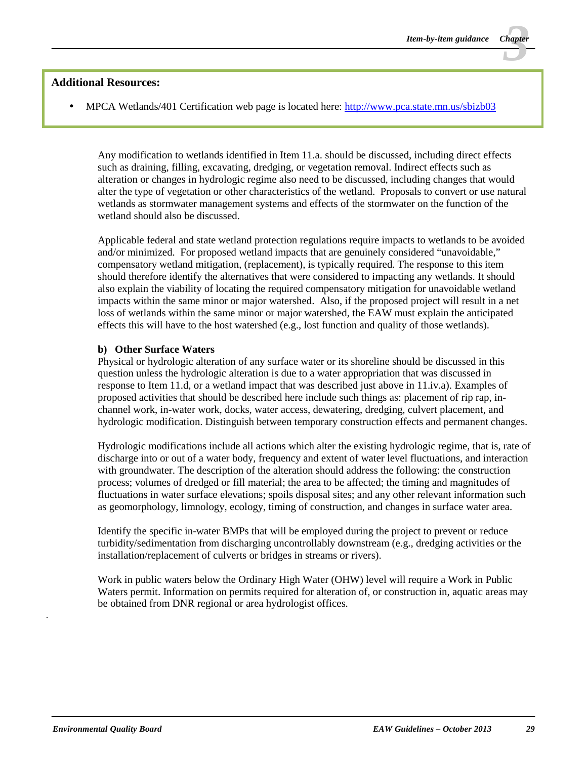**Additional Resources:**

- MPCA Wetlands/401 Certification web page is located here: http://www.pca.state.mn.us/sbizb03

Any modification to wetlands identified in Item 11.a. should be discussed, including direct effects such as draining, filling, excavating, dredging, or vegetation removal. Indirect effects such as alteration or changes in hydrologic regime also need to be discussed, including changes that would alter the type of vegetation or other characteristics of the wetland. Proposals to convert or use natural wetlands as stormwater management systems and effects of the stormwater on the function of the wetland should also be discussed.

Applicable federal and state wetland protection regulations require impacts to wetlands to be avoided and/or minimized. For proposed wetland impacts that are genuinely considered "unavoidable," compensatory wetland mitigation, (replacement), is typically required. The response to this item should therefore identify the alternatives that were considered to impacting any wetlands. It should also explain the viability of locating the required compensatory mitigation for unavoidable wetland impacts within the same minor or major watershed. Also, if the proposed project will result in a net loss of wetlands within the same minor or major watershed, the EAW must explain the anticipated effects this will have to the host watershed (e.g., lost function and quality of those wetlands).

**b) Other Surface Waters**

Physical or hydrologic alteration of any surface water or its shoreline should be discussed in this question unless the hydrologic alteration is due to a water appropriation that was discussed in response to Item 11.d, or a wetland impact that was described just above in 11.iv.a). Examples of proposed activities that should be described here include such things as: placement of rip rap, in-channel work, in-water work, docks, water access, dewatering, dredging, culvert placement, and hydrologic modification. Distinguish between temporary construction effects and permanent changes.

Hydrologic modifications include all actions which alter the existing hydrologic regime, that is, rate of discharge into or out of a water body, frequency and extent of water level fluctuations, and interaction with groundwater. The description of the alteration should address the following: the construction process; volumes of dredged or fill material; the area to be affected; the timing and magnitudes of fluctuations in water surface elevations; spoils disposal sites; and any other relevant information such as geomorphology, limnology, ecology, timing of construction, and changes in surface water area.

Identify the specific in-water BMPs that will be employed during the project to prevent or reduce turbidity/sedimentation from discharging uncontrollably downstream (e.g., dredging activities or the installation/replacement of culverts or bridges in streams or rivers).

Work in public waters below the Ordinary High Water (OHW) level will require a Work in Public Waters permit. Information on permits required for alteration of, or construction in, aquatic areas may be obtained from DNR regional or area hydrologist offices.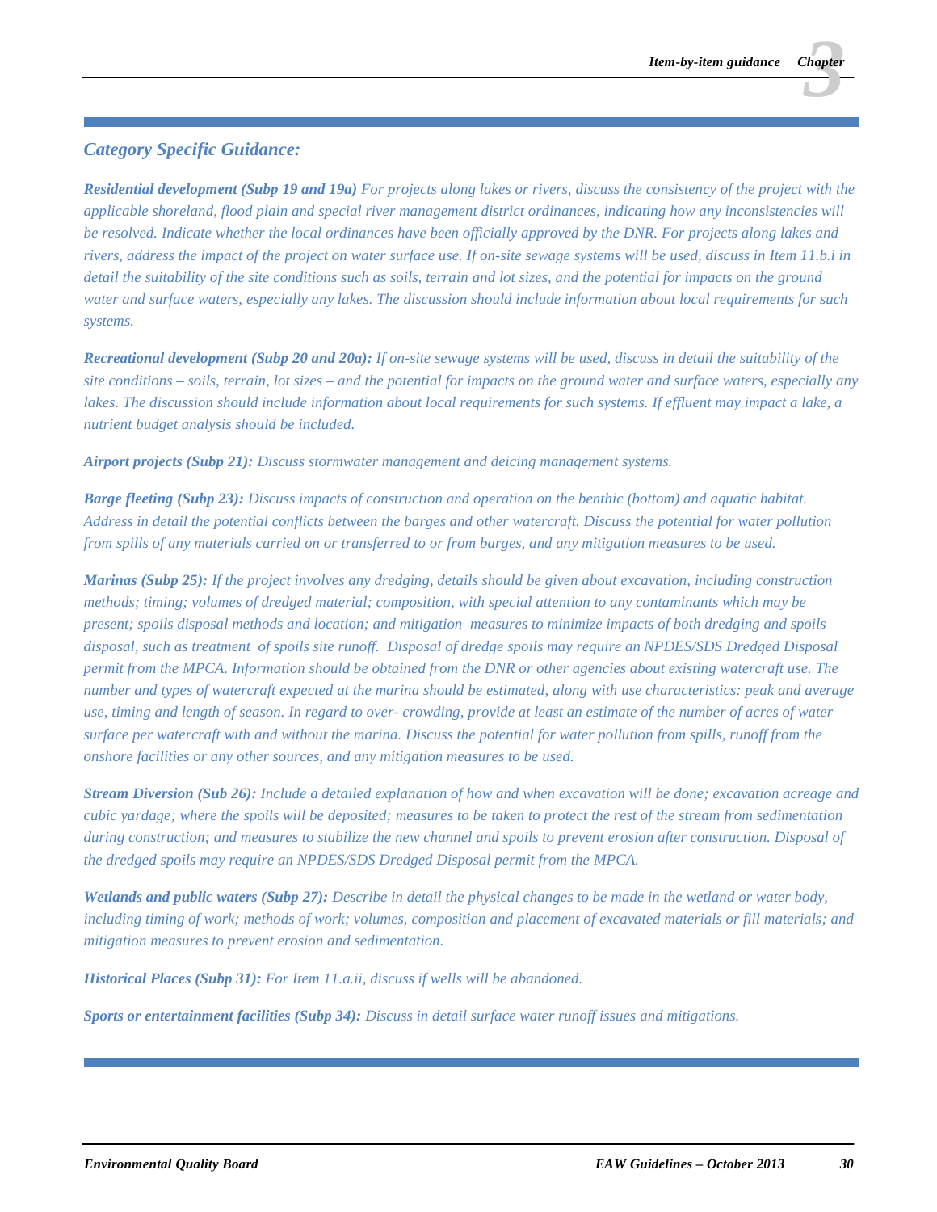### *Category Specific Guidance:*

***Residential development (Subp 19 and 19a)*** *For projects along lakes or rivers, discuss the consistency of the project with the applicable shoreland, flood plain and special river management district ordinances, indicating how any inconsistencies will be resolved. Indicate whether the local ordinances have been officially approved by the DNR. For projects along lakes and rivers, address the impact of the project on water surface use. If on-site sewage systems will be used, discuss in Item 11.b.i in detail the suitability of the site conditions such as soils, terrain and lot sizes, and the potential for impacts on the ground water and surface waters, especially any lakes. The discussion should include information about local requirements for such systems.*

***Recreational development (Subp 20 and 20a):*** *If on-site sewage systems will be used, discuss in detail the suitability of the site conditions – soils, terrain, lot sizes – and the potential for impacts on the ground water and surface waters, especially any lakes. The discussion should include information about local requirements for such systems. If effluent may impact a lake, a nutrient budget analysis should be included.*

***Airport projects (Subp 21):*** *Discuss stormwater management and deicing management systems.*

***Barge fleeting (Subp 23):*** *Discuss impacts of construction and operation on the benthic (bottom) and aquatic habitat. Address in detail the potential conflicts between the barges and other watercraft. Discuss the potential for water pollution from spills of any materials carried on or transferred to or from barges, and any mitigation measures to be used.*

***Marinas (Subp 25):*** *If the project involves any dredging, details should be given about excavation, including construction methods; timing; volumes of dredged material; composition, with special attention to any contaminants which may be present; spoils disposal methods and location; and mitigation measures to minimize impacts of both dredging and spoils disposal, such as treatment of spoils site runoff. Disposal of dredge spoils may require an NPDES/SDS Dredged Disposal permit from the MPCA. Information should be obtained from the DNR or other agencies about existing watercraft use. The number and types of watercraft expected at the marina should be estimated, along with use characteristics: peak and average use, timing and length of season. In regard to over- crowding, provide at least an estimate of the number of acres of water surface per watercraft with and without the marina. Discuss the potential for water pollution from spills, runoff from the onshore facilities or any other sources, and any mitigation measures to be used.*

***Stream Diversion (Sub 26):*** *Include a detailed explanation of how and when excavation will be done; excavation acreage and cubic yardage; where the spoils will be deposited; measures to be taken to protect the rest of the stream from sedimentation during construction; and measures to stabilize the new channel and spoils to prevent erosion after construction. Disposal of the dredged spoils may require an NPDES/SDS Dredged Disposal permit from the MPCA.*

***Wetlands and public waters (Subp 27):*** *Describe in detail the physical changes to be made in the wetland or water body, including timing of work; methods of work; volumes, composition and placement of excavated materials or fill materials; and mitigation measures to prevent erosion and sedimentation.*

***Historical Places (Subp 31):*** *For Item 11.a.ii, discuss if wells will be abandoned.*

***Sports or entertainment facilities (Subp 34):*** *Discuss in detail surface water runoff issues and mitigations.*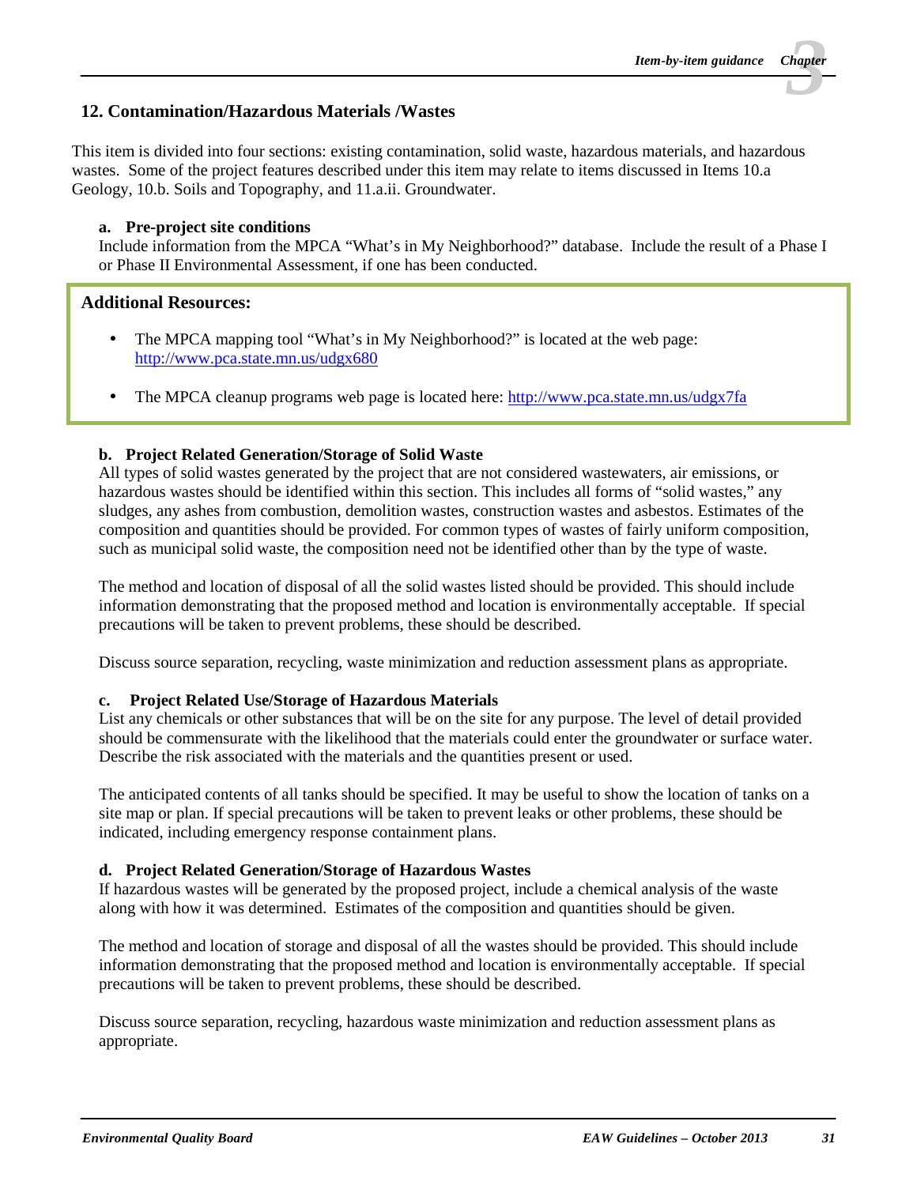## 12. Contamination/Hazardous Materials /Wastes

This item is divided into four sections: existing contamination, solid waste, hazardous materials, and hazardous wastes. Some of the project features described under this item may relate to items discussed in Items 10.a Geology, 10.b. Soils and Topography, and 11.a.ii. Groundwater.

### a. Pre-project site conditions

Include information from the MPCA "What's in My Neighborhood?" database. Include the result of a Phase I or Phase II Environmental Assessment, if one has been conducted.

**Additional Resources:**

- The MPCA mapping tool "What's in My Neighborhood?" is located at the web page: http://www.pca.state.mn.us/udgx680
- The MPCA cleanup programs web page is located here: http://www.pca.state.mn.us/udgx7fa

### b. Project Related Generation/Storage of Solid Waste

All types of solid wastes generated by the project that are not considered wastewaters, air emissions, or hazardous wastes should be identified within this section. This includes all forms of "solid wastes," any sludges, any ashes from combustion, demolition wastes, construction wastes and asbestos. Estimates of the composition and quantities should be provided. For common types of wastes of fairly uniform composition, such as municipal solid waste, the composition need not be identified other than by the type of waste.

The method and location of disposal of all the solid wastes listed should be provided. This should include information demonstrating that the proposed method and location is environmentally acceptable. If special precautions will be taken to prevent problems, these should be described.

Discuss source separation, recycling, waste minimization and reduction assessment plans as appropriate.

### c. Project Related Use/Storage of Hazardous Materials

List any chemicals or other substances that will be on the site for any purpose. The level of detail provided should be commensurate with the likelihood that the materials could enter the groundwater or surface water. Describe the risk associated with the materials and the quantities present or used.

The anticipated contents of all tanks should be specified. It may be useful to show the location of tanks on a site map or plan. If special precautions will be taken to prevent leaks or other problems, these should be indicated, including emergency response containment plans.

### d. Project Related Generation/Storage of Hazardous Wastes

If hazardous wastes will be generated by the proposed project, include a chemical analysis of the waste along with how it was determined. Estimates of the composition and quantities should be given.

The method and location of storage and disposal of all the wastes should be provided. This should include information demonstrating that the proposed method and location is environmentally acceptable. If special precautions will be taken to prevent problems, these should be described.

Discuss source separation, recycling, hazardous waste minimization and reduction assessment plans as appropriate.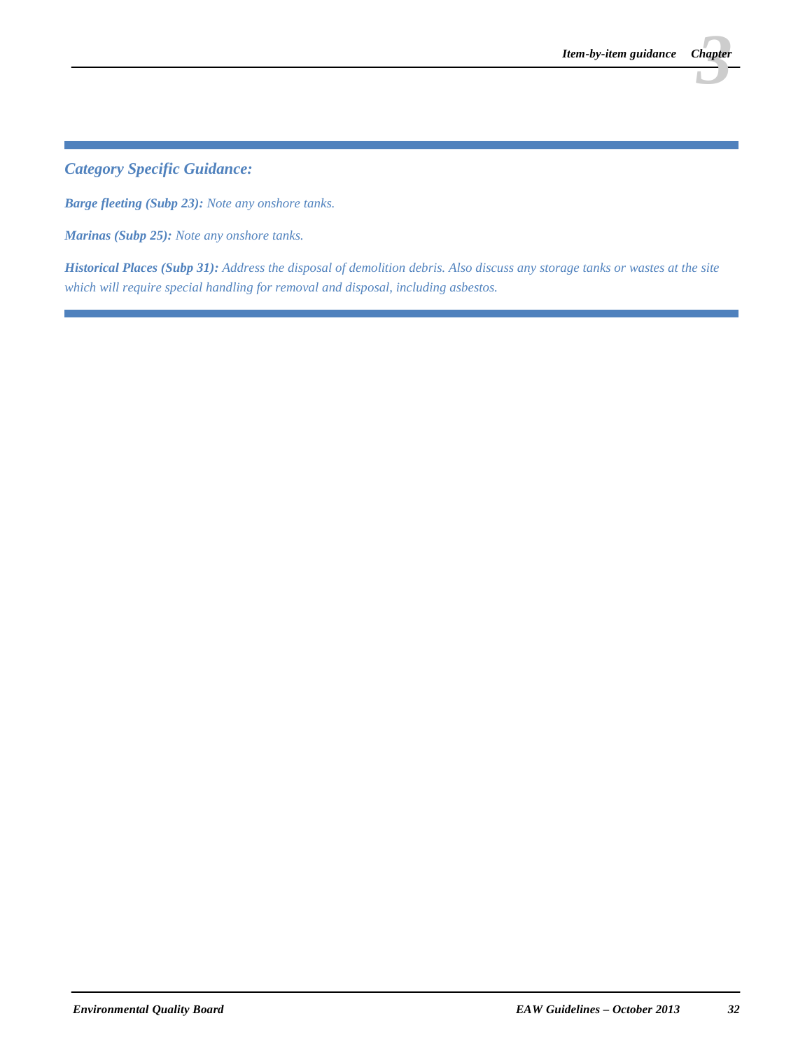*Category Specific Guidance:*

***Barge fleeting (Subp 23):*** *Note any onshore tanks.*

***Marinas (Subp 25):*** *Note any onshore tanks.*

***Historical Places (Subp 31):*** *Address the disposal of demolition debris. Also discuss any storage tanks or wastes at the site which will require special handling for removal and disposal, including asbestos.*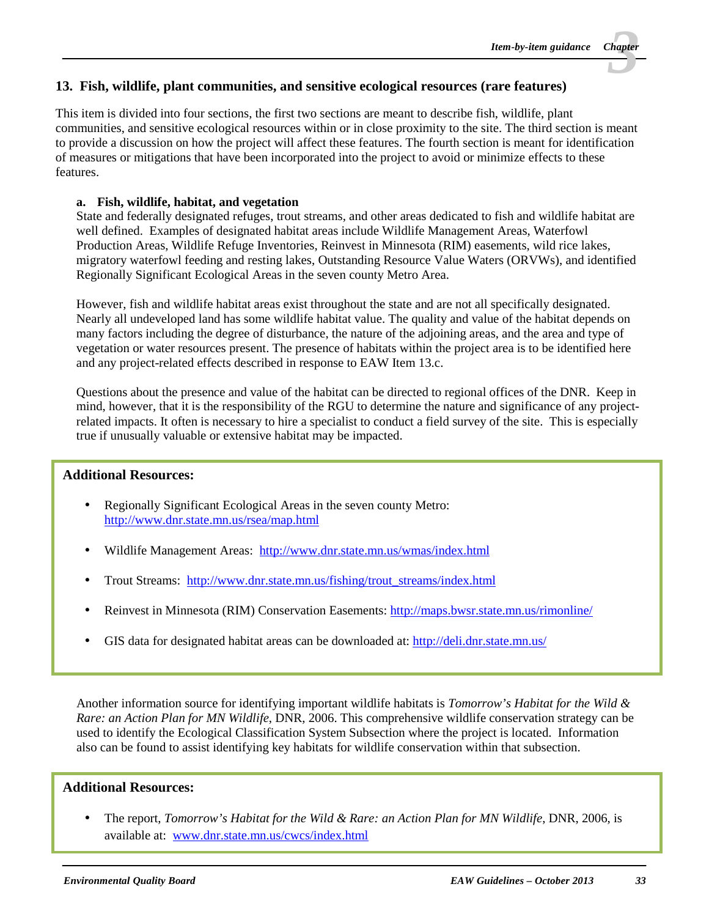## 13. Fish, wildlife, plant communities, and sensitive ecological resources (rare features)

This item is divided into four sections, the first two sections are meant to describe fish, wildlife, plant communities, and sensitive ecological resources within or in close proximity to the site. The third section is meant to provide a discussion on how the project will affect these features. The fourth section is meant for identification of measures or mitigations that have been incorporated into the project to avoid or minimize effects to these features.

### a. Fish, wildlife, habitat, and vegetation

State and federally designated refuges, trout streams, and other areas dedicated to fish and wildlife habitat are well defined. Examples of designated habitat areas include Wildlife Management Areas, Waterfowl Production Areas, Wildlife Refuge Inventories, Reinvest in Minnesota (RIM) easements, wild rice lakes, migratory waterfowl feeding and resting lakes, Outstanding Resource Value Waters (ORVWs), and identified Regionally Significant Ecological Areas in the seven county Metro Area.

However, fish and wildlife habitat areas exist throughout the state and are not all specifically designated. Nearly all undeveloped land has some wildlife habitat value. The quality and value of the habitat depends on many factors including the degree of disturbance, the nature of the adjoining areas, and the area and type of vegetation or water resources present. The presence of habitats within the project area is to be identified here and any project-related effects described in response to EAW Item 13.c.

Questions about the presence and value of the habitat can be directed to regional offices of the DNR. Keep in mind, however, that it is the responsibility of the RGU to determine the nature and significance of any project-related impacts. It often is necessary to hire a specialist to conduct a field survey of the site. This is especially true if unusually valuable or extensive habitat may be impacted.

**Additional Resources:**

- Regionally Significant Ecological Areas in the seven county Metro: http://www.dnr.state.mn.us/rsea/map.html
- Wildlife Management Areas: http://www.dnr.state.mn.us/wmas/index.html
- Trout Streams: http://www.dnr.state.mn.us/fishing/trout_streams/index.html
- Reinvest in Minnesota (RIM) Conservation Easements: http://maps.bwsr.state.mn.us/rimonline/
- GIS data for designated habitat areas can be downloaded at: http://deli.dnr.state.mn.us/

Another information source for identifying important wildlife habitats is *Tomorrow's Habitat for the Wild & Rare: an Action Plan for MN Wildlife*, DNR, 2006. This comprehensive wildlife conservation strategy can be used to identify the Ecological Classification System Subsection where the project is located. Information also can be found to assist identifying key habitats for wildlife conservation within that subsection.

**Additional Resources:**

- The report, *Tomorrow's Habitat for the Wild & Rare: an Action Plan for MN Wildlife*, DNR, 2006, is available at: www.dnr.state.mn.us/cwcs/index.html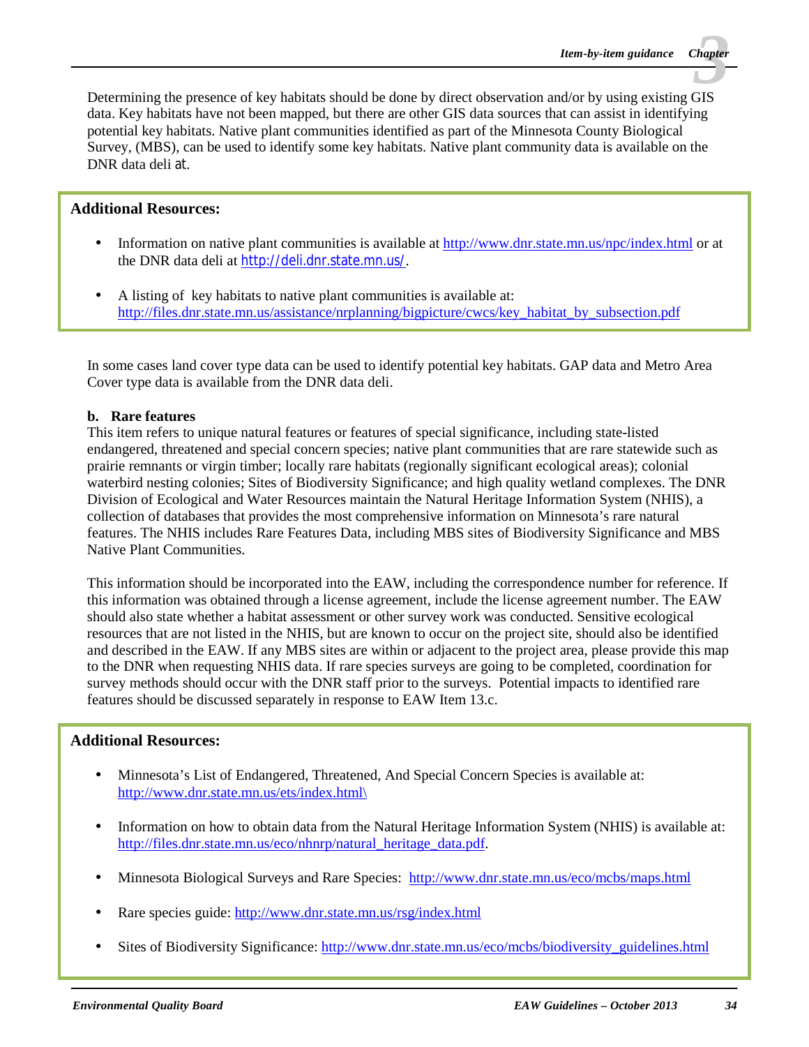Determining the presence of key habitats should be done by direct observation and/or by using existing GIS data. Key habitats have not been mapped, but there are other GIS data sources that can assist in identifying potential key habitats. Native plant communities identified as part of the Minnesota County Biological Survey, (MBS), can be used to identify some key habitats. Native plant community data is available on the DNR data deli at.

**Additional Resources:**

- Information on native plant communities is available at http://www.dnr.state.mn.us/npc/index.html or at the DNR data deli at http://deli.dnr.state.mn.us/.
- A listing of key habitats to native plant communities is available at: http://files.dnr.state.mn.us/assistance/nrplanning/bigpicture/cwcs/key_habitat_by_subsection.pdf

In some cases land cover type data can be used to identify potential key habitats. GAP data and Metro Area Cover type data is available from the DNR data deli.

**b. Rare features**

This item refers to unique natural features or features of special significance, including state-listed endangered, threatened and special concern species; native plant communities that are rare statewide such as prairie remnants or virgin timber; locally rare habitats (regionally significant ecological areas); colonial waterbird nesting colonies; Sites of Biodiversity Significance; and high quality wetland complexes. The DNR Division of Ecological and Water Resources maintain the Natural Heritage Information System (NHIS), a collection of databases that provides the most comprehensive information on Minnesota's rare natural features. The NHIS includes Rare Features Data, including MBS sites of Biodiversity Significance and MBS Native Plant Communities.

This information should be incorporated into the EAW, including the correspondence number for reference. If this information was obtained through a license agreement, include the license agreement number. The EAW should also state whether a habitat assessment or other survey work was conducted. Sensitive ecological resources that are not listed in the NHIS, but are known to occur on the project site, should also be identified and described in the EAW. If any MBS sites are within or adjacent to the project area, please provide this map to the DNR when requesting NHIS data. If rare species surveys are going to be completed, coordination for survey methods should occur with the DNR staff prior to the surveys. Potential impacts to identified rare features should be discussed separately in response to EAW Item 13.c.

**Additional Resources:**

- Minnesota's List of Endangered, Threatened, And Special Concern Species is available at: http://www.dnr.state.mn.us/ets/index.html\
- Information on how to obtain data from the Natural Heritage Information System (NHIS) is available at: http://files.dnr.state.mn.us/eco/nhnrp/natural_heritage_data.pdf.
- Minnesota Biological Surveys and Rare Species: http://www.dnr.state.mn.us/eco/mcbs/maps.html
- Rare species guide: http://www.dnr.state.mn.us/rsg/index.html
- Sites of Biodiversity Significance: http://www.dnr.state.mn.us/eco/mcbs/biodiversity_guidelines.html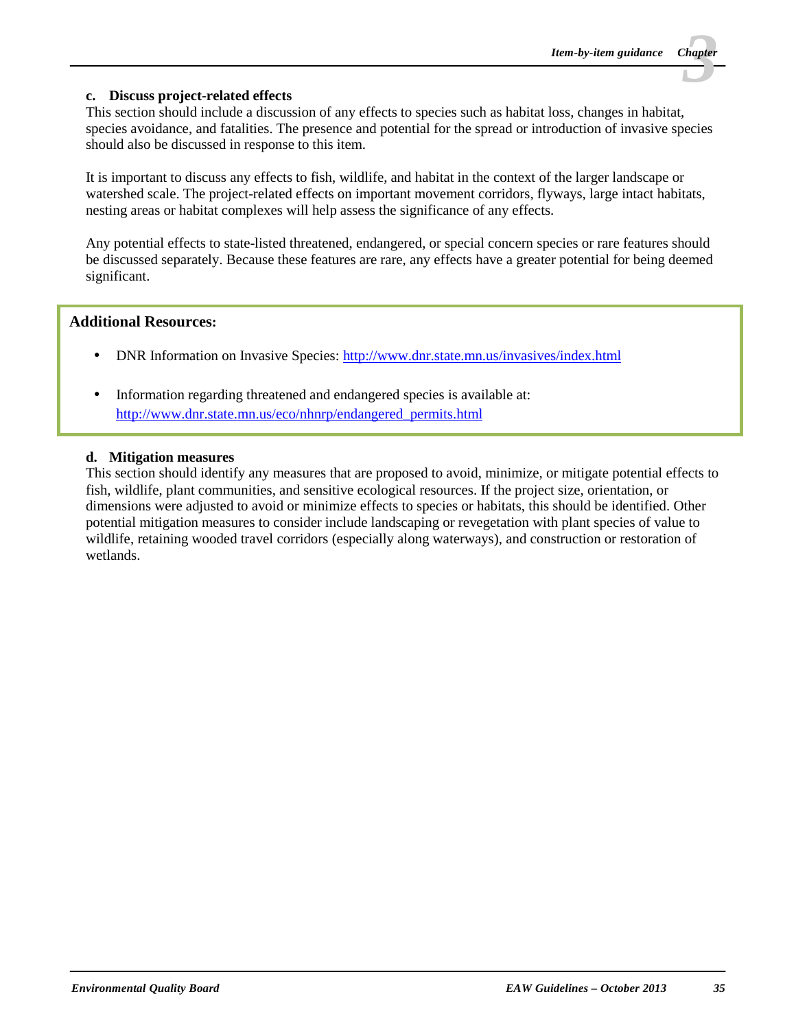**c. Discuss project-related effects**

This section should include a discussion of any effects to species such as habitat loss, changes in habitat, species avoidance, and fatalities. The presence and potential for the spread or introduction of invasive species should also be discussed in response to this item.

It is important to discuss any effects to fish, wildlife, and habitat in the context of the larger landscape or watershed scale. The project-related effects on important movement corridors, flyways, large intact habitats, nesting areas or habitat complexes will help assess the significance of any effects.

Any potential effects to state-listed threatened, endangered, or special concern species or rare features should be discussed separately. Because these features are rare, any effects have a greater potential for being deemed significant.

**Additional Resources:**

- DNR Information on Invasive Species: http://www.dnr.state.mn.us/invasives/index.html
- Information regarding threatened and endangered species is available at: http://www.dnr.state.mn.us/eco/nhnrp/endangered_permits.html

**d. Mitigation measures**

This section should identify any measures that are proposed to avoid, minimize, or mitigate potential effects to fish, wildlife, plant communities, and sensitive ecological resources. If the project size, orientation, or dimensions were adjusted to avoid or minimize effects to species or habitats, this should be identified. Other potential mitigation measures to consider include landscaping or revegetation with plant species of value to wildlife, retaining wooded travel corridors (especially along waterways), and construction or restoration of wetlands.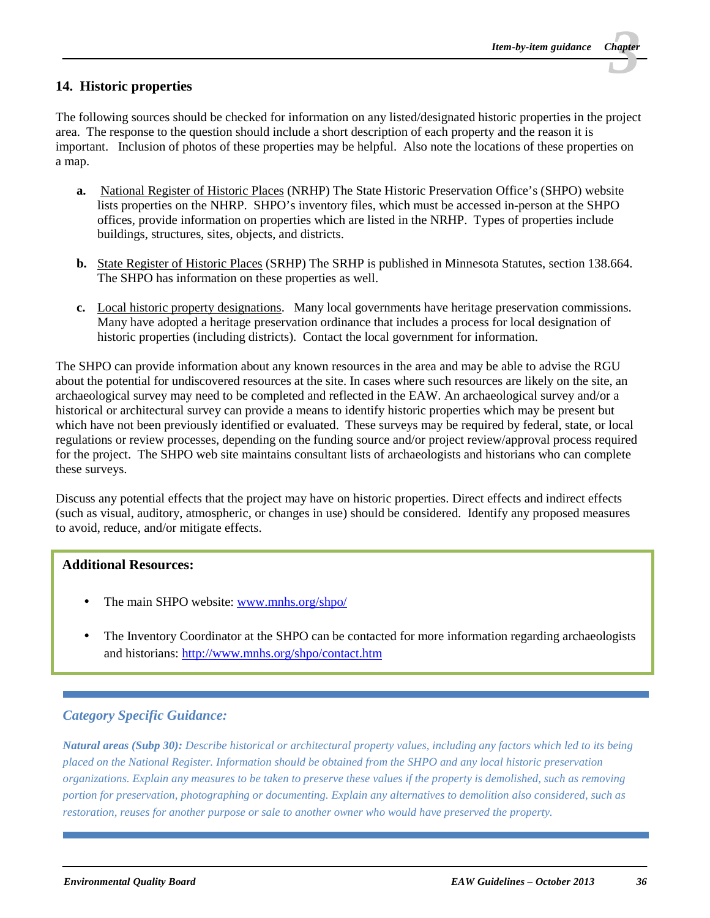## 14. Historic properties

The following sources should be checked for information on any listed/designated historic properties in the project area. The response to the question should include a short description of each property and the reason it is important. Inclusion of photos of these properties may be helpful. Also note the locations of these properties on a map.

- **a.** National Register of Historic Places (NRHP) The State Historic Preservation Office's (SHPO) website lists properties on the NHRP. SHPO's inventory files, which must be accessed in-person at the SHPO offices, provide information on properties which are listed in the NRHP. Types of properties include buildings, structures, sites, objects, and districts.

- **b.** State Register of Historic Places (SRHP) The SRHP is published in Minnesota Statutes, section 138.664. The SHPO has information on these properties as well.

- **c.** Local historic property designations. Many local governments have heritage preservation commissions. Many have adopted a heritage preservation ordinance that includes a process for local designation of historic properties (including districts). Contact the local government for information.

The SHPO can provide information about any known resources in the area and may be able to advise the RGU about the potential for undiscovered resources at the site. In cases where such resources are likely on the site, an archaeological survey may need to be completed and reflected in the EAW. An archaeological survey and/or a historical or architectural survey can provide a means to identify historic properties which may be present but which have not been previously identified or evaluated. These surveys may be required by federal, state, or local regulations or review processes, depending on the funding source and/or project review/approval process required for the project. The SHPO web site maintains consultant lists of archaeologists and historians who can complete these surveys.

Discuss any potential effects that the project may have on historic properties. Direct effects and indirect effects (such as visual, auditory, atmospheric, or changes in use) should be considered. Identify any proposed measures to avoid, reduce, and/or mitigate effects.

**Additional Resources:**

- The main SHPO website: www.mnhs.org/shpo/
- The Inventory Coordinator at the SHPO can be contacted for more information regarding archaeologists and historians: http://www.mnhs.org/shpo/contact.htm

### *Category Specific Guidance:*

***Natural areas (Subp 30):*** *Describe historical or architectural property values, including any factors which led to its being placed on the National Register. Information should be obtained from the SHPO and any local historic preservation organizations. Explain any measures to be taken to preserve these values if the property is demolished, such as removing portion for preservation, photographing or documenting. Explain any alternatives to demolition also considered, such as restoration, reuses for another purpose or sale to another owner who would have preserved the property.*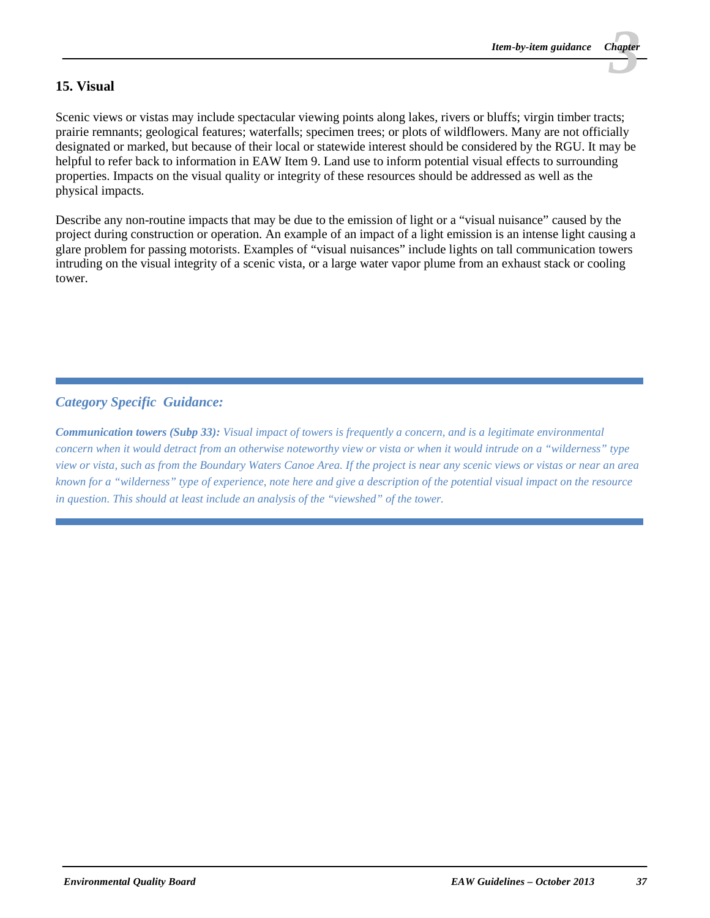## 15. Visual

Scenic views or vistas may include spectacular viewing points along lakes, rivers or bluffs; virgin timber tracts; prairie remnants; geological features; waterfalls; specimen trees; or plots of wildflowers. Many are not officially designated or marked, but because of their local or statewide interest should be considered by the RGU. It may be helpful to refer back to information in EAW Item 9. Land use to inform potential visual effects to surrounding properties. Impacts on the visual quality or integrity of these resources should be addressed as well as the physical impacts.

Describe any non-routine impacts that may be due to the emission of light or a "visual nuisance" caused by the project during construction or operation. An example of an impact of a light emission is an intense light causing a glare problem for passing motorists. Examples of "visual nuisances" include lights on tall communication towers intruding on the visual integrity of a scenic vista, or a large water vapor plume from an exhaust stack or cooling tower.

---

### *Category Specific Guidance:*

***Communication towers (Subp 33):*** *Visual impact of towers is frequently a concern, and is a legitimate environmental concern when it would detract from an otherwise noteworthy view or vista or when it would intrude on a "wilderness" type view or vista, such as from the Boundary Waters Canoe Area. If the project is near any scenic views or vistas or near an area known for a "wilderness" type of experience, note here and give a description of the potential visual impact on the resource in question. This should at least include an analysis of the "viewshed" of the tower.*

---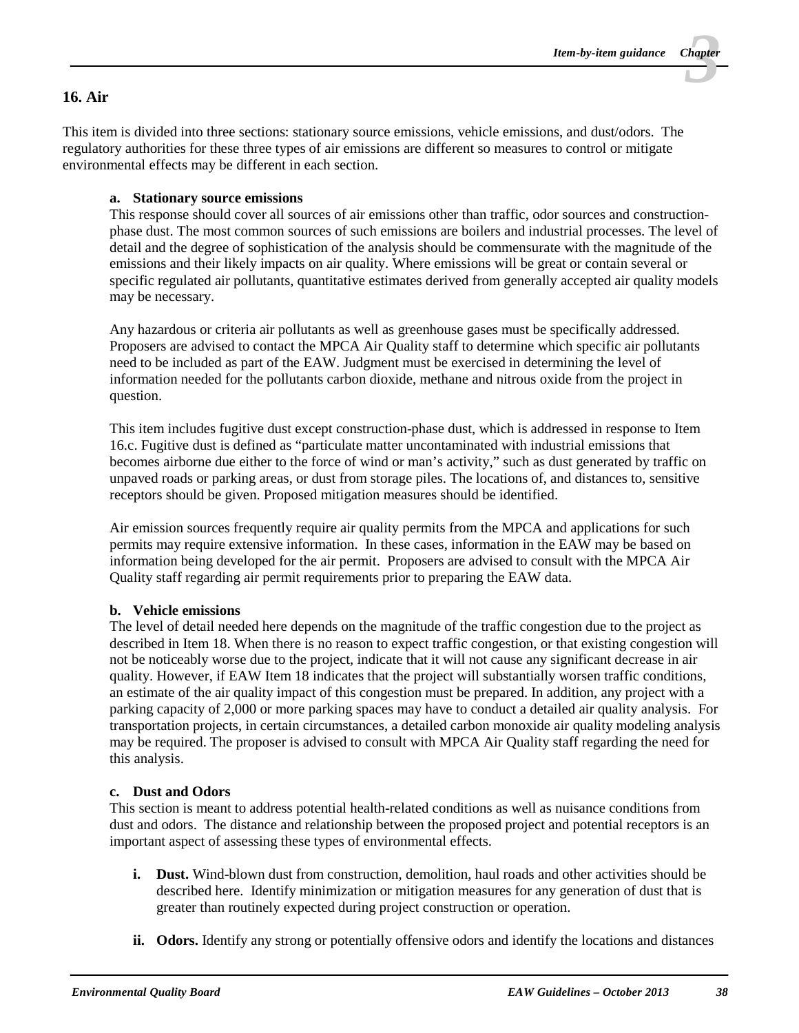## 16. Air

This item is divided into three sections: stationary source emissions, vehicle emissions, and dust/odors. The regulatory authorities for these three types of air emissions are different so measures to control or mitigate environmental effects may be different in each section.

### a. Stationary source emissions

This response should cover all sources of air emissions other than traffic, odor sources and construction-phase dust. The most common sources of such emissions are boilers and industrial processes. The level of detail and the degree of sophistication of the analysis should be commensurate with the magnitude of the emissions and their likely impacts on air quality. Where emissions will be great or contain several or specific regulated air pollutants, quantitative estimates derived from generally accepted air quality models may be necessary.

Any hazardous or criteria air pollutants as well as greenhouse gases must be specifically addressed. Proposers are advised to contact the MPCA Air Quality staff to determine which specific air pollutants need to be included as part of the EAW. Judgment must be exercised in determining the level of information needed for the pollutants carbon dioxide, methane and nitrous oxide from the project in question.

This item includes fugitive dust except construction-phase dust, which is addressed in response to Item 16.c. Fugitive dust is defined as "particulate matter uncontaminated with industrial emissions that becomes airborne due either to the force of wind or man's activity," such as dust generated by traffic on unpaved roads or parking areas, or dust from storage piles. The locations of, and distances to, sensitive receptors should be given. Proposed mitigation measures should be identified.

Air emission sources frequently require air quality permits from the MPCA and applications for such permits may require extensive information. In these cases, information in the EAW may be based on information being developed for the air permit. Proposers are advised to consult with the MPCA Air Quality staff regarding air permit requirements prior to preparing the EAW data.

### b. Vehicle emissions

The level of detail needed here depends on the magnitude of the traffic congestion due to the project as described in Item 18. When there is no reason to expect traffic congestion, or that existing congestion will not be noticeably worse due to the project, indicate that it will not cause any significant decrease in air quality. However, if EAW Item 18 indicates that the project will substantially worsen traffic conditions, an estimate of the air quality impact of this congestion must be prepared. In addition, any project with a parking capacity of 2,000 or more parking spaces may have to conduct a detailed air quality analysis. For transportation projects, in certain circumstances, a detailed carbon monoxide air quality modeling analysis may be required. The proposer is advised to consult with MPCA Air Quality staff regarding the need for this analysis.

### c. Dust and Odors

This section is meant to address potential health-related conditions as well as nuisance conditions from dust and odors. The distance and relationship between the proposed project and potential receptors is an important aspect of assessing these types of environmental effects.

i. **Dust.** Wind-blown dust from construction, demolition, haul roads and other activities should be described here. Identify minimization or mitigation measures for any generation of dust that is greater than routinely expected during project construction or operation.

ii. **Odors.** Identify any strong or potentially offensive odors and identify the locations and distances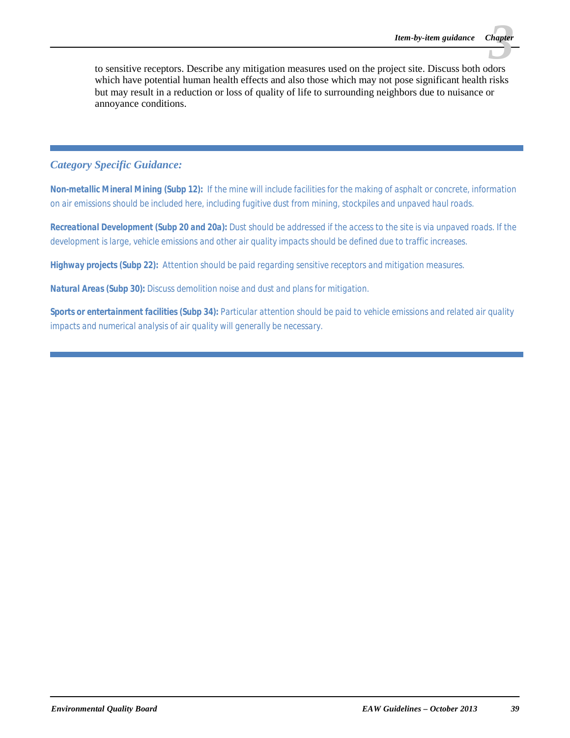to sensitive receptors. Describe any mitigation measures used on the project site. Discuss both odors which have potential human health effects and also those which may not pose significant health risks but may result in a reduction or loss of quality of life to surrounding neighbors due to nuisance or annoyance conditions.

---

### *Category Specific Guidance:*

***Non-metallic Mineral Mining (Subp 12):*** *If the mine will include facilities for the making of asphalt or concrete, information on air emissions should be included here, including fugitive dust from mining, stockpiles and unpaved haul roads.*

***Recreational Development (Subp 20 and 20a):*** *Dust should be addressed if the access to the site is via unpaved roads. If the development is large, vehicle emissions and other air quality impacts should be defined due to traffic increases.*

***Highway projects (Subp 22):*** *Attention should be paid regarding sensitive receptors and mitigation measures.*

***Natural Areas (Subp 30):*** *Discuss demolition noise and dust and plans for mitigation.*

***Sports or entertainment facilities (Subp 34):*** *Particular attention should be paid to vehicle emissions and related air quality impacts and numerical analysis of air quality will generally be necessary.*

---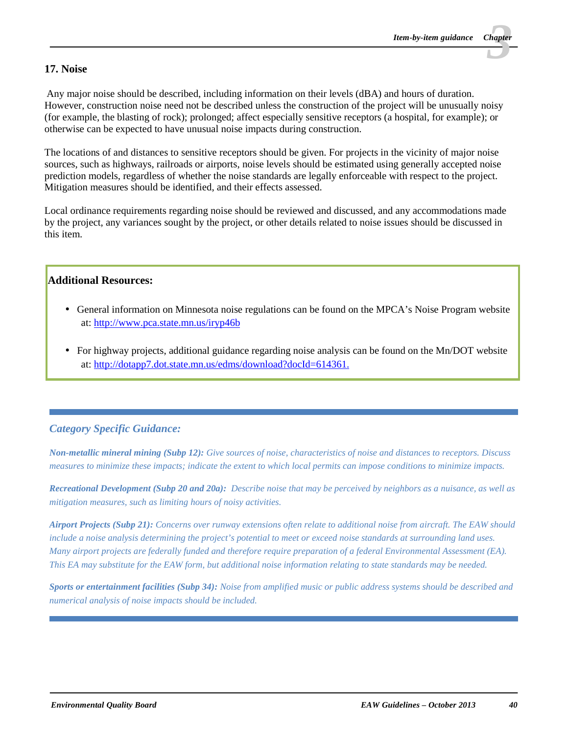## 17. Noise

Any major noise should be described, including information on their levels (dBA) and hours of duration. However, construction noise need not be described unless the construction of the project will be unusually noisy (for example, the blasting of rock); prolonged; affect especially sensitive receptors (a hospital, for example); or otherwise can be expected to have unusual noise impacts during construction.

The locations of and distances to sensitive receptors should be given. For projects in the vicinity of major noise sources, such as highways, railroads or airports, noise levels should be estimated using generally accepted noise prediction models, regardless of whether the noise standards are legally enforceable with respect to the project. Mitigation measures should be identified, and their effects assessed.

Local ordinance requirements regarding noise should be reviewed and discussed, and any accommodations made by the project, any variances sought by the project, or other details related to noise issues should be discussed in this item.

**Additional Resources:**

- General information on Minnesota noise regulations can be found on the MPCA's Noise Program website at: http://www.pca.state.mn.us/iryp46b
- For highway projects, additional guidance regarding noise analysis can be found on the Mn/DOT website at: http://dotapp7.dot.state.mn.us/edms/download?docId=614361.

### *Category Specific Guidance:*

***Non-metallic mineral mining (Subp 12):*** *Give sources of noise, characteristics of noise and distances to receptors. Discuss measures to minimize these impacts; indicate the extent to which local permits can impose conditions to minimize impacts.*

***Recreational Development (Subp 20 and 20a):*** *Describe noise that may be perceived by neighbors as a nuisance, as well as mitigation measures, such as limiting hours of noisy activities.*

***Airport Projects (Subp 21):*** *Concerns over runway extensions often relate to additional noise from aircraft. The EAW should include a noise analysis determining the project's potential to meet or exceed noise standards at surrounding land uses. Many airport projects are federally funded and therefore require preparation of a federal Environmental Assessment (EA). This EA may substitute for the EAW form, but additional noise information relating to state standards may be needed.*

***Sports or entertainment facilities (Subp 34):*** *Noise from amplified music or public address systems should be described and numerical analysis of noise impacts should be included.*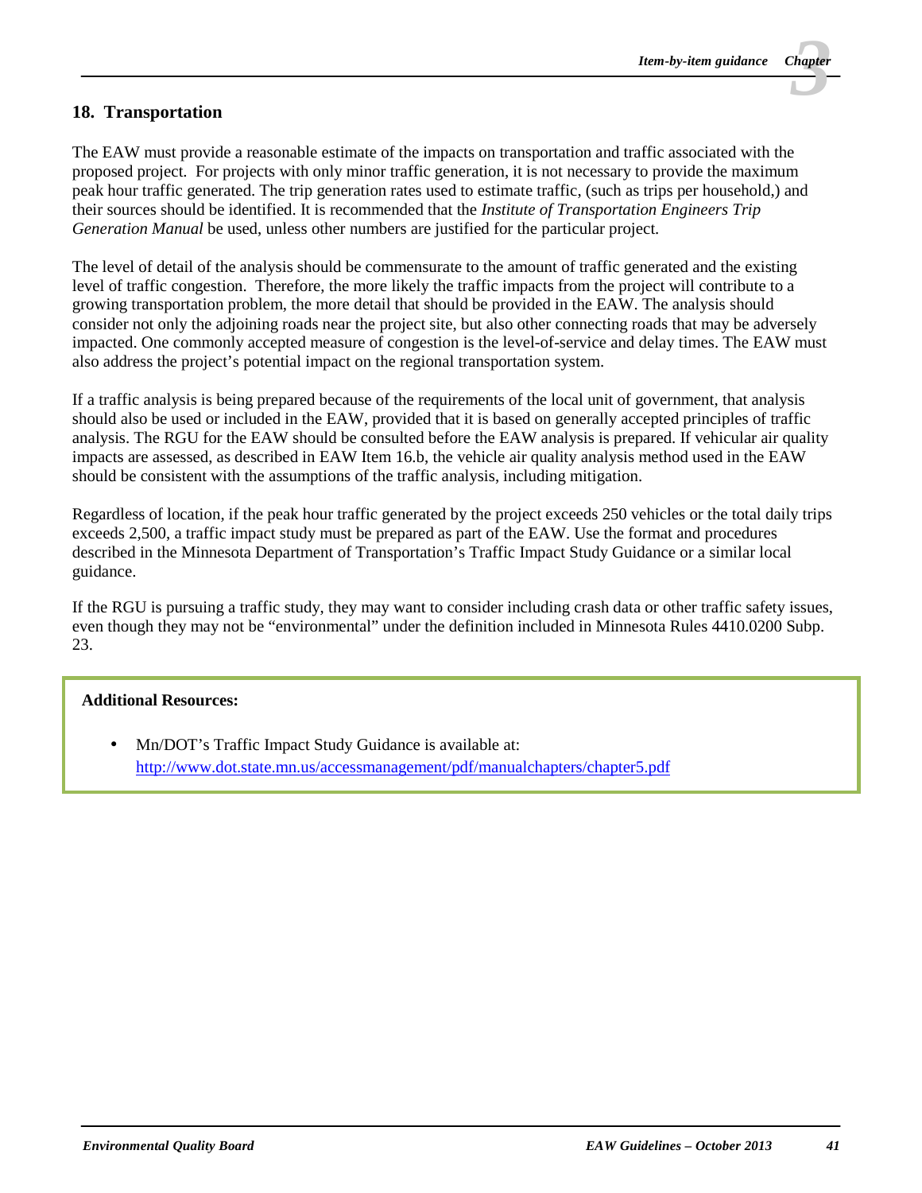## 18. Transportation

The EAW must provide a reasonable estimate of the impacts on transportation and traffic associated with the proposed project. For projects with only minor traffic generation, it is not necessary to provide the maximum peak hour traffic generated. The trip generation rates used to estimate traffic, (such as trips per household,) and their sources should be identified. It is recommended that the *Institute of Transportation Engineers Trip Generation Manual* be used, unless other numbers are justified for the particular project.

The level of detail of the analysis should be commensurate to the amount of traffic generated and the existing level of traffic congestion. Therefore, the more likely the traffic impacts from the project will contribute to a growing transportation problem, the more detail that should be provided in the EAW. The analysis should consider not only the adjoining roads near the project site, but also other connecting roads that may be adversely impacted. One commonly accepted measure of congestion is the level-of-service and delay times. The EAW must also address the project's potential impact on the regional transportation system.

If a traffic analysis is being prepared because of the requirements of the local unit of government, that analysis should also be used or included in the EAW, provided that it is based on generally accepted principles of traffic analysis. The RGU for the EAW should be consulted before the EAW analysis is prepared. If vehicular air quality impacts are assessed, as described in EAW Item 16.b, the vehicle air quality analysis method used in the EAW should be consistent with the assumptions of the traffic analysis, including mitigation.

Regardless of location, if the peak hour traffic generated by the project exceeds 250 vehicles or the total daily trips exceeds 2,500, a traffic impact study must be prepared as part of the EAW. Use the format and procedures described in the Minnesota Department of Transportation's Traffic Impact Study Guidance or a similar local guidance.

If the RGU is pursuing a traffic study, they may want to consider including crash data or other traffic safety issues, even though they may not be "environmental" under the definition included in Minnesota Rules 4410.0200 Subp. 23.

**Additional Resources:**

- Mn/DOT's Traffic Impact Study Guidance is available at: http://www.dot.state.mn.us/accessmanagement/pdf/manualchapters/chapter5.pdf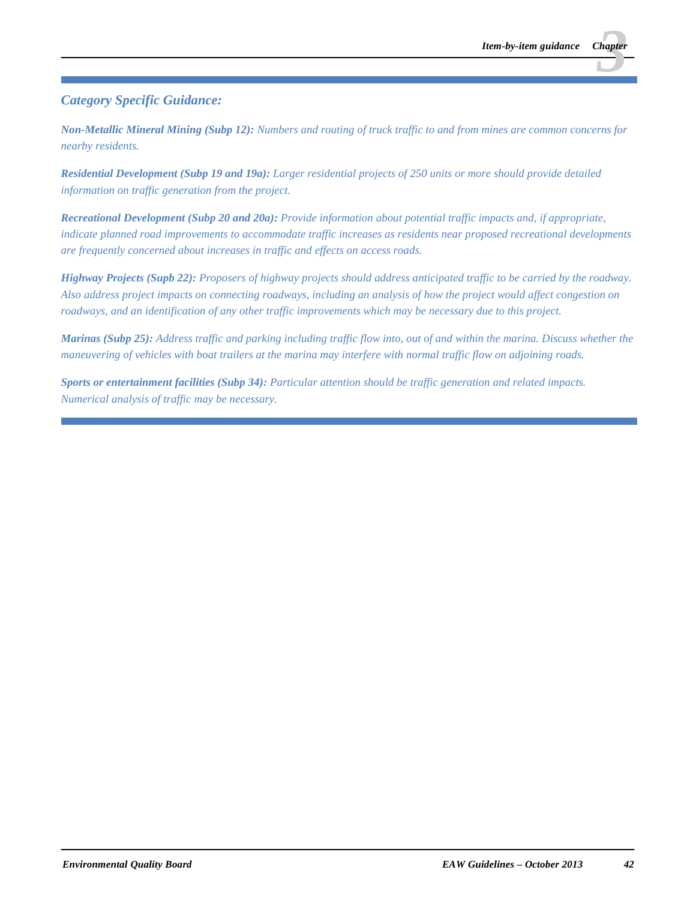### *Category Specific Guidance:*

***Non-Metallic Mineral Mining (Subp 12):*** *Numbers and routing of truck traffic to and from mines are common concerns for nearby residents.*

***Residential Development (Subp 19 and 19a):*** *Larger residential projects of 250 units or more should provide detailed information on traffic generation from the project.*

***Recreational Development (Subp 20 and 20a):*** *Provide information about potential traffic impacts and, if appropriate, indicate planned road improvements to accommodate traffic increases as residents near proposed recreational developments are frequently concerned about increases in traffic and effects on access roads.*

***Highway Projects (Supb 22):*** *Proposers of highway projects should address anticipated traffic to be carried by the roadway. Also address project impacts on connecting roadways, including an analysis of how the project would affect congestion on roadways, and an identification of any other traffic improvements which may be necessary due to this project.*

***Marinas (Subp 25):*** *Address traffic and parking including traffic flow into, out of and within the marina. Discuss whether the maneuvering of vehicles with boat trailers at the marina may interfere with normal traffic flow on adjoining roads.*

***Sports or entertainment facilities (Subp 34):*** *Particular attention should be traffic generation and related impacts. Numerical analysis of traffic may be necessary.*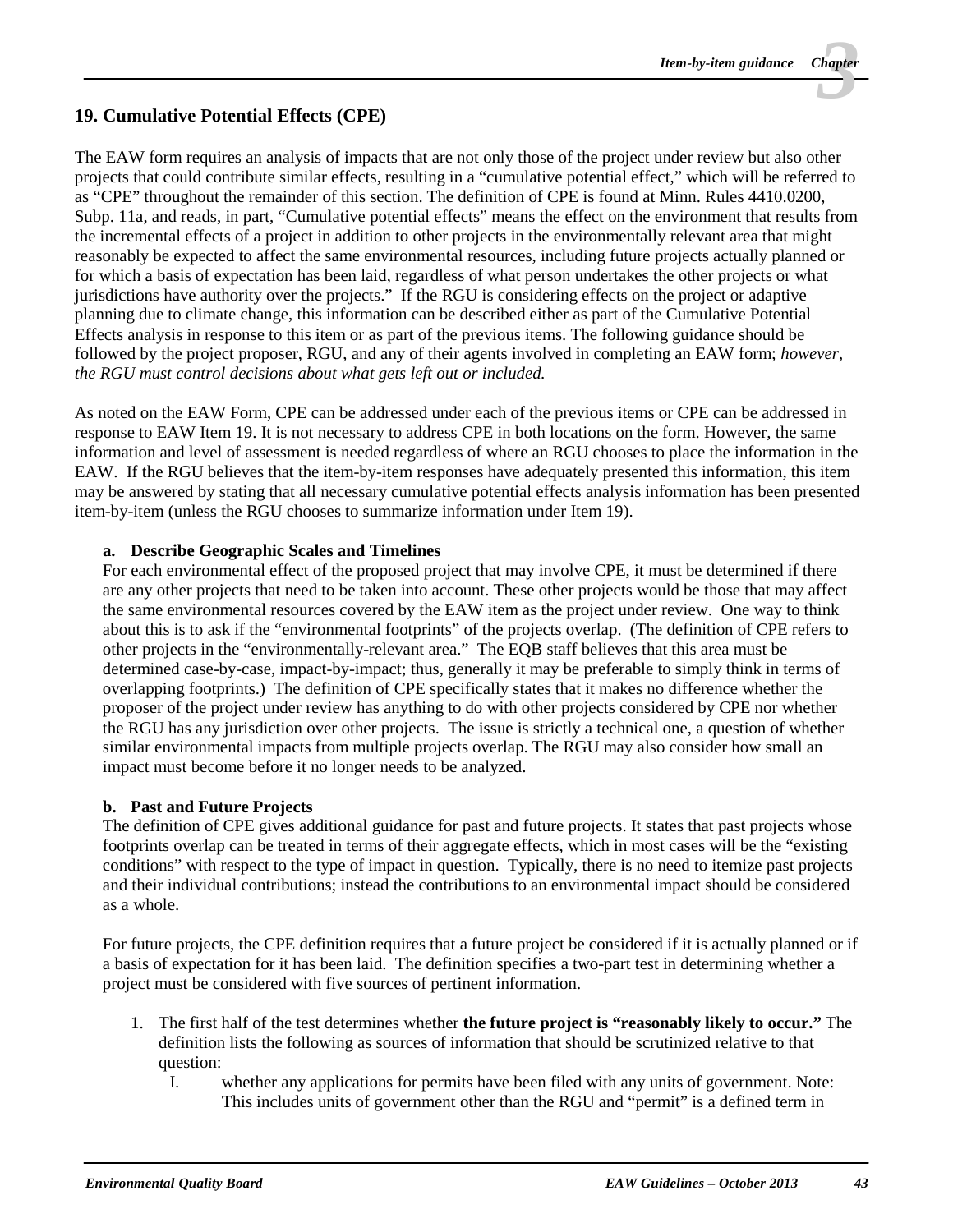## 19. Cumulative Potential Effects (CPE)

The EAW form requires an analysis of impacts that are not only those of the project under review but also other projects that could contribute similar effects, resulting in a "cumulative potential effect," which will be referred to as "CPE" throughout the remainder of this section. The definition of CPE is found at Minn. Rules 4410.0200, Subp. 11a, and reads, in part, "Cumulative potential effects" means the effect on the environment that results from the incremental effects of a project in addition to other projects in the environmentally relevant area that might reasonably be expected to affect the same environmental resources, including future projects actually planned or for which a basis of expectation has been laid, regardless of what person undertakes the other projects or what jurisdictions have authority over the projects." If the RGU is considering effects on the project or adaptive planning due to climate change, this information can be described either as part of the Cumulative Potential Effects analysis in response to this item or as part of the previous items. The following guidance should be followed by the project proposer, RGU, and any of their agents involved in completing an EAW form; *however, the RGU must control decisions about what gets left out or included.*

As noted on the EAW Form, CPE can be addressed under each of the previous items or CPE can be addressed in response to EAW Item 19. It is not necessary to address CPE in both locations on the form. However, the same information and level of assessment is needed regardless of where an RGU chooses to place the information in the EAW. If the RGU believes that the item-by-item responses have adequately presented this information, this item may be answered by stating that all necessary cumulative potential effects analysis information has been presented item-by-item (unless the RGU chooses to summarize information under Item 19).

**a. Describe Geographic Scales and Timelines**

For each environmental effect of the proposed project that may involve CPE, it must be determined if there are any other projects that need to be taken into account. These other projects would be those that may affect the same environmental resources covered by the EAW item as the project under review. One way to think about this is to ask if the "environmental footprints" of the projects overlap. (The definition of CPE refers to other projects in the "environmentally-relevant area." The EQB staff believes that this area must be determined case-by-case, impact-by-impact; thus, generally it may be preferable to simply think in terms of overlapping footprints.) The definition of CPE specifically states that it makes no difference whether the proposer of the project under review has anything to do with other projects considered by CPE nor whether the RGU has any jurisdiction over other projects. The issue is strictly a technical one, a question of whether similar environmental impacts from multiple projects overlap. The RGU may also consider how small an impact must become before it no longer needs to be analyzed.

**b. Past and Future Projects**

The definition of CPE gives additional guidance for past and future projects. It states that past projects whose footprints overlap can be treated in terms of their aggregate effects, which in most cases will be the "existing conditions" with respect to the type of impact in question. Typically, there is no need to itemize past projects and their individual contributions; instead the contributions to an environmental impact should be considered as a whole.

For future projects, the CPE definition requires that a future project be considered if it is actually planned or if a basis of expectation for it has been laid. The definition specifies a two-part test in determining whether a project must be considered with five sources of pertinent information.

1. The first half of the test determines whether **the future project is "reasonably likely to occur."** The definition lists the following as sources of information that should be scrutinized relative to that question:
   I. whether any applications for permits have been filed with any units of government. Note: This includes units of government other than the RGU and "permit" is a defined term in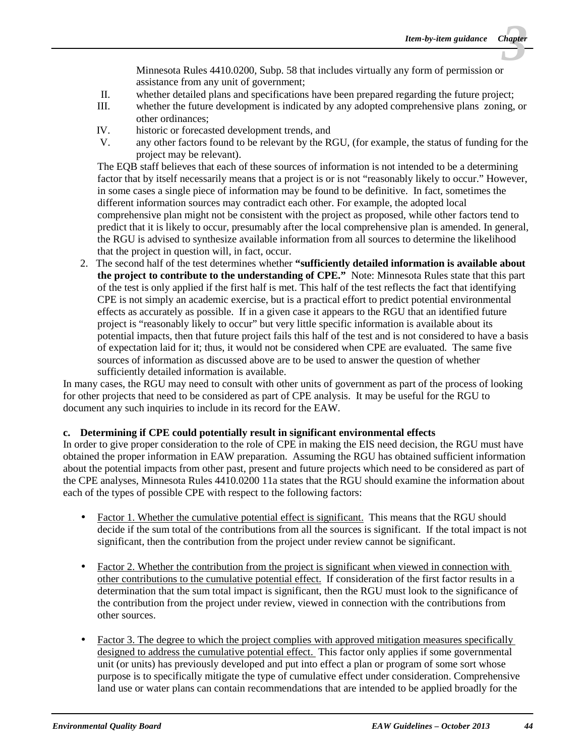Minnesota Rules 4410.0200, Subp. 58 that includes virtually any form of permission or assistance from any unit of government;

II. whether detailed plans and specifications have been prepared regarding the future project;

III. whether the future development is indicated by any adopted comprehensive plans zoning, or other ordinances;

IV. historic or forecasted development trends, and

V. any other factors found to be relevant by the RGU, (for example, the status of funding for the project may be relevant).

The EQB staff believes that each of these sources of information is not intended to be a determining factor that by itself necessarily means that a project is or is not "reasonably likely to occur." However, in some cases a single piece of information may be found to be definitive. In fact, sometimes the different information sources may contradict each other. For example, the adopted local comprehensive plan might not be consistent with the project as proposed, while other factors tend to predict that it is likely to occur, presumably after the local comprehensive plan is amended. In general, the RGU is advised to synthesize available information from all sources to determine the likelihood that the project in question will, in fact, occur.

2. The second half of the test determines whether **"sufficiently detailed information is available about the project to contribute to the understanding of CPE."** Note: Minnesota Rules state that this part of the test is only applied if the first half is met. This half of the test reflects the fact that identifying CPE is not simply an academic exercise, but is a practical effort to predict potential environmental effects as accurately as possible. If in a given case it appears to the RGU that an identified future project is "reasonably likely to occur" but very little specific information is available about its potential impacts, then that future project fails this half of the test and is not considered to have a basis of expectation laid for it; thus, it would not be considered when CPE are evaluated. The same five sources of information as discussed above are to be used to answer the question of whether sufficiently detailed information is available.

In many cases, the RGU may need to consult with other units of government as part of the process of looking for other projects that need to be considered as part of CPE analysis. It may be useful for the RGU to document any such inquiries to include in its record for the EAW.

**c. Determining if CPE could potentially result in significant environmental effects**

In order to give proper consideration to the role of CPE in making the EIS need decision, the RGU must have obtained the proper information in EAW preparation. Assuming the RGU has obtained sufficient information about the potential impacts from other past, present and future projects which need to be considered as part of the CPE analyses, Minnesota Rules 4410.0200 11a states that the RGU should examine the information about each of the types of possible CPE with respect to the following factors:

- Factor 1. Whether the cumulative potential effect is significant. This means that the RGU should decide if the sum total of the contributions from all the sources is significant. If the total impact is not significant, then the contribution from the project under review cannot be significant.

- Factor 2. Whether the contribution from the project is significant when viewed in connection with other contributions to the cumulative potential effect. If consideration of the first factor results in a determination that the sum total impact is significant, then the RGU must look to the significance of the contribution from the project under review, viewed in connection with the contributions from other sources.

- Factor 3. The degree to which the project complies with approved mitigation measures specifically designed to address the cumulative potential effect. This factor only applies if some governmental unit (or units) has previously developed and put into effect a plan or program of some sort whose purpose is to specifically mitigate the type of cumulative effect under consideration. Comprehensive land use or water plans can contain recommendations that are intended to be applied broadly for the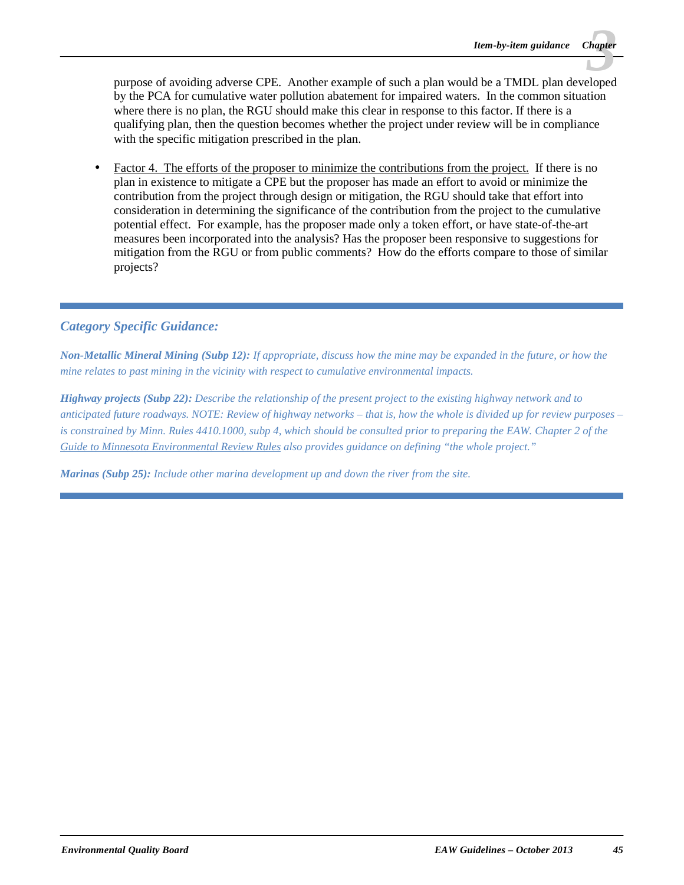purpose of avoiding adverse CPE. Another example of such a plan would be a TMDL plan developed by the PCA for cumulative water pollution abatement for impaired waters. In the common situation where there is no plan, the RGU should make this clear in response to this factor. If there is a qualifying plan, then the question becomes whether the project under review will be in compliance with the specific mitigation prescribed in the plan.

- Factor 4. The efforts of the proposer to minimize the contributions from the project. If there is no plan in existence to mitigate a CPE but the proposer has made an effort to avoid or minimize the contribution from the project through design or mitigation, the RGU should take that effort into consideration in determining the significance of the contribution from the project to the cumulative potential effect. For example, has the proposer made only a token effort, or have state-of-the-art measures been incorporated into the analysis? Has the proposer been responsive to suggestions for mitigation from the RGU or from public comments? How do the efforts compare to those of similar projects?

---

### *Category Specific Guidance:*

***Non-Metallic Mineral Mining (Subp 12):*** *If appropriate, discuss how the mine may be expanded in the future, or how the mine relates to past mining in the vicinity with respect to cumulative environmental impacts.*

***Highway projects (Subp 22):*** *Describe the relationship of the present project to the existing highway network and to anticipated future roadways. NOTE: Review of highway networks – that is, how the whole is divided up for review purposes – is constrained by Minn. Rules 4410.1000, subp 4, which should be consulted prior to preparing the EAW. Chapter 2 of the Guide to Minnesota Environmental Review Rules also provides guidance on defining "the whole project."*

***Marinas (Subp 25):*** *Include other marina development up and down the river from the site.*

---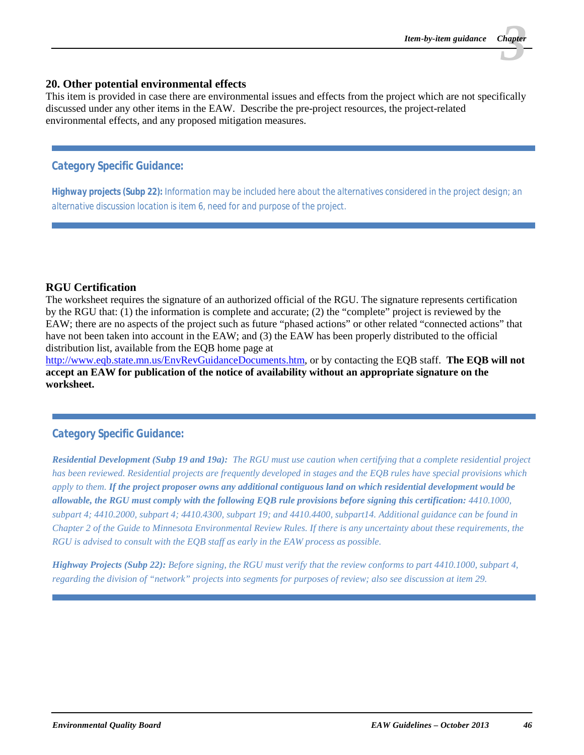## 20. Other potential environmental effects

This item is provided in case there are environmental issues and effects from the project which are not specifically discussed under any other items in the EAW. Describe the pre-project resources, the project-related environmental effects, and any proposed mitigation measures.

---

### Category Specific Guidance:

**Highway projects (Subp 22):** Information may be included here about the alternatives considered in the project design; an alternative discussion location is item 6, need for and purpose of the project.

---

## RGU Certification

The worksheet requires the signature of an authorized official of the RGU. The signature represents certification by the RGU that: (1) the information is complete and accurate; (2) the "complete" project is reviewed by the EAW; there are no aspects of the project such as future "phased actions" or other related "connected actions" that have not been taken into account in the EAW; and (3) the EAW has been properly distributed to the official distribution list, available from the EQB home page at http://www.eqb.state.mn.us/EnvRevGuidanceDocuments.htm, or by contacting the EQB staff. **The EQB will not accept an EAW for publication of the notice of availability without an appropriate signature on the worksheet.**

---

### Category Specific Guidance:

***Residential Development (Subp 19 and 19a):*** *The RGU must use caution when certifying that a complete residential project has been reviewed. Residential projects are frequently developed in stages and the EQB rules have special provisions which apply to them.* ***If the project proposer owns any additional contiguous land on which residential development would be allowable, the RGU must comply with the following EQB rule provisions before signing this certification:*** *4410.1000, subpart 4; 4410.2000, subpart 4; 4410.4300, subpart 19; and 4410.4400, subpart14. Additional guidance can be found in Chapter 2 of the Guide to Minnesota Environmental Review Rules. If there is any uncertainty about these requirements, the RGU is advised to consult with the EQB staff as early in the EAW process as possible.*

***Highway Projects (Subp 22):*** *Before signing, the RGU must verify that the review conforms to part 4410.1000, subpart 4, regarding the division of "network" projects into segments for purposes of review; also see discussion at item 29.*

---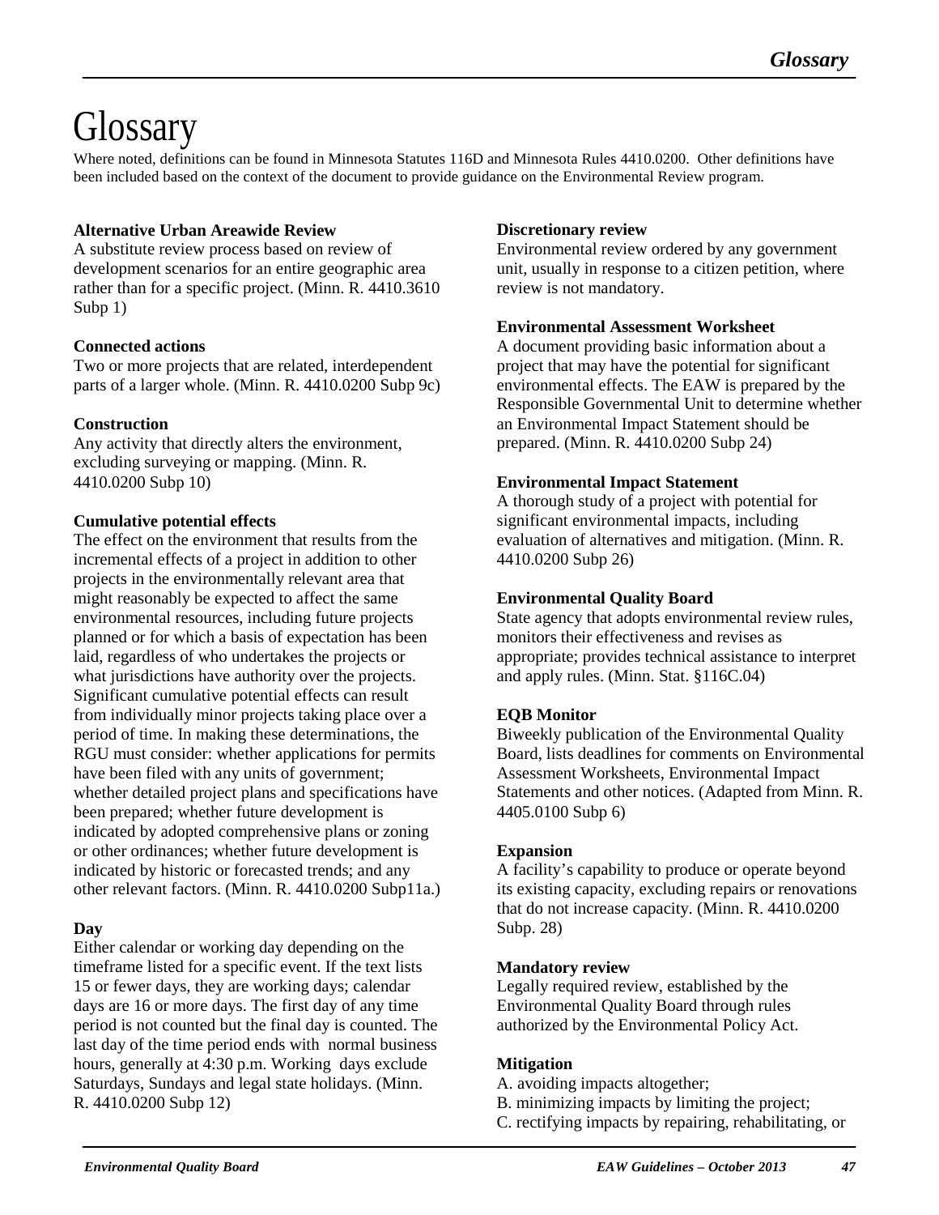# Glossary

Where noted, definitions can be found in Minnesota Statutes 116D and Minnesota Rules 4410.0200. Other definitions have been included based on the context of the document to provide guidance on the Environmental Review program.

**Alternative Urban Areawide Review**
A substitute review process based on review of development scenarios for an entire geographic area rather than for a specific project. (Minn. R. 4410.3610 Subp 1)

**Connected actions**
Two or more projects that are related, interdependent parts of a larger whole. (Minn. R. 4410.0200 Subp 9c)

**Construction**
Any activity that directly alters the environment, excluding surveying or mapping. (Minn. R. 4410.0200 Subp 10)

**Cumulative potential effects**
The effect on the environment that results from the incremental effects of a project in addition to other projects in the environmentally relevant area that might reasonably be expected to affect the same environmental resources, including future projects planned or for which a basis of expectation has been laid, regardless of who undertakes the projects or what jurisdictions have authority over the projects. Significant cumulative potential effects can result from individually minor projects taking place over a period of time. In making these determinations, the RGU must consider: whether applications for permits have been filed with any units of government; whether detailed project plans and specifications have been prepared; whether future development is indicated by adopted comprehensive plans or zoning or other ordinances; whether future development is indicated by historic or forecasted trends; and any other relevant factors. (Minn. R. 4410.0200 Subp11a.)

**Day**
Either calendar or working day depending on the timeframe listed for a specific event. If the text lists 15 or fewer days, they are working days; calendar days are 16 or more days. The first day of any time period is not counted but the final day is counted. The last day of the time period ends with normal business hours, generally at 4:30 p.m. Working days exclude Saturdays, Sundays and legal state holidays. (Minn. R. 4410.0200 Subp 12)

**Discretionary review**
Environmental review ordered by any government unit, usually in response to a citizen petition, where review is not mandatory.

**Environmental Assessment Worksheet**
A document providing basic information about a project that may have the potential for significant environmental effects. The EAW is prepared by the Responsible Governmental Unit to determine whether an Environmental Impact Statement should be prepared. (Minn. R. 4410.0200 Subp 24)

**Environmental Impact Statement**
A thorough study of a project with potential for significant environmental impacts, including evaluation of alternatives and mitigation. (Minn. R. 4410.0200 Subp 26)

**Environmental Quality Board**
State agency that adopts environmental review rules, monitors their effectiveness and revises as appropriate; provides technical assistance to interpret and apply rules. (Minn. Stat. §116C.04)

**EQB Monitor**
Biweekly publication of the Environmental Quality Board, lists deadlines for comments on Environmental Assessment Worksheets, Environmental Impact Statements and other notices. (Adapted from Minn. R. 4405.0100 Subp 6)

**Expansion**
A facility's capability to produce or operate beyond its existing capacity, excluding repairs or renovations that do not increase capacity. (Minn. R. 4410.0200 Subp. 28)

**Mandatory review**
Legally required review, established by the Environmental Quality Board through rules authorized by the Environmental Policy Act.

**Mitigation**
A. avoiding impacts altogether;
B. minimizing impacts by limiting the project;
C. rectifying impacts by repairing, rehabilitating, or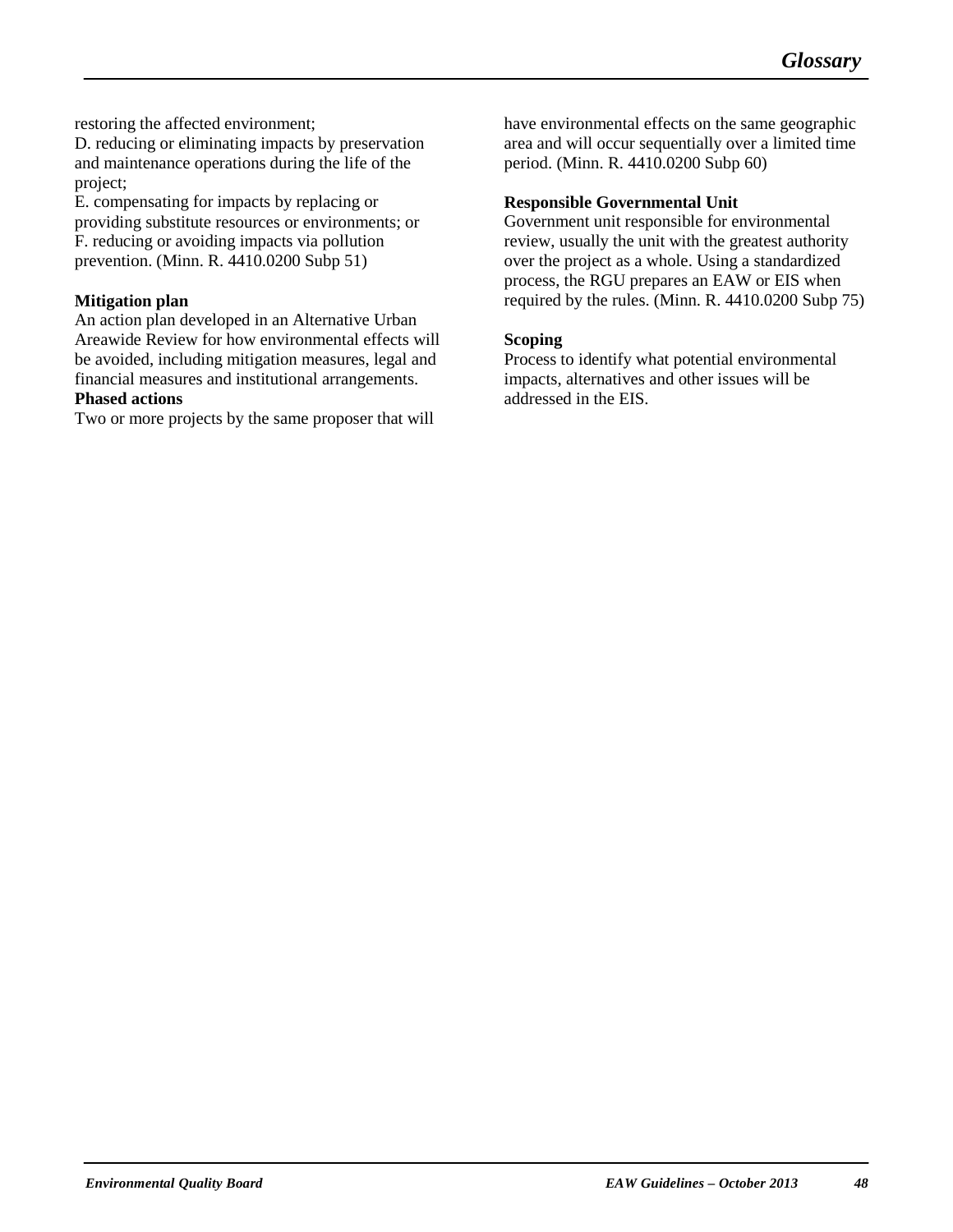restoring the affected environment;
D. reducing or eliminating impacts by preservation and maintenance operations during the life of the project;
E. compensating for impacts by replacing or providing substitute resources or environments; or
F. reducing or avoiding impacts via pollution prevention. (Minn. R. 4410.0200 Subp 51)

**Mitigation plan**
An action plan developed in an Alternative Urban Areawide Review for how environmental effects will be avoided, including mitigation measures, legal and financial measures and institutional arrangements.

**Phased actions**
Two or more projects by the same proposer that will have environmental effects on the same geographic area and will occur sequentially over a limited time period. (Minn. R. 4410.0200 Subp 60)

**Responsible Governmental Unit**
Government unit responsible for environmental review, usually the unit with the greatest authority over the project as a whole. Using a standardized process, the RGU prepares an EAW or EIS when required by the rules. (Minn. R. 4410.0200 Subp 75)

**Scoping**
Process to identify what potential environmental impacts, alternatives and other issues will be addressed in the EIS.